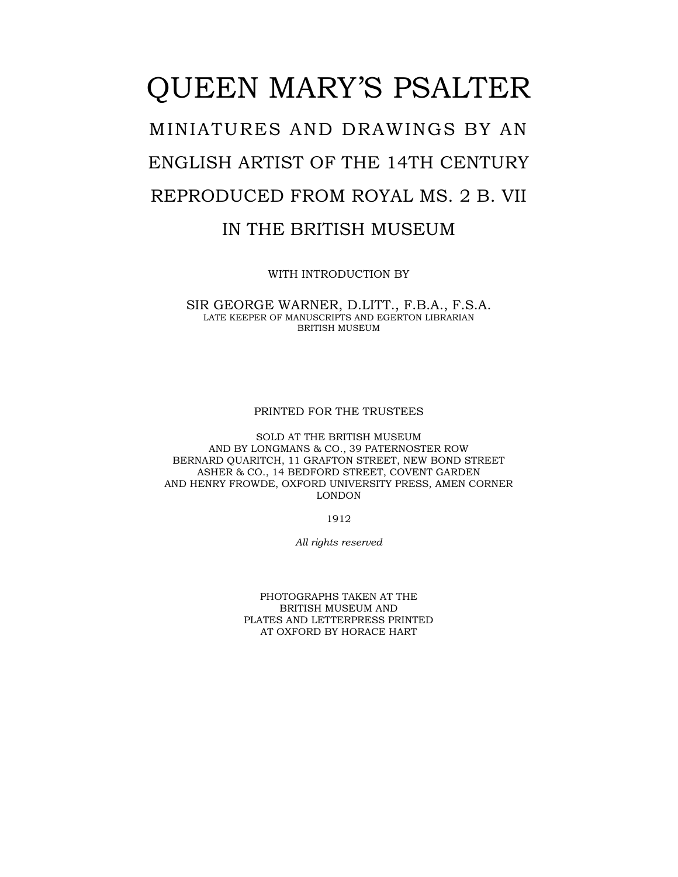# QUEEN MARY'S PSALTER

## MINIATURES AND DRAWINGS BY AN ENGLISH ARTIST OF THE 14TH CENTURY REPRODUCED FROM ROYAL MS. 2 B. VII IN THE BRITISH MUSEUM

WITH INTRODUCTION BY

SIR GEORGE WARNER, D.LITT., F.B.A., F.S.A.
LATE KEEPER OF MANUSCRIPTS AND EGERTON LIBRARIAN
BRITISH MUSEUM

PRINTED FOR THE TRUSTEES

SOLD AT THE BRITISH MUSEUM
AND BY LONGMANS & CO., 39 PATERNOSTER ROW
BERNARD QUARITCH, 11 GRAFTON STREET, NEW BOND STREET
ASHER & CO., 14 BEDFORD STREET, COVENT GARDEN
AND HENRY FROWDE, OXFORD UNIVERSITY PRESS, AMEN CORNER
LONDON

1912

*All rights reserved*

PHOTOGRAPHS TAKEN AT THE
BRITISH MUSEUM AND
PLATES AND LETTERPRESS PRINTED
AT OXFORD BY HORACE HART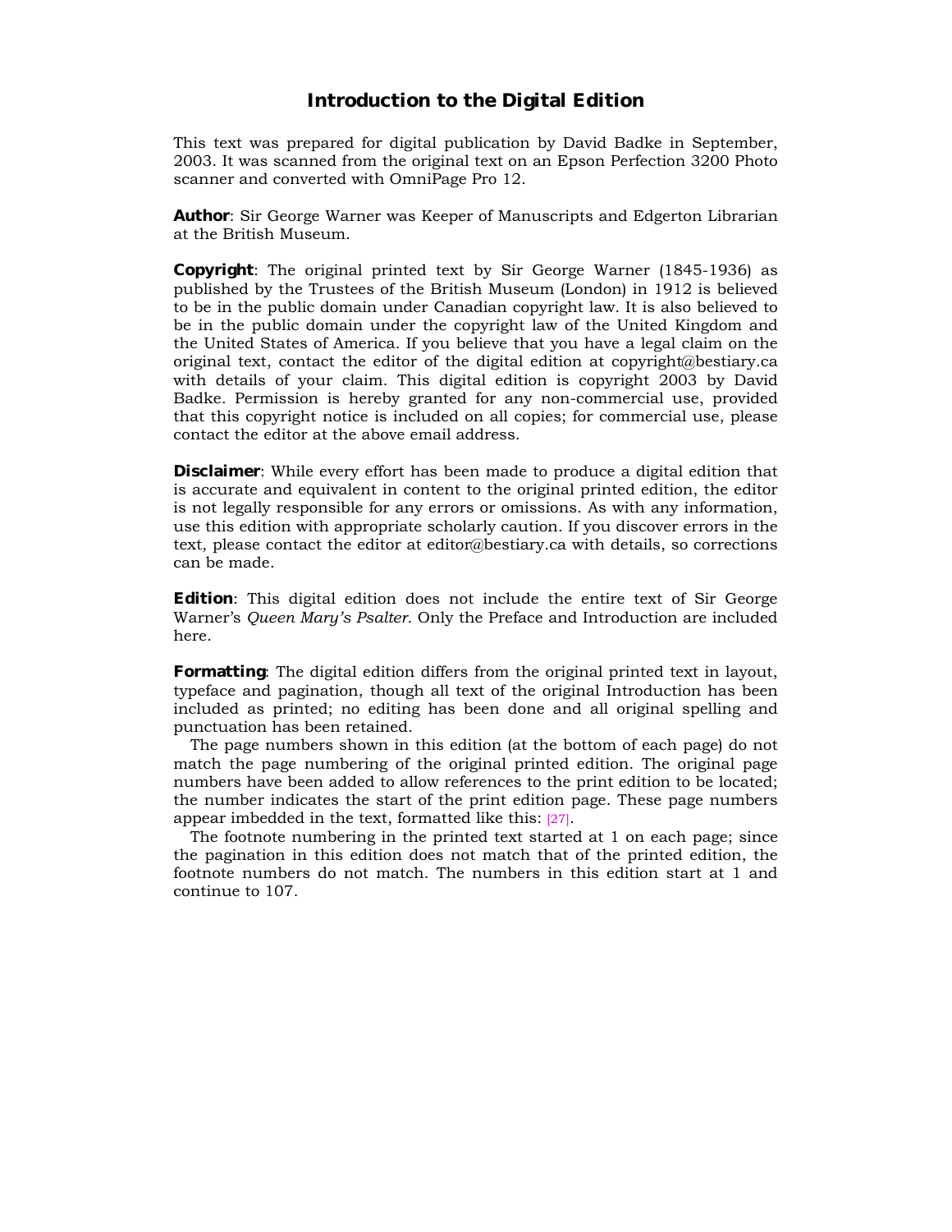# Introduction to the Digital Edition

This text was prepared for digital publication by David Badke in September, 2003. It was scanned from the original text on an Epson Perfection 3200 Photo scanner and converted with OmniPage Pro 12.

**Author**: Sir George Warner was Keeper of Manuscripts and Edgerton Librarian at the British Museum.

**Copyright**: The original printed text by Sir George Warner (1845-1936) as published by the Trustees of the British Museum (London) in 1912 is believed to be in the public domain under Canadian copyright law. It is also believed to be in the public domain under the copyright law of the United Kingdom and the United States of America. If you believe that you have a legal claim on the original text, contact the editor of the digital edition at copyright@bestiary.ca with details of your claim. This digital edition is copyright 2003 by David Badke. Permission is hereby granted for any non-commercial use, provided that this copyright notice is included on all copies; for commercial use, please contact the editor at the above email address.

**Disclaimer**: While every effort has been made to produce a digital edition that is accurate and equivalent in content to the original printed edition, the editor is not legally responsible for any errors or omissions. As with any information, use this edition with appropriate scholarly caution. If you discover errors in the text, please contact the editor at editor@bestiary.ca with details, so corrections can be made.

**Edition**: This digital edition does not include the entire text of Sir George Warner's *Queen Mary's Psalter*. Only the Preface and Introduction are included here.

**Formatting**: The digital edition differs from the original printed text in layout, typeface and pagination, though all text of the original Introduction has been included as printed; no editing has been done and all original spelling and punctuation has been retained.

The page numbers shown in this edition (at the bottom of each page) do not match the page numbering of the original printed edition. The original page numbers have been added to allow references to the print edition to be located; the number indicates the start of the print edition page. These page numbers appear imbedded in the text, formatted like this: [27].

The footnote numbering in the printed text started at 1 on each page; since the pagination in this edition does not match that of the printed edition, the footnote numbers do not match. The numbers in this edition start at 1 and continue to 107.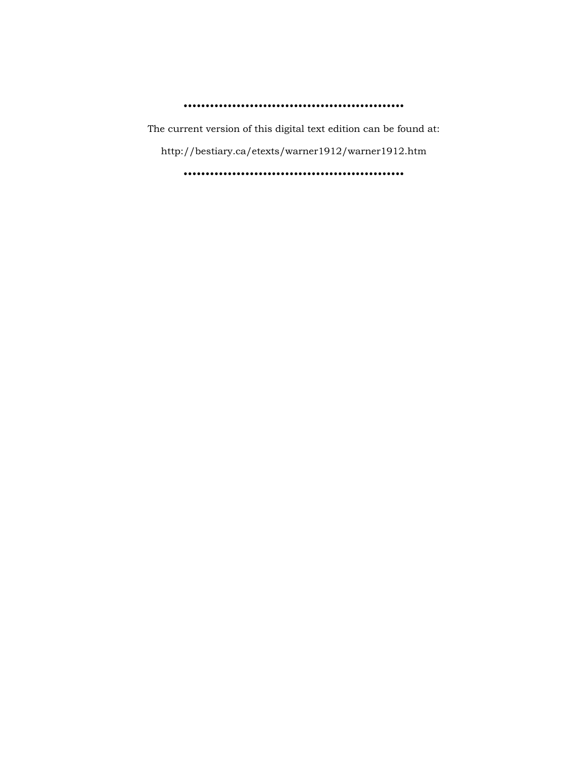••••••••••••••••••••••••••••••••••••••••••••••••

The current version of this digital text edition can be found at:

http://bestiary.ca/etexts/warner1912/warner1912.htm

••••••••••••••••••••••••••••••••••••••••••••••••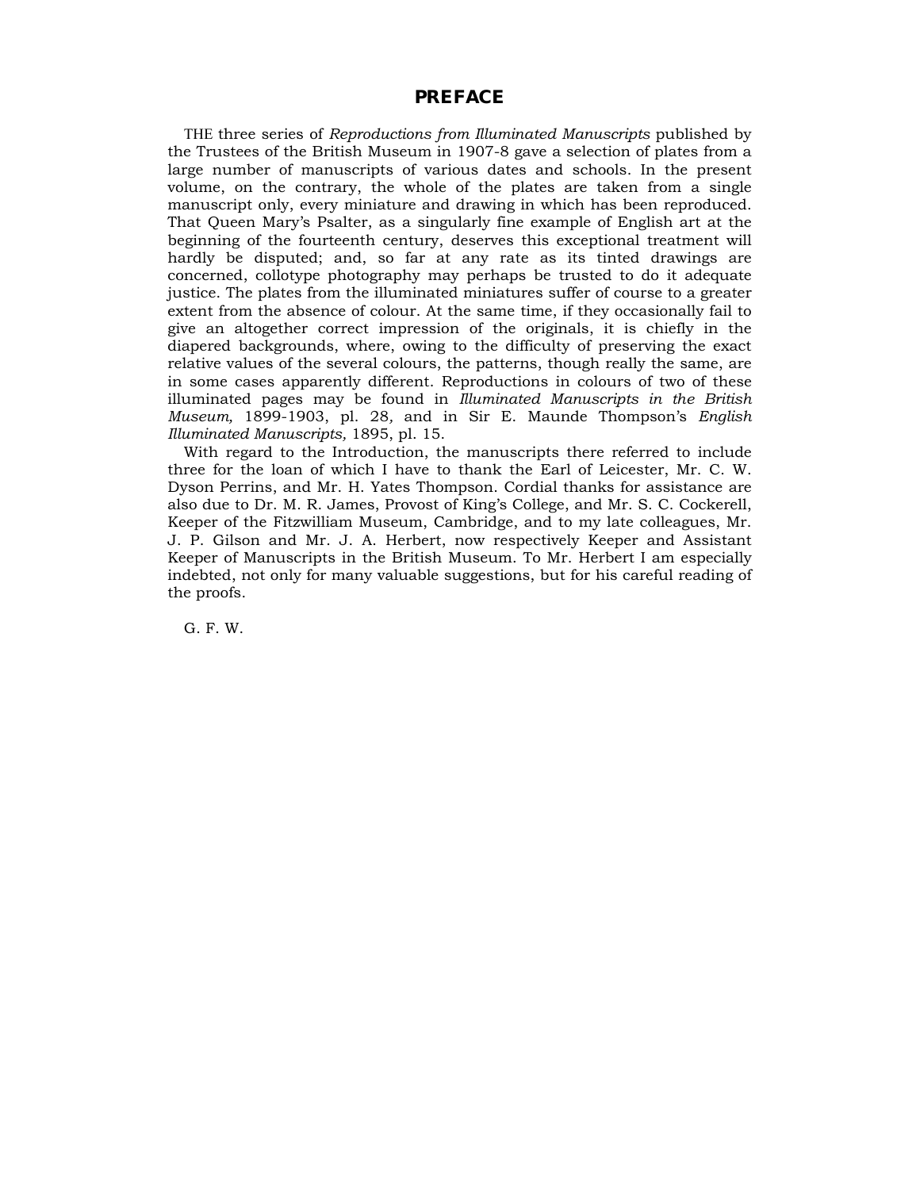# PREFACE

THE three series of *Reproductions from Illuminated Manuscripts* published by the Trustees of the British Museum in 1907-8 gave a selection of plates from a large number of manuscripts of various dates and schools. In the present volume, on the contrary, the whole of the plates are taken from a single manuscript only, every miniature and drawing in which has been reproduced. That Queen Mary's Psalter, as a singularly fine example of English art at the beginning of the fourteenth century, deserves this exceptional treatment will hardly be disputed; and, so far at any rate as its tinted drawings are concerned, collotype photography may perhaps be trusted to do it adequate justice. The plates from the illuminated miniatures suffer of course to a greater extent from the absence of colour. At the same time, if they occasionally fail to give an altogether correct impression of the originals, it is chiefly in the diapered backgrounds, where, owing to the difficulty of preserving the exact relative values of the several colours, the patterns, though really the same, are in some cases apparently different. Reproductions in colours of two of these illuminated pages may be found in *Illuminated Manuscripts in the British Museum,* 1899-1903, pl. 28*,* and in Sir E. Maunde Thompson's *English Illuminated Manuscripts,* 1895, pl. 15.

With regard to the Introduction, the manuscripts there referred to include three for the loan of which I have to thank the Earl of Leicester, Mr. C. W. Dyson Perrins, and Mr. H. Yates Thompson. Cordial thanks for assistance are also due to Dr. M. R. James, Provost of King's College, and Mr. S. C. Cockerell, Keeper of the Fitzwilliam Museum, Cambridge, and to my late colleagues, Mr. J. P. Gilson and Mr. J. A. Herbert, now respectively Keeper and Assistant Keeper of Manuscripts in the British Museum. To Mr. Herbert I am especially indebted, not only for many valuable suggestions, but for his careful reading of the proofs.

G. F. W.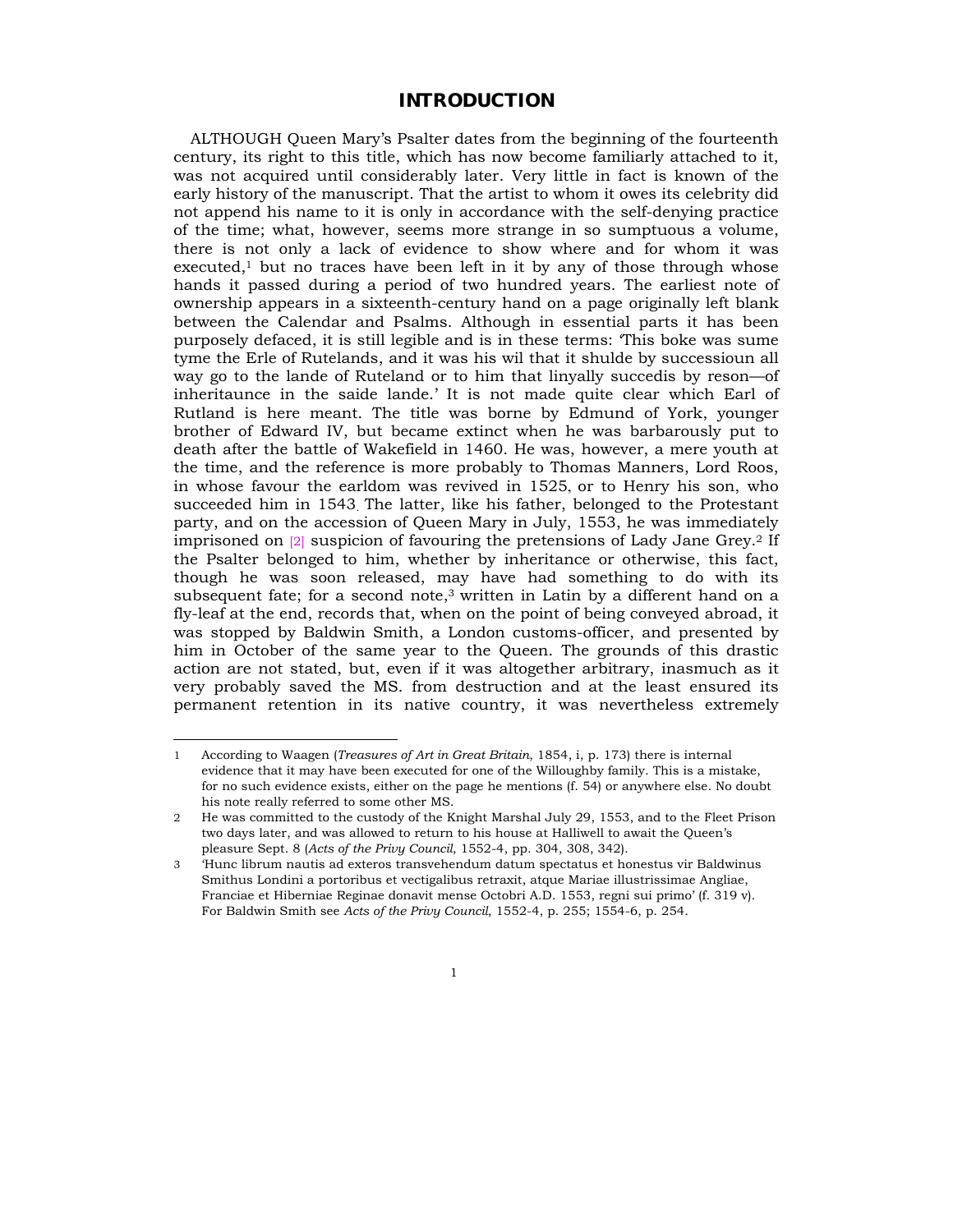# INTRODUCTION

ALTHOUGH Queen Mary's Psalter dates from the beginning of the fourteenth century, its right to this title, which has now become familiarly attached to it, was not acquired until considerably later. Very little in fact is known of the early history of the manuscript. That the artist to whom it owes its celebrity did not append his name to it is only in accordance with the self-denying practice of the time; what, however, seems more strange in so sumptuous a volume, there is not only a lack of evidence to show where and for whom it was executed,[1] but no traces have been left in it by any of those through whose hands it passed during a period of two hundred years. The earliest note of ownership appears in a sixteenth-century hand on a page originally left blank between the Calendar and Psalms. Although in essential parts it has been purposely defaced, it is still legible and is in these terms: 'This boke was sume tyme the Erle of Rutelands, and it was his wil that it shulde by successioun all way go to the lande of Ruteland or to him that linyally succedis by reson—of inheritaunce in the saide lande.' It is not made quite clear which Earl of Rutland is here meant. The title was borne by Edmund of York, younger brother of Edward IV, but became extinct when he was barbarously put to death after the battle of Wakefield in 1460. He was, however, a mere youth at the time, and the reference is more probably to Thomas Manners, Lord Roos, in whose favour the earldom was revived in 1525, or to Henry his son, who succeeded him in 1543. The latter, like his father, belonged to the Protestant party, and on the accession of Queen Mary in July, 1553, he was immediately imprisoned on [2] suspicion of favouring the pretensions of Lady Jane Grey.[2] If the Psalter belonged to him, whether by inheritance or otherwise, this fact, though he was soon released, may have had something to do with its subsequent fate; for a second note,[3] written in Latin by a different hand on a fly-leaf at the end, records that, when on the point of being conveyed abroad, it was stopped by Baldwin Smith, a London customs-officer, and presented by him in October of the same year to the Queen. The grounds of this drastic action are not stated, but, even if it was altogether arbitrary, inasmuch as it very probably saved the MS. from destruction and at the least ensured its permanent retention in its native country, it was nevertheless extremely

---

1. According to Waagen (*Treasures of Art in Great Britain*, 1854, i, p. 173) there is internal evidence that it may have been executed for one of the Willoughby family. This is a mistake, for no such evidence exists, either on the page he mentions (f. 54) or anywhere else. No doubt his note really referred to some other MS.

2. He was committed to the custody of the Knight Marshal July 29, 1553, and to the Fleet Prison two days later, and was allowed to return to his house at Halliwell to await the Queen's pleasure Sept. 8 (*Acts of the Privy Council*, 1552-4, pp. 304, 308, 342).

3. 'Hunc librum nautis ad exteros transvehendum datum spectatus et honestus vir Baldwinus Smithus Londini a portoribus et vectigalibus retraxit, atque Mariae illustrissimae Angliae, Franciae et Hiberniae Reginae donavit mense Octobri A.D. 1553, regni sui primo' (f. 319 v). For Baldwin Smith see *Acts of the Privy Council*, 1552-4, p. 255; 1554-6, p. 254.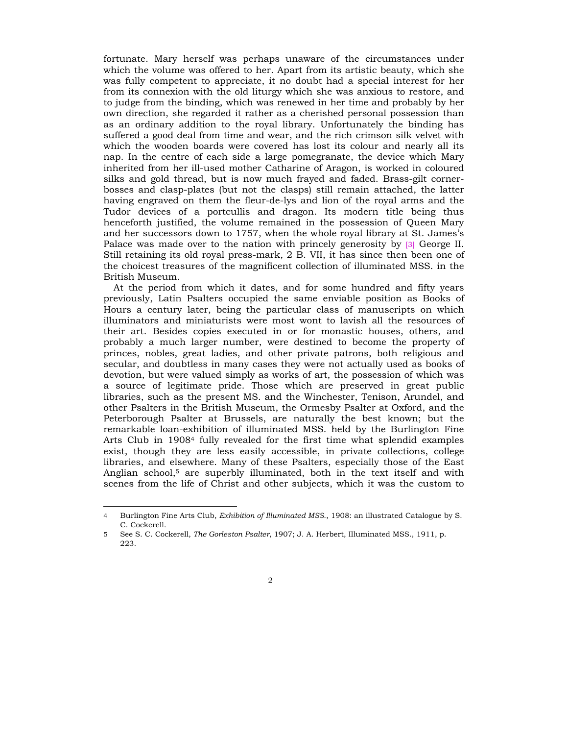fortunate. Mary herself was perhaps unaware of the circumstances under which the volume was offered to her. Apart from its artistic beauty, which she was fully competent to appreciate, it no doubt had a special interest for her from its connexion with the old liturgy which she was anxious to restore, and to judge from the binding, which was renewed in her time and probably by her own direction, she regarded it rather as a cherished personal possession than as an ordinary addition to the royal library. Unfortunately the binding has suffered a good deal from time and wear, and the rich crimson silk velvet with which the wooden boards were covered has lost its colour and nearly all its nap. In the centre of each side a large pomegranate, the device which Mary inherited from her ill-used mother Catharine of Aragon, is worked in coloured silks and gold thread, but is now much frayed and faded. Brass-gilt corner-bosses and clasp-plates (but not the clasps) still remain attached, the latter having engraved on them the fleur-de-lys and lion of the royal arms and the Tudor devices of a portcullis and dragon. Its modern title being thus henceforth justified, the volume remained in the possession of Queen Mary and her successors down to 1757, when the whole royal library at St. James's Palace was made over to the nation with princely generosity by [3] George II. Still retaining its old royal press-mark, 2 B. VII, it has since then been one of the choicest treasures of the magnificent collection of illuminated MSS. in the British Museum.

At the period from which it dates, and for some hundred and fifty years previously, Latin Psalters occupied the same enviable position as Books of Hours a century later, being the particular class of manuscripts on which illuminators and miniaturists were most wont to lavish all the resources of their art. Besides copies executed in or for monastic houses, others, and probably a much larger number, were destined to become the property of princes, nobles, great ladies, and other private patrons, both religious and secular, and doubtless in many cases they were not actually used as books of devotion, but were valued simply as works of art, the possession of which was a source of legitimate pride. Those which are preserved in great public libraries, such as the present MS. and the Winchester, Tenison, Arundel, and other Psalters in the British Museum, the Ormesby Psalter at Oxford, and the Peterborough Psalter at Brussels, are naturally the best known; but the remarkable loan-exhibition of illuminated MSS. held by the Burlington Fine Arts Club in 1908[4] fully revealed for the first time what splendid examples exist, though they are less easily accessible, in private collections, college libraries, and elsewhere. Many of these Psalters, especially those of the East Anglian school,[5] are superbly illuminated, both in the text itself and with scenes from the life of Christ and other subjects, which it was the custom to

---

4 Burlington Fine Arts Club, *Exhibition of Illuminated MSS.*, 1908: an illustrated Catalogue by S. C. Cockerell.

5 See S. C. Cockerell, *The Gorleston Psalter*, 1907; J. A. Herbert, Illuminated MSS., 1911, p. 223.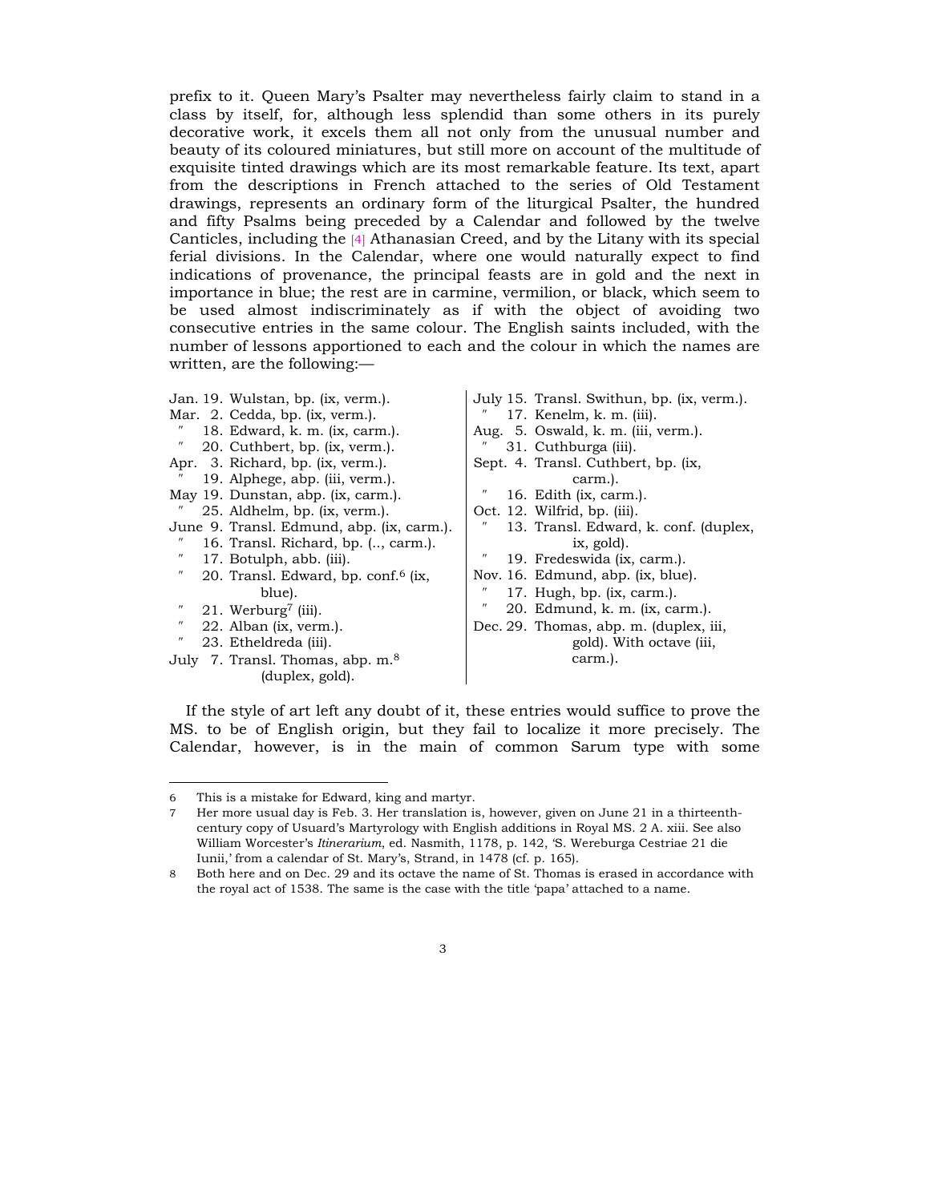prefix to it. Queen Mary's Psalter may nevertheless fairly claim to stand in a class by itself, for, although less splendid than some others in its purely decorative work, it excels them all not only from the unusual number and beauty of its coloured miniatures, but still more on account of the multitude of exquisite tinted drawings which are its most remarkable feature. Its text, apart from the descriptions in French attached to the series of Old Testament drawings, represents an ordinary form of the liturgical Psalter, the hundred and fifty Psalms being preceded by a Calendar and followed by the twelve Canticles, including the [4] Athanasian Creed, and by the Litany with its special ferial divisions. In the Calendar, where one would naturally expect to find indications of provenance, the principal feasts are in gold and the next in importance in blue; the rest are in carmine, vermilion, or black, which seem to be used almost indiscriminately as if with the object of avoiding two consecutive entries in the same colour. The English saints included, with the number of lessons apportioned to each and the colour in which the names are written, are the following:—

Jan. 19. Wulstan, bp. (ix, verm.).
Mar. 2. Cedda, bp. (ix, verm.).
″ 18. Edward, k. m. (ix, carm.).
″ 20. Cuthbert, bp. (ix, verm.).
Apr. 3. Richard, bp. (ix, verm.).
″ 19. Alphege, abp. (iii, verm.).
May 19. Dunstan, abp. (ix, carm.).
″ 25. Aldhelm, bp. (ix, verm.).
June 9. Transl. Edmund, abp. (ix, carm.).
″ 16. Transl. Richard, bp. (.., carm.).
″ 17. Botulph, abb. (iii).
″ 20. Transl. Edward, bp. conf.[6] (ix, blue).
″ 21. Werburg[7] (iii).
″ 22. Alban (ix, verm.).
″ 23. Etheldreda (iii).
July 7. Transl. Thomas, abp. m.[8] (duplex, gold).
July 15. Transl. Swithun, bp. (ix, verm.).
″ 17. Kenelm, k. m. (iii).
Aug. 5. Oswald, k. m. (iii, verm.).
″ 31. Cuthburga (iii).
Sept. 4. Transl. Cuthbert, bp. (ix, carm.).
″ 16. Edith (ix, carm.).
Oct. 12. Wilfrid, bp. (iii).
″ 13. Transl. Edward, k. conf. (duplex, ix, gold).
″ 19. Fredeswida (ix, carm.).
Nov. 16. Edmund, abp. (ix, blue).
″ 17. Hugh, bp. (ix, carm.).
″ 20. Edmund, k. m. (ix, carm.).
Dec. 29. Thomas, abp. m. (duplex, iii, gold). With octave (iii, carm.).

If the style of art left any doubt of it, these entries would suffice to prove the MS. to be of English origin, but they fail to localize it more precisely. The Calendar, however, is in the main of common Sarum type with some

---

6 This is a mistake for Edward, king and martyr.

7 Her more usual day is Feb. 3. Her translation is, however, given on June 21 in a thirteenth-century copy of Usuard's Martyrology with English additions in Royal MS. 2 A. xiii. See also William Worcester's *Itinerarium*, ed. Nasmith, 1178, p. 142, 'S. Wereburga Cestriae 21 die Iunii,' from a calendar of St. Mary's, Strand, in 1478 (cf. p. 165).

8 Both here and on Dec. 29 and its octave the name of St. Thomas is erased in accordance with the royal act of 1538. The same is the case with the title 'papa' attached to a name.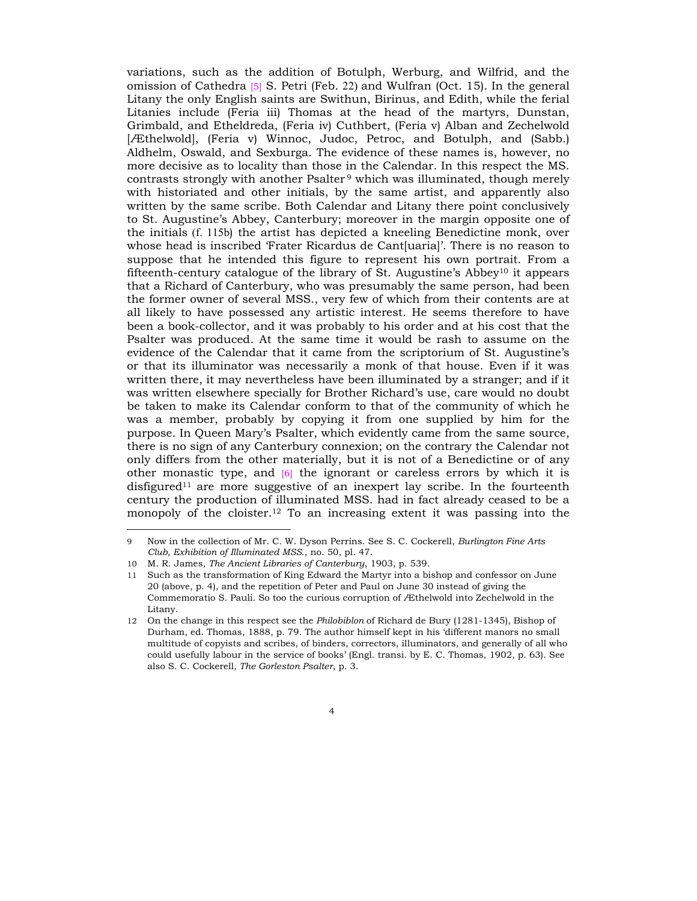variations, such as the addition of Botulph, Werburg, and Wilfrid, and the omission of Cathedra [5] S. Petri (Feb. 22) and Wulfran (Oct. 15). In the general Litany the only English saints are Swithun, Birinus, and Edith, while the ferial Litanies include (Feria iii) Thomas at the head of the martyrs, Dunstan, Grimbald, and Etheldreda, (Feria iv) Cuthbert, (Feria v) Alban and Zechelwold [Æthelwold], (Feria v) Winnoc, Judoc, Petroc, and Botulph, and (Sabb.) Aldhelm, Oswald, and Sexburga. The evidence of these names is, however, no more decisive as to locality than those in the Calendar. In this respect the MS. contrasts strongly with another Psalter[9] which was illuminated, though merely with historiated and other initials, by the same artist, and apparently also written by the same scribe. Both Calendar and Litany there point conclusively to St. Augustine's Abbey, Canterbury; moreover in the margin opposite one of the initials (f. 115b) the artist has depicted a kneeling Benedictine monk, over whose head is inscribed 'Frater Ricardus de Cant[uaria]'. There is no reason to suppose that he intended this figure to represent his own portrait. From a fifteenth-century catalogue of the library of St. Augustine's Abbey[10] it appears that a Richard of Canterbury, who was presumably the same person, had been the former owner of several MSS., very few of which from their contents are at all likely to have possessed any artistic interest. He seems therefore to have been a book-collector, and it was probably to his order and at his cost that the Psalter was produced. At the same time it would be rash to assume on the evidence of the Calendar that it came from the scriptorium of St. Augustine's or that its illuminator was necessarily a monk of that house. Even if it was written there, it may nevertheless have been illuminated by a stranger; and if it was written elsewhere specially for Brother Richard's use, care would no doubt be taken to make its Calendar conform to that of the community of which he was a member, probably by copying it from one supplied by him for the purpose. In Queen Mary's Psalter, which evidently came from the same source, there is no sign of any Canterbury connexion; on the contrary the Calendar not only differs from the other materially, but it is not of a Benedictine or of any other monastic type, and [6] the ignorant or careless errors by which it is disfigured[11] are more suggestive of an inexpert lay scribe. In the fourteenth century the production of illuminated MSS. had in fact already ceased to be a monopoly of the cloister.[12] To an increasing extent it was passing into the

---

9 Now in the collection of Mr. C. W. Dyson Perrins. See S. C. Cockerell, *Burlington Fine Arts Club, Exhibition of Illuminated MSS.*, no. 50, pl. 47.

10 M. R. James, *The Ancient Libraries of Canterbury*, 1903, p. 539.

11 Such as the transformation of King Edward the Martyr into a bishop and confessor on June 20 (above, p. 4), and the repetition of Peter and Paul on June 30 instead of giving the Commemoratio S. Pauli. So too the curious corruption of Æthelwold into Zechelwold in the Litany.

12 On the change in this respect see the *Philobiblon* of Richard de Bury (1281-1345), Bishop of Durham, ed. Thomas, 1888, p. 79. The author himself kept in his 'different manors no small multitude of copyists and scribes, of binders, correctors, illuminators, and generally of all who could usefully labour in the service of books' (Engl. transl. by E. C. Thomas, 1902, p. 63). See also S. C. Cockerell, *The Gorleston Psalter*, p. 3.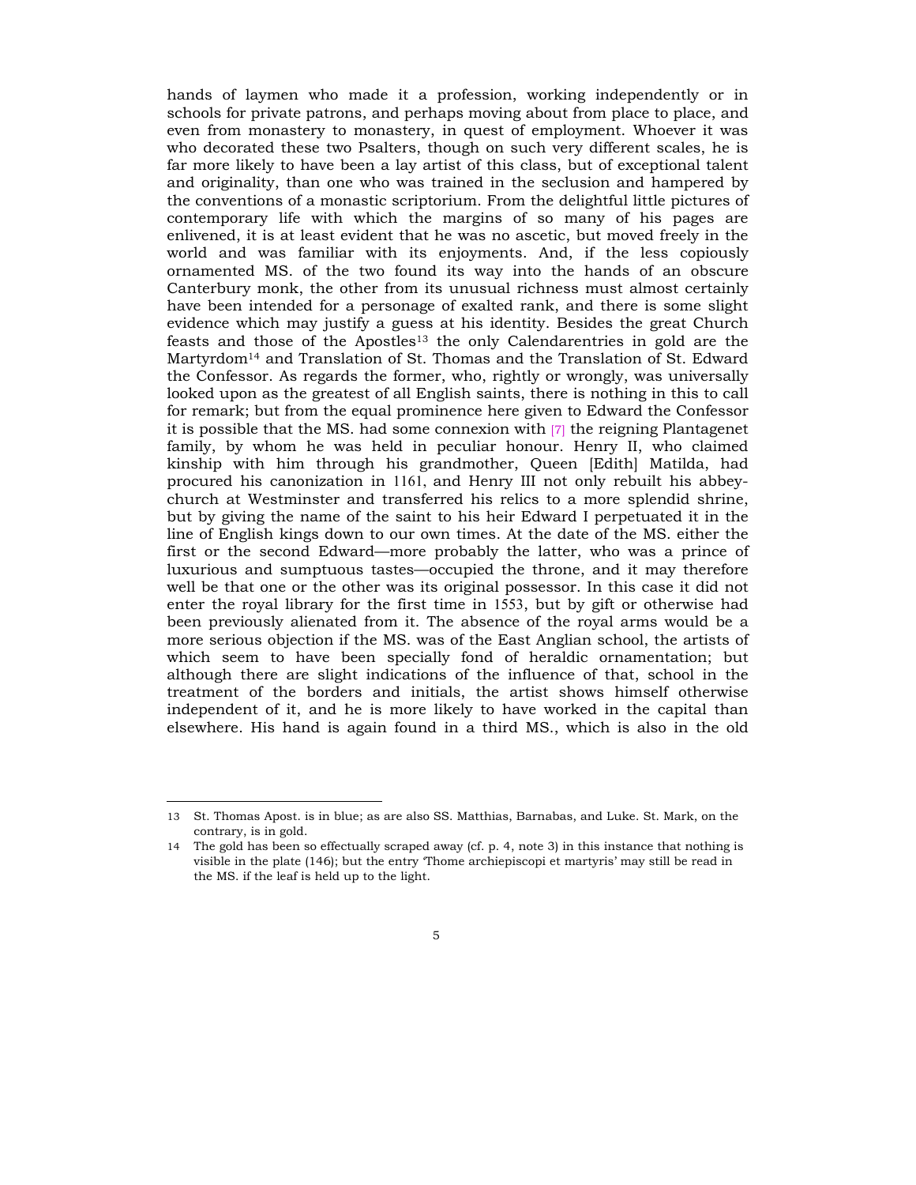hands of laymen who made it a profession, working independently or in schools for private patrons, and perhaps moving about from place to place, and even from monastery to monastery, in quest of employment. Whoever it was who decorated these two Psalters, though on such very different scales, he is far more likely to have been a lay artist of this class, but of exceptional talent and originality, than one who was trained in the seclusion and hampered by the conventions of a monastic scriptorium. From the delightful little pictures of contemporary life with which the margins of so many of his pages are enlivened, it is at least evident that he was no ascetic, but moved freely in the world and was familiar with its enjoyments. And, if the less copiously ornamented MS. of the two found its way into the hands of an obscure Canterbury monk, the other from its unusual richness must almost certainly have been intended for a personage of exalted rank, and there is some slight evidence which may justify a guess at his identity. Besides the great Church feasts and those of the Apostles[13] the only Calendarentries in gold are the Martyrdom[14] and Translation of St. Thomas and the Translation of St. Edward the Confessor. As regards the former, who, rightly or wrongly, was universally looked upon as the greatest of all English saints, there is nothing in this to call for remark; but from the equal prominence here given to Edward the Confessor it is possible that the MS. had some connexion with [7] the reigning Plantagenet family, by whom he was held in peculiar honour. Henry II, who claimed kinship with him through his grandmother, Queen [Edith] Matilda, had procured his canonization in 1161, and Henry III not only rebuilt his abbey-church at Westminster and transferred his relics to a more splendid shrine, but by giving the name of the saint to his heir Edward I perpetuated it in the line of English kings down to our own times. At the date of the MS. either the first or the second Edward—more probably the latter, who was a prince of luxurious and sumptuous tastes—occupied the throne, and it may therefore well be that one or the other was its original possessor. In this case it did not enter the royal library for the first time in 1553, but by gift or otherwise had been previously alienated from it. The absence of the royal arms would be a more serious objection if the MS. was of the East Anglian school, the artists of which seem to have been specially fond of heraldic ornamentation; but although there are slight indications of the influence of that, school in the treatment of the borders and initials, the artist shows himself otherwise independent of it, and he is more likely to have worked in the capital than elsewhere. His hand is again found in a third MS., which is also in the old

---

13 St. Thomas Apost. is in blue; as are also SS. Matthias, Barnabas, and Luke. St. Mark, on the contrary, is in gold.

14 The gold has been so effectually scraped away (cf. p. 4, note 3) in this instance that nothing is visible in the plate (146); but the entry 'Thome archiepiscopi et martyris' may still be read in the MS. if the leaf is held up to the light.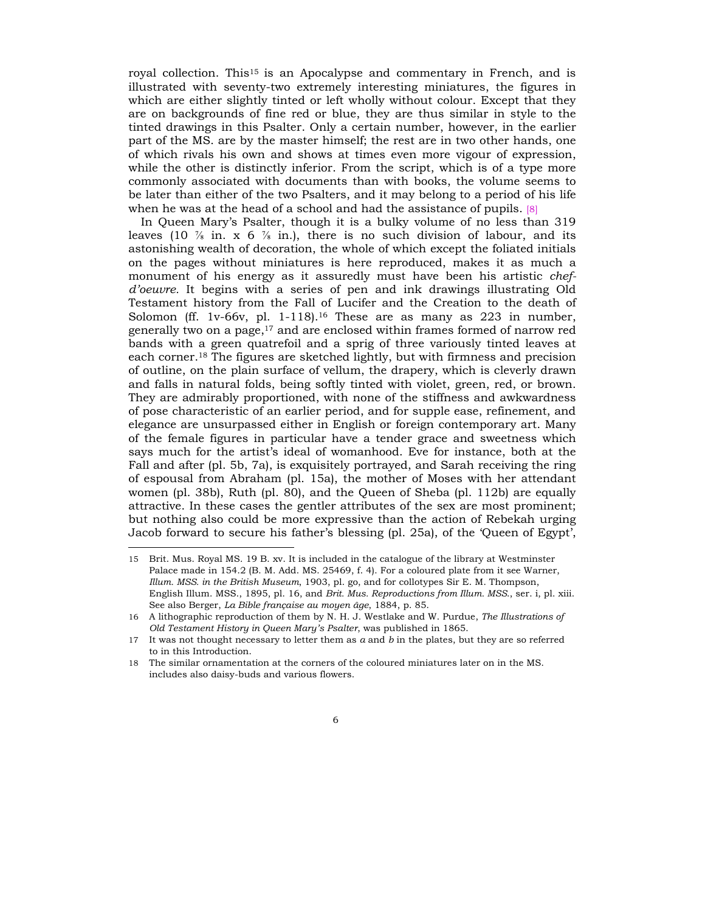royal collection. This[15] is an Apocalypse and commentary in French, and is illustrated with seventy-two extremely interesting miniatures, the figures in which are either slightly tinted or left wholly without colour. Except that they are on backgrounds of fine red or blue, they are thus similar in style to the tinted drawings in this Psalter. Only a certain number, however, in the earlier part of the MS. are by the master himself; the rest are in two other hands, one of which rivals his own and shows at times even more vigour of expression, while the other is distinctly inferior. From the script, which is of a type more commonly associated with documents than with books, the volume seems to be later than either of the two Psalters, and it may belong to a period of his life when he was at the head of a school and had the assistance of pupils. [8]

In Queen Mary's Psalter, though it is a bulky volume of no less than 319 leaves (10 ⅞ in. x 6 ⅞ in.), there is no such division of labour, and its astonishing wealth of decoration, the whole of which except the foliated initials on the pages without miniatures is here reproduced, makes it as much a monument of his energy as it assuredly must have been his artistic *chef-d'oeuvre*. It begins with a series of pen and ink drawings illustrating Old Testament history from the Fall of Lucifer and the Creation to the death of Solomon (ff. 1v-66v, pl. 1-118).[16] These are as many as 223 in number, generally two on a page,[17] and are enclosed within frames formed of narrow red bands with a green quatrefoil and a sprig of three variously tinted leaves at each corner.[18] The figures are sketched lightly, but with firmness and precision of outline, on the plain surface of vellum, the drapery, which is cleverly drawn and falls in natural folds, being softly tinted with violet, green, red, or brown. They are admirably proportioned, with none of the stiffness and awkwardness of pose characteristic of an earlier period, and for supple ease, refinement, and elegance are unsurpassed either in English or foreign contemporary art. Many of the female figures in particular have a tender grace and sweetness which says much for the artist's ideal of womanhood. Eve for instance, both at the Fall and after (pl. 5b, 7a), is exquisitely portrayed, and Sarah receiving the ring of espousal from Abraham (pl. 15a), the mother of Moses with her attendant women (pl. 38b), Ruth (pl. 80), and the Queen of Sheba (pl. 112b) are equally attractive. In these cases the gentler attributes of the sex are most prominent; but nothing also could be more expressive than the action of Rebekah urging Jacob forward to secure his father's blessing (pl. 25a), of the 'Queen of Egypt',

---

15 Brit. Mus. Royal MS. 19 B. xv. It is included in the catalogue of the library at Westminster Palace made in 154.2 (B. M. Add. MS. 25469, f. 4). For a coloured plate from it see Warner, *Illum. MSS. in the British Museum*, 1903, pl. go, and for collotypes Sir E. M. Thompson, English Illum. MSS., 1895, pl. 16, and *Brit. Mus. Reproductions from Illum. MSS.*, ser. i, pl. xiii. See also Berger, *La Bible française au moyen âge*, 1884, p. 85.

16 A lithographic reproduction of them by N. H. J. Westlake and W. Purdue, *The Illustrations of Old Testament History in Queen Mary's Psalter*, was published in 1865.

17 It was not thought necessary to letter them as *a* and *b* in the plates, but they are so referred to in this Introduction.

18 The similar ornamentation at the corners of the coloured miniatures later on in the MS. includes also daisy-buds and various flowers.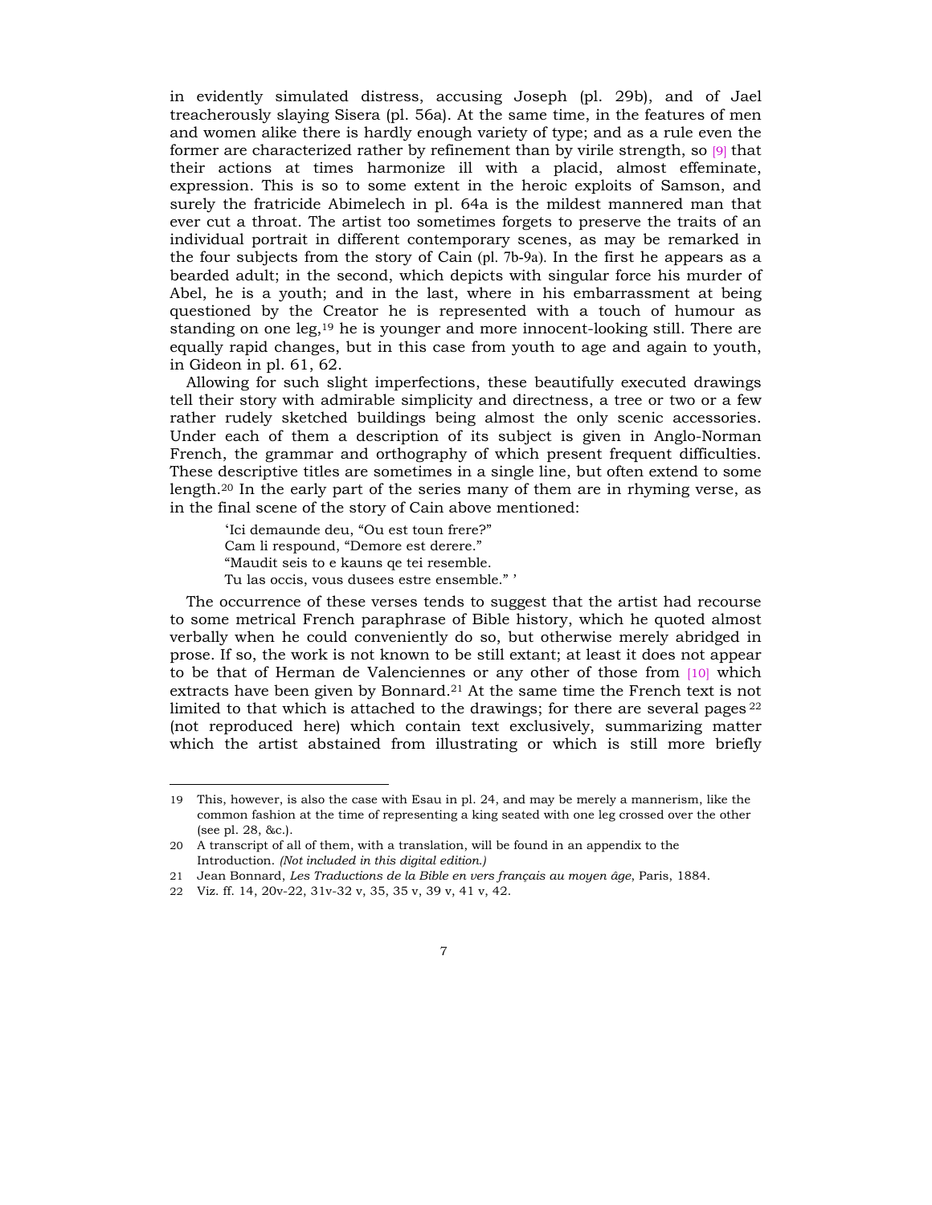in evidently simulated distress, accusing Joseph (pl. 29b), and of Jael treacherously slaying Sisera (pl. 56a). At the same time, in the features of men and women alike there is hardly enough variety of type; and as a rule even the former are characterized rather by refinement than by virile strength, so [9] that their actions at times harmonize ill with a placid, almost effeminate, expression. This is so to some extent in the heroic exploits of Samson, and surely the fratricide Abimelech in pl. 64a is the mildest mannered man that ever cut a throat. The artist too sometimes forgets to preserve the traits of an individual portrait in different contemporary scenes, as may be remarked in the four subjects from the story of Cain (pl. 7b-9a). In the first he appears as a bearded adult; in the second, which depicts with singular force his murder of Abel, he is a youth; and in the last, where in his embarrassment at being questioned by the Creator he is represented with a touch of humour as standing on one leg,[19] he is younger and more innocent-looking still. There are equally rapid changes, but in this case from youth to age and again to youth, in Gideon in pl. 61, 62.

Allowing for such slight imperfections, these beautifully executed drawings tell their story with admirable simplicity and directness, a tree or two or a few rather rudely sketched buildings being almost the only scenic accessories. Under each of them a description of its subject is given in Anglo-Norman French, the grammar and orthography of which present frequent difficulties. These descriptive titles are sometimes in a single line, but often extend to some length.[20] In the early part of the series many of them are in rhyming verse, as in the final scene of the story of Cain above mentioned:

> 'Ici demaunde deu, "Ou est toun frere?"
> Cam li respound, "Demore est derere."
> "Maudit seis to e kauns qe tei resemble.
> Tu las occis, vous dusees estre ensemble." '

The occurrence of these verses tends to suggest that the artist had recourse to some metrical French paraphrase of Bible history, which he quoted almost verbally when he could conveniently do so, but otherwise merely abridged in prose. If so, the work is not known to be still extant; at least it does not appear to be that of Herman de Valenciennes or any other of those from [10] which extracts have been given by Bonnard.[21] At the same time the French text is not limited to that which is attached to the drawings; for there are several pages[22] (not reproduced here) which contain text exclusively, summarizing matter which the artist abstained from illustrating or which is still more briefly

---

19 This, however, is also the case with Esau in pl. 24, and may be merely a mannerism, like the common fashion at the time of representing a king seated with one leg crossed over the other (see pl. 28, &c.).

20 A transcript of all of them, with a translation, will be found in an appendix to the Introduction. *(Not included in this digital edition.)*

21 Jean Bonnard, *Les Traductions de la Bible en vers français au moyen âge*, Paris, 1884.

22 Viz. ff. 14, 20v-22, 31v-32 v, 35, 35 v, 39 v, 41 v, 42.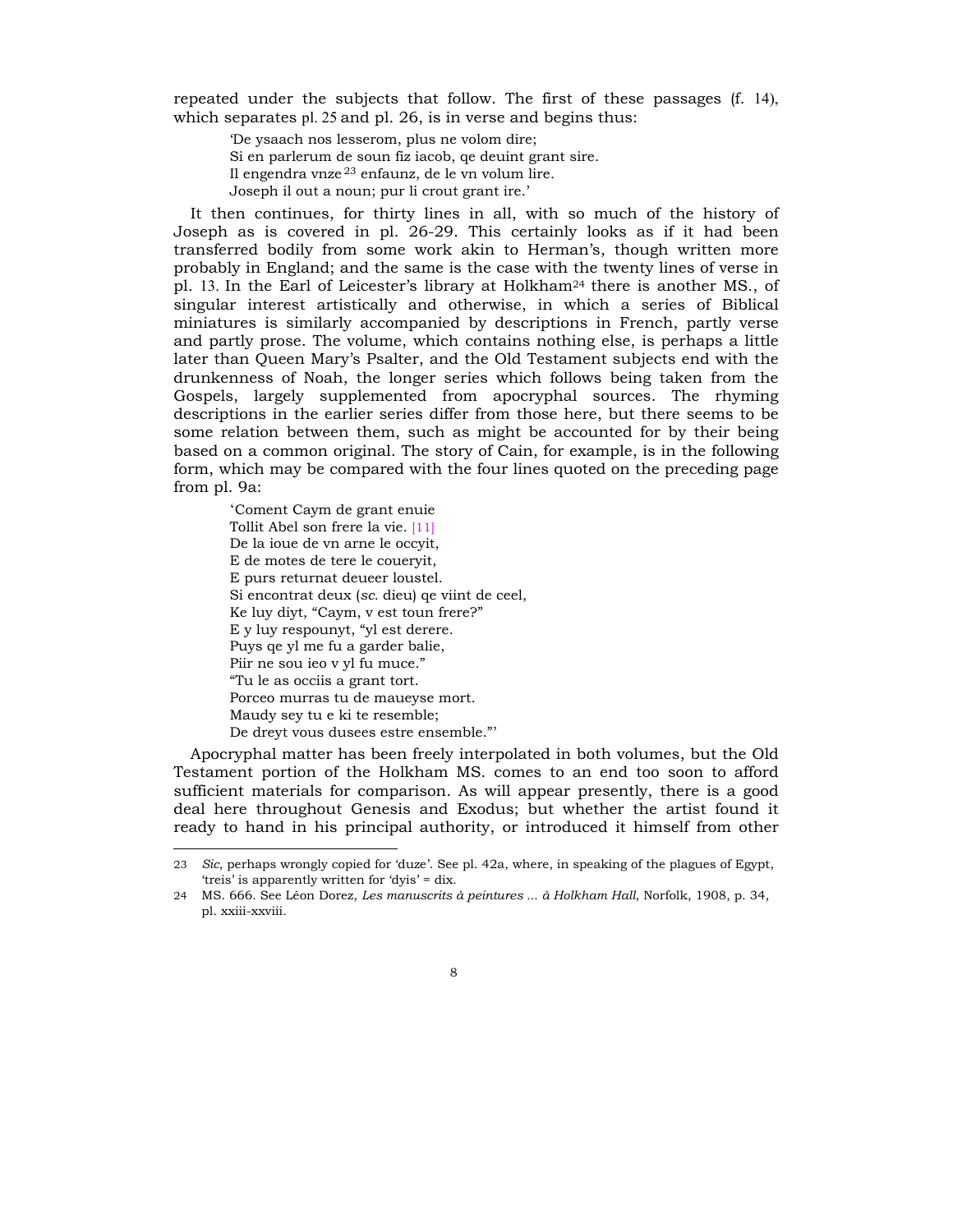repeated under the subjects that follow. The first of these passages (f. 14), which separates pl. 25 and pl. 26, is in verse and begins thus:

> 'De ysaach nos lesserom, plus ne volom dire;
> Si en parlerum de soun fiz iacob, qe deuint grant sire.
> Il engendra vnze[23] enfaunz, de le vn volum lire.
> Joseph il out a noun; pur li crout grant ire.'

It then continues, for thirty lines in all, with so much of the history of Joseph as is covered in pl. 26-29. This certainly looks as if it had been transferred bodily from some work akin to Herman's, though written more probably in England; and the same is the case with the twenty lines of verse in pl. 13. In the Earl of Leicester's library at Holkham[24] there is another MS., of singular interest artistically and otherwise, in which a series of Biblical miniatures is similarly accompanied by descriptions in French, partly verse and partly prose. The volume, which contains nothing else, is perhaps a little later than Queen Mary's Psalter, and the Old Testament subjects end with the drunkenness of Noah, the longer series which follows being taken from the Gospels, largely supplemented from apocryphal sources. The rhyming descriptions in the earlier series differ from those here, but there seems to be some relation between them, such as might be accounted for by their being based on a common original. The story of Cain, for example, is in the following form, which may be compared with the four lines quoted on the preceding page from pl. 9a:

> 'Coment Caym de grant enuie
> Tollit Abel son frere la vie. [11]
> De la ioue de vn arne le occyit,
> E de motes de tere le coueryit,
> E purs returnat deueer loustel.
> Si encontrat deux (*sc.* dieu) qe viint de ceel,
> Ke luy diyt, "Caym, v est toun frere?"
> E y luy respounyt, "yl est derere.
> Puys qe yl me fu a garder balie,
> Piir ne sou ieo v yl fu muce."
> "Tu le as occiis a grant tort.
> Porceo murras tu de maueyse mort.
> Maudy sey tu e ki te resemble;
> De dreyt vous dusees estre ensemble."'

Apocryphal matter has been freely interpolated in both volumes, but the Old Testament portion of the Holkham MS. comes to an end too soon to afford sufficient materials for comparison. As will appear presently, there is a good deal here throughout Genesis and Exodus; but whether the artist found it ready to hand in his principal authority, or introduced it himself from other

---

23 *Sic*, perhaps wrongly copied for 'duze'. See pl. 42a, where, in speaking of the plagues of Egypt, 'treis' is apparently written for 'dyis' = dix.

24 MS. 666. See Léon Dorez, *Les manuscrits à peintures ... à Holkham Hall*, Norfolk, 1908, p. 34, pl. xxiii-xxviii.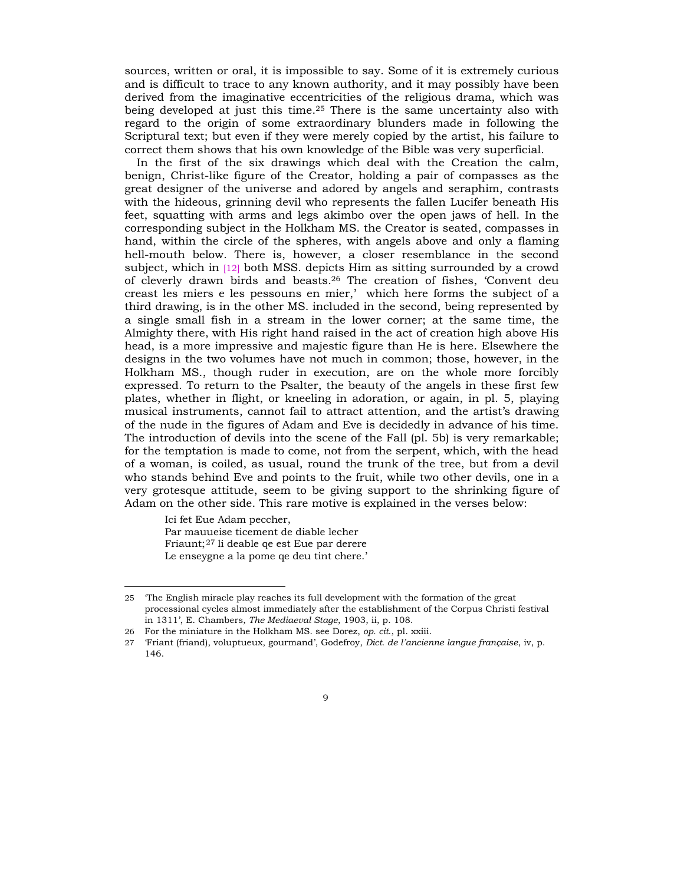sources, written or oral, it is impossible to say. Some of it is extremely curious and is difficult to trace to any known authority, and it may possibly have been derived from the imaginative eccentricities of the religious drama, which was being developed at just this time.[25] There is the same uncertainty also with regard to the origin of some extraordinary blunders made in following the Scriptural text; but even if they were merely copied by the artist, his failure to correct them shows that his own knowledge of the Bible was very superficial.

In the first of the six drawings which deal with the Creation the calm, benign, Christ-like figure of the Creator, holding a pair of compasses as the great designer of the universe and adored by angels and seraphim, contrasts with the hideous, grinning devil who represents the fallen Lucifer beneath His feet, squatting with arms and legs akimbo over the open jaws of hell. In the corresponding subject in the Holkham MS. the Creator is seated, compasses in hand, within the circle of the spheres, with angels above and only a flaming hell-mouth below. There is, however, a closer resemblance in the second subject, which in [12] both MSS. depicts Him as sitting surrounded by a crowd of cleverly drawn birds and beasts.[26] The creation of fishes, 'Convent deu creast les miers e les pessouns en mier,' which here forms the subject of a third drawing, is in the other MS. included in the second, being represented by a single small fish in a stream in the lower corner; at the same time, the Almighty there, with His right hand raised in the act of creation high above His head, is a more impressive and majestic figure than He is here. Elsewhere the designs in the two volumes have not much in common; those, however, in the Holkham MS., though ruder in execution, are on the whole more forcibly expressed. To return to the Psalter, the beauty of the angels in these first few plates, whether in flight, or kneeling in adoration, or again, in pl. 5, playing musical instruments, cannot fail to attract attention, and the artist's drawing of the nude in the figures of Adam and Eve is decidedly in advance of his time. The introduction of devils into the scene of the Fall (pl. 5b) is very remarkable; for the temptation is made to come, not from the serpent, which, with the head of a woman, is coiled, as usual, round the trunk of the tree, but from a devil who stands behind Eve and points to the fruit, while two other devils, one in a very grotesque attitude, seem to be giving support to the shrinking figure of Adam on the other side. This rare motive is explained in the verses below:

> Ici fet Eue Adam peccher,
> Par mauueise ticement de diable lecher
> Friaunt;[27] li deable qe est Eue par derere
> Le enseygne a la pome qe deu tint chere.'

---

25 'The English miracle play reaches its full development with the formation of the great processional cycles almost immediately after the establishment of the Corpus Christi festival in 1311', E. Chambers, *The Mediaeval Stage*, 1903, ii, p. 108.

26 For the miniature in the Holkham MS. see Dorez, *op. cit.*, pl. xxiii.

27 'Friant (friand), voluptueux, gourmand', Godefroy, *Dict. de l'ancienne langue française*, iv, p. 146.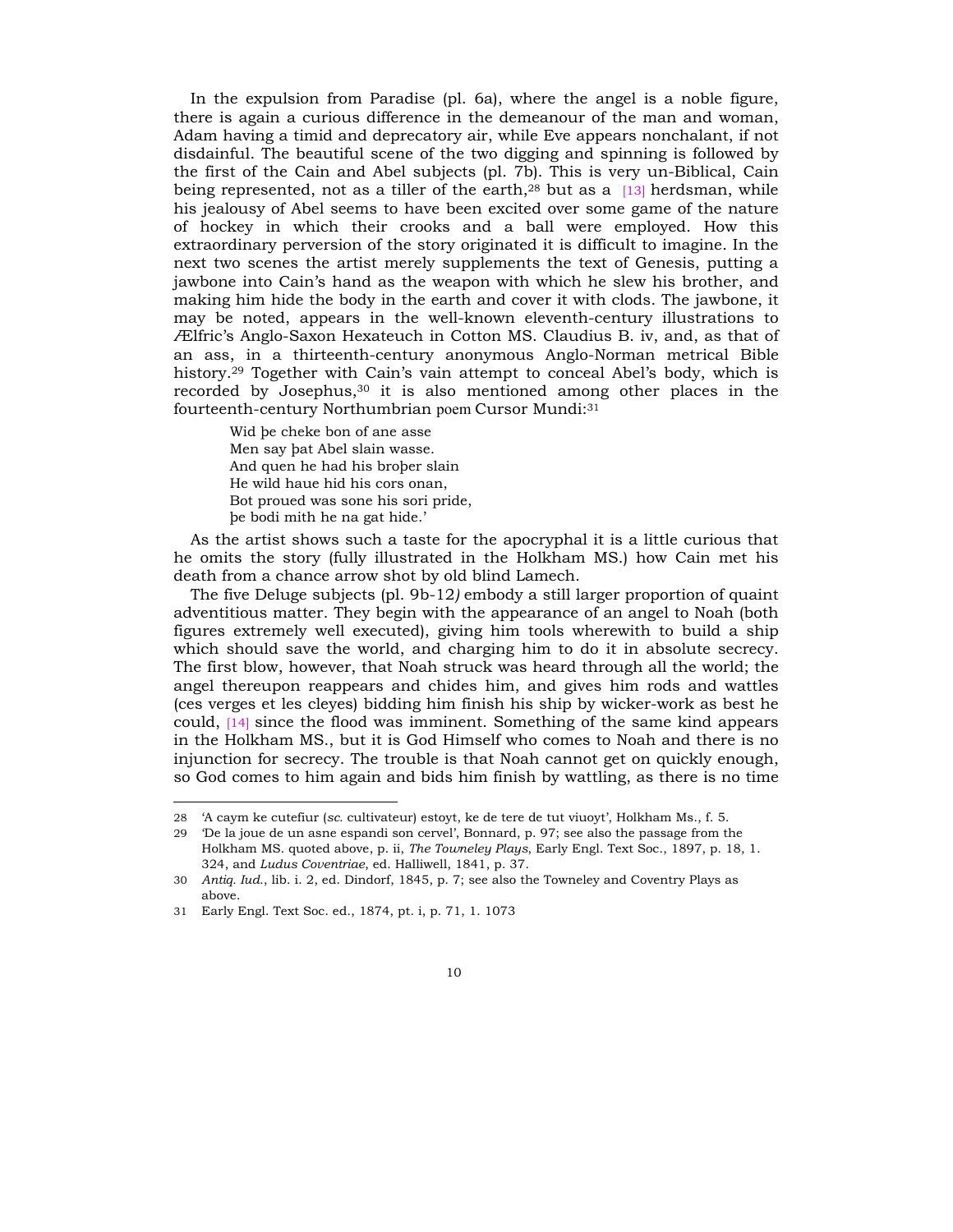In the expulsion from Paradise (pl. 6a), where the angel is a noble figure, there is again a curious difference in the demeanour of the man and woman, Adam having a timid and deprecatory air, while Eve appears nonchalant, if not disdainful. The beautiful scene of the two digging and spinning is followed by the first of the Cain and Abel subjects (pl. 7b). This is very un-Biblical, Cain being represented, not as a tiller of the earth,[28] but as a [13] herdsman, while his jealousy of Abel seems to have been excited over some game of the nature of hockey in which their crooks and a ball were employed. How this extraordinary perversion of the story originated it is difficult to imagine. In the next two scenes the artist merely supplements the text of Genesis, putting a jawbone into Cain's hand as the weapon with which he slew his brother, and making him hide the body in the earth and cover it with clods. The jawbone, it may be noted, appears in the well-known eleventh-century illustrations to Ælfric's Anglo-Saxon Hexateuch in Cotton MS. Claudius B. iv, and, as that of an ass, in a thirteenth-century anonymous Anglo-Norman metrical Bible history.[29] Together with Cain's vain attempt to conceal Abel's body, which is recorded by Josephus,[30] it is also mentioned among other places in the fourteenth-century Northumbrian poem Cursor Mundi:[31]

> Wid þe cheke bon of ane asse
> Men say þat Abel slain wasse.
> And quen he had his broþer slain
> He wild haue hid his cors onan,
> Bot proued was sone his sori pride,
> þe bodi mith he na gat hide.'

As the artist shows such a taste for the apocryphal it is a little curious that he omits the story (fully illustrated in the Holkham MS.) how Cain met his death from a chance arrow shot by old blind Lamech.

The five Deluge subjects (pl. 9b-12) embody a still larger proportion of quaint adventitious matter. They begin with the appearance of an angel to Noah (both figures extremely well executed), giving him tools wherewith to build a ship which should save the world, and charging him to do it in absolute secrecy. The first blow, however, that Noah struck was heard through all the world; the angel thereupon reappears and chides him, and gives him rods and wattles (ces verges et les cleyes) bidding him finish his ship by wicker-work as best he could, [14] since the flood was imminent. Something of the same kind appears in the Holkham MS., but it is God Himself who comes to Noah and there is no injunction for secrecy. The trouble is that Noah cannot get on quickly enough, so God comes to him again and bids him finish by wattling, as there is no time

---

28 'A caym ke cutefiur (*sc.* cultivateur) estoyt, ke de tere de tut viuoyt', Holkham Ms., f. 5.

29 'De la joue de un asne espandi son cervel', Bonnard, p. 97; see also the passage from the Holkham MS. quoted above, p. ii, *The Towneley Plays*, Early Engl. Text Soc., 1897, p. 18, 1. 324, and *Ludus Coventriae*, ed. Halliwell, 1841, p. 37.

30 *Antiq. Iud.*, lib. i. 2, ed. Dindorf, 1845, p. 7; see also the Towneley and Coventry Plays as above.

31 Early Engl. Text Soc. ed., 1874, pt. i, p. 71, 1. 1073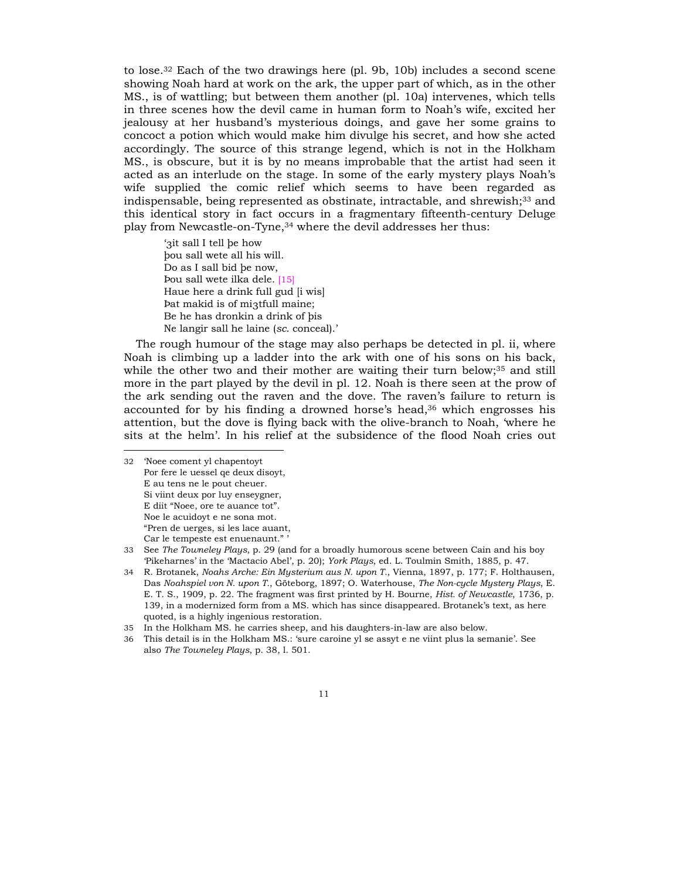to lose.[32] Each of the two drawings here (pl. 9b, 10b) includes a second scene showing Noah hard at work on the ark, the upper part of which, as in the other MS., is of wattling; but between them another (pl. 10a) intervenes, which tells in three scenes how the devil came in human form to Noah's wife, excited her jealousy at her husband's mysterious doings, and gave her some grains to concoct a potion which would make him divulge his secret, and how she acted accordingly. The source of this strange legend, which is not in the Holkham MS., is obscure, but it is by no means improbable that the artist had seen it acted as an interlude on the stage. In some of the early mystery plays Noah's wife supplied the comic relief which seems to have been regarded as indispensable, being represented as obstinate, intractable, and shrewish;[33] and this identical story in fact occurs in a fragmentary fifteenth-century Deluge play from Newcastle-on-Tyne,[34] where the devil addresses her thus:

> 'ȝit sall I tell þe how
> þou sall wete all his will.
> Do as I sall bid þe now,
> Þou sall wete ilka dele. [15]
> Haue here a drink full gud [i wis]
> Þat makid is of miȝtfull maine;
> Be he has dronkin a drink of þis
> Ne langir sall he laine (*sc.* conceal).'

The rough humour of the stage may also perhaps be detected in pl. ii, where Noah is climbing up a ladder into the ark with one of his sons on his back, while the other two and their mother are waiting their turn below;[35] and still more in the part played by the devil in pl. 12. Noah is there seen at the prow of the ark sending out the raven and the dove. The raven's failure to return is accounted for by his finding a drowned horse's head,[36] which engrosses his attention, but the dove is flying back with the olive-branch to Noah, 'where he sits at the helm'. In his relief at the subsidence of the flood Noah cries out

---

32 'Noee coment yl chapentoyt
Por fere le uessel qe deux disoyt,
E au tens ne le pout cheuer.
Si viint deux por luy enseygner,
E diit "Noee, ore te auance tot".
Noe le acuidoyt e ne sona mot.
"Pren de uerges, si les lace auant,
Car le tempeste est enuenaunt." '

33 See *The Towneley Plays*, p. 29 (and for a broadly humorous scene between Cain and his boy 'Pikeharnes' in the 'Mactacio Abel', p. 20); *York Plays*, ed. L. Toulmin Smith, 1885, p. 47.

34 R. Brotanek, *Noahs Arche: Ein Mysterium aus N. upon T.*, Vienna, 1897, p. 177; F. Holthausen, Das *Noahspiel von N. upon T.*, Göteborg, 1897; O. Waterhouse, *The Non-cycle Mystery Plays*, E. E. T. S., 1909, p. 22. The fragment was first printed by H. Bourne, *Hist. of Newcastle*, 1736, p. 139, in a modernized form from a MS. which has since disappeared. Brotanek's text, as here quoted, is a highly ingenious restoration.

35 In the Holkham MS. he carries sheep, and his daughters-in-law are also below.

36 This detail is in the Holkham MS.: 'sure caroine yl se assyt e ne viint plus la semanie'. See also *The Towneley Plays*, p. 38, l. 501.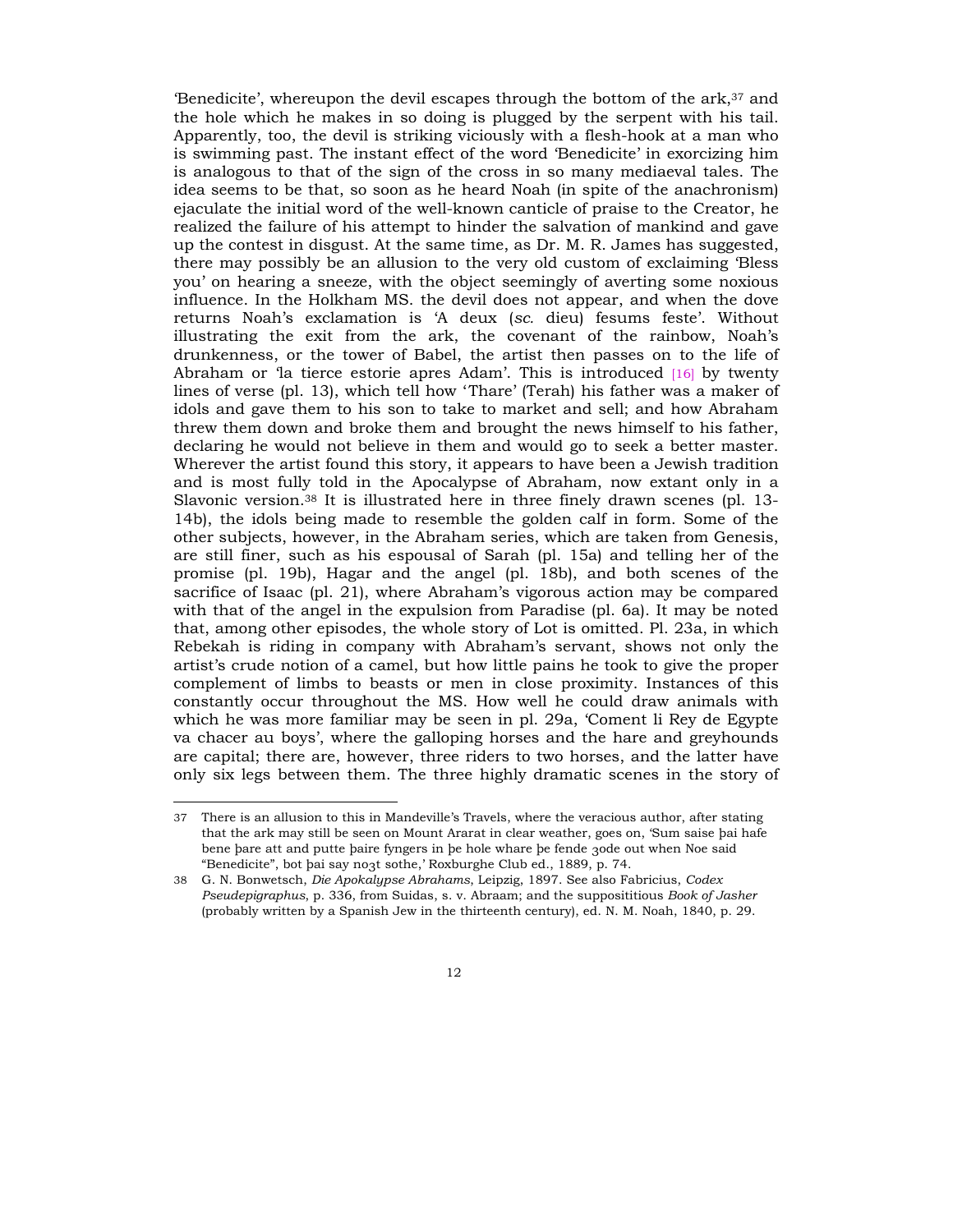'Benedicite', whereupon the devil escapes through the bottom of the ark,[37] and the hole which he makes in so doing is plugged by the serpent with his tail. Apparently, too, the devil is striking viciously with a flesh-hook at a man who is swimming past. The instant effect of the word 'Benedicite' in exorcizing him is analogous to that of the sign of the cross in so many mediaeval tales. The idea seems to be that, so soon as he heard Noah (in spite of the anachronism) ejaculate the initial word of the well-known canticle of praise to the Creator, he realized the failure of his attempt to hinder the salvation of mankind and gave up the contest in disgust. At the same time, as Dr. M. R. James has suggested, there may possibly be an allusion to the very old custom of exclaiming 'Bless you' on hearing a sneeze, with the object seemingly of averting some noxious influence. In the Holkham MS. the devil does not appear, and when the dove returns Noah's exclamation is 'A deux (*sc.* dieu) fesums feste'. Without illustrating the exit from the ark, the covenant of the rainbow, Noah's drunkenness, or the tower of Babel, the artist then passes on to the life of Abraham or 'la tierce estorie apres Adam'. This is introduced [16] by twenty lines of verse (pl. 13), which tell how 'Thare' (Terah) his father was a maker of idols and gave them to his son to take to market and sell; and how Abraham threw them down and broke them and brought the news himself to his father, declaring he would not believe in them and would go to seek a better master. Wherever the artist found this story, it appears to have been a Jewish tradition and is most fully told in the Apocalypse of Abraham, now extant only in a Slavonic version.[38] It is illustrated here in three finely drawn scenes (pl. 13-14b), the idols being made to resemble the golden calf in form. Some of the other subjects, however, in the Abraham series, which are taken from Genesis, are still finer, such as his espousal of Sarah (pl. 15a) and telling her of the promise (pl. 19b), Hagar and the angel (pl. 18b), and both scenes of the sacrifice of Isaac (pl. 21), where Abraham's vigorous action may be compared with that of the angel in the expulsion from Paradise (pl. 6a). It may be noted that, among other episodes, the whole story of Lot is omitted. Pl. 23a, in which Rebekah is riding in company with Abraham's servant, shows not only the artist's crude notion of a camel, but how little pains he took to give the proper complement of limbs to beasts or men in close proximity. Instances of this constantly occur throughout the MS. How well he could draw animals with which he was more familiar may be seen in pl. 29a, 'Coment li Rey de Egypte va chacer au boys', where the galloping horses and the hare and greyhounds are capital; there are, however, three riders to two horses, and the latter have only six legs between them. The three highly dramatic scenes in the story of

---

37 There is an allusion to this in Mandeville's Travels, where the veracious author, after stating that the ark may still be seen on Mount Ararat in clear weather, goes on, 'Sum saise þai hafe bene þare att and putte þaire fyngers in þe hole whare þe fende ȝode out when Noe said "Benedicite", bot þai say noȝt sothe,' Roxburghe Club ed., 1889, p. 74.

38 G. N. Bonwetsch, *Die Apokalypse Abrahams*, Leipzig, 1897. See also Fabricius, *Codex Pseudepigraphus*, p. 336, from Suidas, s. v. Abraam; and the supposititious *Book of Jasher* (probably written by a Spanish Jew in the thirteenth century), ed. N. M. Noah, 1840, p. 29.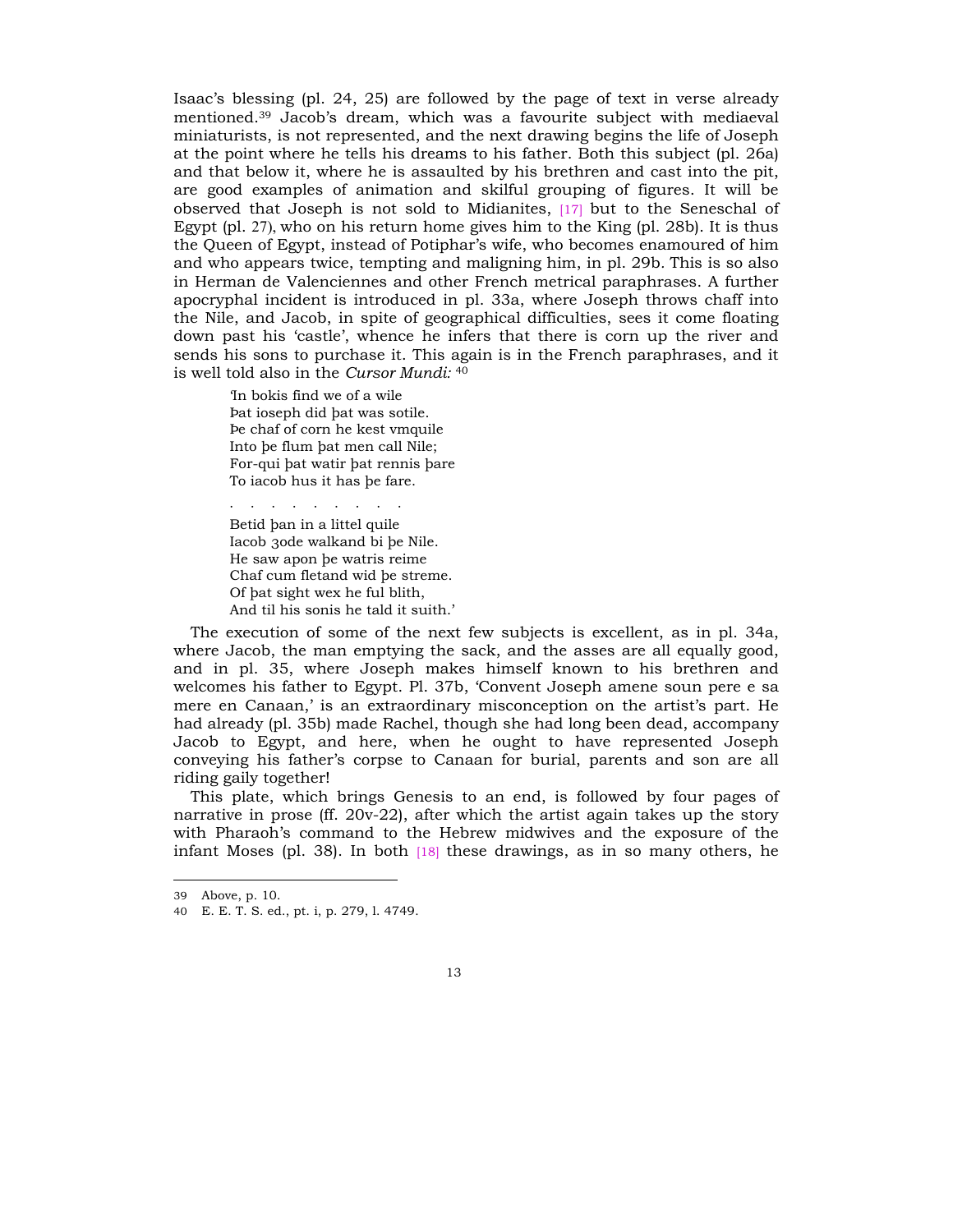Isaac's blessing (pl. 24, 25) are followed by the page of text in verse already mentioned.[39] Jacob's dream, which was a favourite subject with mediaeval miniaturists, is not represented, and the next drawing begins the life of Joseph at the point where he tells his dreams to his father. Both this subject (pl. 26a) and that below it, where he is assaulted by his brethren and cast into the pit, are good examples of animation and skilful grouping of figures. It will be observed that Joseph is not sold to Midianites, [17] but to the Seneschal of Egypt (pl. 27), who on his return home gives him to the King (pl. 28b). It is thus the Queen of Egypt, instead of Potiphar's wife, who becomes enamoured of him and who appears twice, tempting and maligning him, in pl. 29b. This is so also in Herman de Valenciennes and other French metrical paraphrases. A further apocryphal incident is introduced in pl. 33a, where Joseph throws chaff into the Nile, and Jacob, in spite of geographical difficulties, sees it come floating down past his 'castle', whence he infers that there is corn up the river and sends his sons to purchase it. This again is in the French paraphrases, and it is well told also in the *Cursor Mundi:* [40]

> 'In bokis find we of a wile
> Þat ioseph did þat was sotile.
> Þe chaf of corn he kest vmquile
> Into þe flum þat men call Nile;
> For-qui þat watir þat rennis þare
> To iacob hus it has þe fare.
>
> . . . . . . . . .
>
> Betid þan in a littel quile
> Iacob ȝode walkand bi þe Nile.
> He saw apon þe watris reime
> Chaf cum fletand wid þe streme.
> Of þat sight wex he ful blith,
> And til his sonis he tald it suith.'

The execution of some of the next few subjects is excellent, as in pl. 34a, where Jacob, the man emptying the sack, and the asses are all equally good, and in pl. 35, where Joseph makes himself known to his brethren and welcomes his father to Egypt. Pl. 37b, 'Convent Joseph amene soun pere e sa mere en Canaan,' is an extraordinary misconception on the artist's part. He had already (pl. 35b) made Rachel, though she had long been dead, accompany Jacob to Egypt, and here, when he ought to have represented Joseph conveying his father's corpse to Canaan for burial, parents and son are all riding gaily together!

This plate, which brings Genesis to an end, is followed by four pages of narrative in prose (ff. 20v-22), after which the artist again takes up the story with Pharaoh's command to the Hebrew midwives and the exposure of the infant Moses (pl. 38). In both [18] these drawings, as in so many others, he

---

39 Above, p. 10.

40 E. E. T. S. ed., pt. i, p. 279, l. 4749.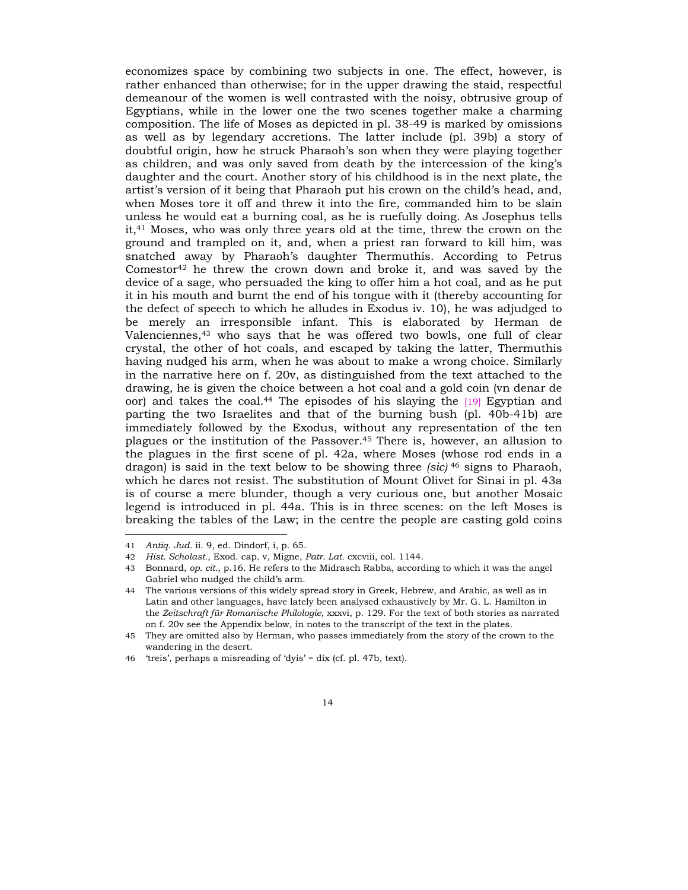economizes space by combining two subjects in one. The effect, however, is rather enhanced than otherwise; for in the upper drawing the staid, respectful demeanour of the women is well contrasted with the noisy, obtrusive group of Egyptians, while in the lower one the two scenes together make a charming composition. The life of Moses as depicted in pl. 38-49 is marked by omissions as well as by legendary accretions. The latter include (pl. 39b) a story of doubtful origin, how he struck Pharaoh's son when they were playing together as children, and was only saved from death by the intercession of the king's daughter and the court. Another story of his childhood is in the next plate, the artist's version of it being that Pharaoh put his crown on the child's head, and, when Moses tore it off and threw it into the fire, commanded him to be slain unless he would eat a burning coal, as he is ruefully doing. As Josephus tells it,[41] Moses, who was only three years old at the time, threw the crown on the ground and trampled on it, and, when a priest ran forward to kill him, was snatched away by Pharaoh's daughter Thermuthis. According to Petrus Comestor[42] he threw the crown down and broke it, and was saved by the device of a sage, who persuaded the king to offer him a hot coal, and as he put it in his mouth and burnt the end of his tongue with it (thereby accounting for the defect of speech to which he alludes in Exodus iv. 10), he was adjudged to be merely an irresponsible infant. This is elaborated by Herman de Valenciennes,[43] who says that he was offered two bowls, one full of clear crystal, the other of hot coals, and escaped by taking the latter, Thermuthis having nudged his arm, when he was about to make a wrong choice. Similarly in the narrative here on f. 20v, as distinguished from the text attached to the drawing, he is given the choice between a hot coal and a gold coin (vn denar de oor) and takes the coal.[44] The episodes of his slaying the [19] Egyptian and parting the two Israelites and that of the burning bush (pl. 40b-41b) are immediately followed by the Exodus, without any representation of the ten plagues or the institution of the Passover.[45] There is, however, an allusion to the plagues in the first scene of pl. 42a, where Moses (whose rod ends in a dragon) is said in the text below to be showing three *(sic)*[46] signs to Pharaoh, which he dares not resist. The substitution of Mount Olivet for Sinai in pl. 43a is of course a mere blunder, though a very curious one, but another Mosaic legend is introduced in pl. 44a. This is in three scenes: on the left Moses is breaking the tables of the Law; in the centre the people are casting gold coins

---

41 *Antiq. Jud.* ii. 9, ed. Dindorf, i, p. 65.

42 *Hist. Scholast.*, Exod. cap. v, Migne, *Patr. Lat.* cxcviii, col. 1144.

43 Bonnard, *op. cit.*, p.16. He refers to the Midrasch Rabba, according to which it was the angel Gabriel who nudged the child's arm.

44 The various versions of this widely spread story in Greek, Hebrew, and Arabic, as well as in Latin and other languages, have lately been analysed exhaustively by Mr. G. L. Hamilton in the *Zeitschraft für Romanische Philologie*, xxxvi, p. 129. For the text of both stories as narrated on f. 20v see the Appendix below, in notes to the transcript of the text in the plates.

45 They are omitted also by Herman, who passes immediately from the story of the crown to the wandering in the desert.

46 'treis', perhaps a misreading of 'dyis' = dix (cf. pl. 47b, text).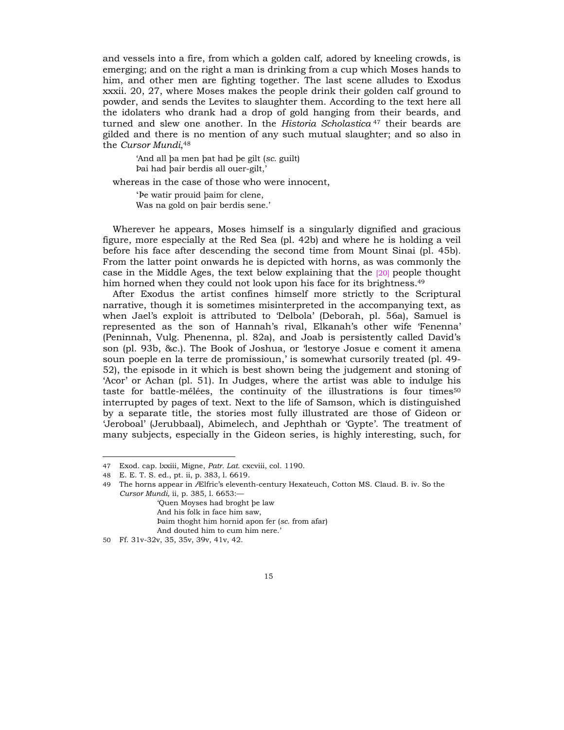and vessels into a fire, from which a golden calf, adored by kneeling crowds, is emerging; and on the right a man is drinking from a cup which Moses hands to him, and other men are fighting together. The last scene alludes to Exodus xxxii. 20, 27, where Moses makes the people drink their golden calf ground to powder, and sends the Levites to slaughter them. According to the text here all the idolaters who drank had a drop of gold hanging from their beards, and turned and slew one another. In the *Historia Scholastica*[47] their beards are gilded and there is no mention of any such mutual slaughter; and so also in the *Cursor Mundi*,[48]

> 'And all þa men þat had þe gilt (*sc.* guilt)
> Þai had þair berdis all ouer-gilt,'

whereas in the case of those who were innocent,

> 'Þe watir prouid þaim for clene,
> Was na gold on þair berdis sene.'

Wherever he appears, Moses himself is a singularly dignified and gracious figure, more especially at the Red Sea (pl. 42b) and where he is holding a veil before his face after descending the second time from Mount Sinai (pl. 45b). From the latter point onwards he is depicted with horns, as was commonly the case in the Middle Ages, the text below explaining that the [20] people thought him horned when they could not look upon his face for its brightness.[49]

After Exodus the artist confines himself more strictly to the Scriptural narrative, though it is sometimes misinterpreted in the accompanying text, as when Jael's exploit is attributed to 'Delbola' (Deborah, pl. 56a), Samuel is represented as the son of Hannah's rival, Elkanah's other wife 'Fenenna' (Peninnah, Vulg. Phenenna, pl. 82a), and Joab is persistently called David's son (pl. 93b, &c.). The Book of Joshua, or 'lestorye Josue e coment it amena soun poeple en la terre de promissioun,' is somewhat cursorily treated (pl. 49-52), the episode in it which is best shown being the judgement and stoning of 'Acor' or Achan (pl. 51). In Judges, where the artist was able to indulge his taste for battle-mêlées, the continuity of the illustrations is four times[50] interrupted by pages of text. Next to the life of Samson, which is distinguished by a separate title, the stories most fully illustrated are those of Gideon or 'Jeroboal' (Jerubbaal), Abimelech, and Jephthah or 'Gypte'. The treatment of many subjects, especially in the Gideon series, is highly interesting, such, for

---

47 Exod. cap. lxxiii, Migne, *Patr. Lat.* cxcviii, col. 1190.

48 E. E. T. S. ed., pt. ii, p. 383, l. 6619.

49 The horns appear in Ælfric's eleventh-century Hexateuch, Cotton MS. Claud. B. iv. So the *Cursor Mundi*, ii, p. 385, l. 6653:—

> 'Quen Moyses had broght þe law
> And his folk in face him saw,
> Þaim thoght him hornid apon fer (*sc.* from afar)
> And douted him to cum him nere.'

50 Ff. 31v-32v, 35, 35v, 39v, 41v, 42.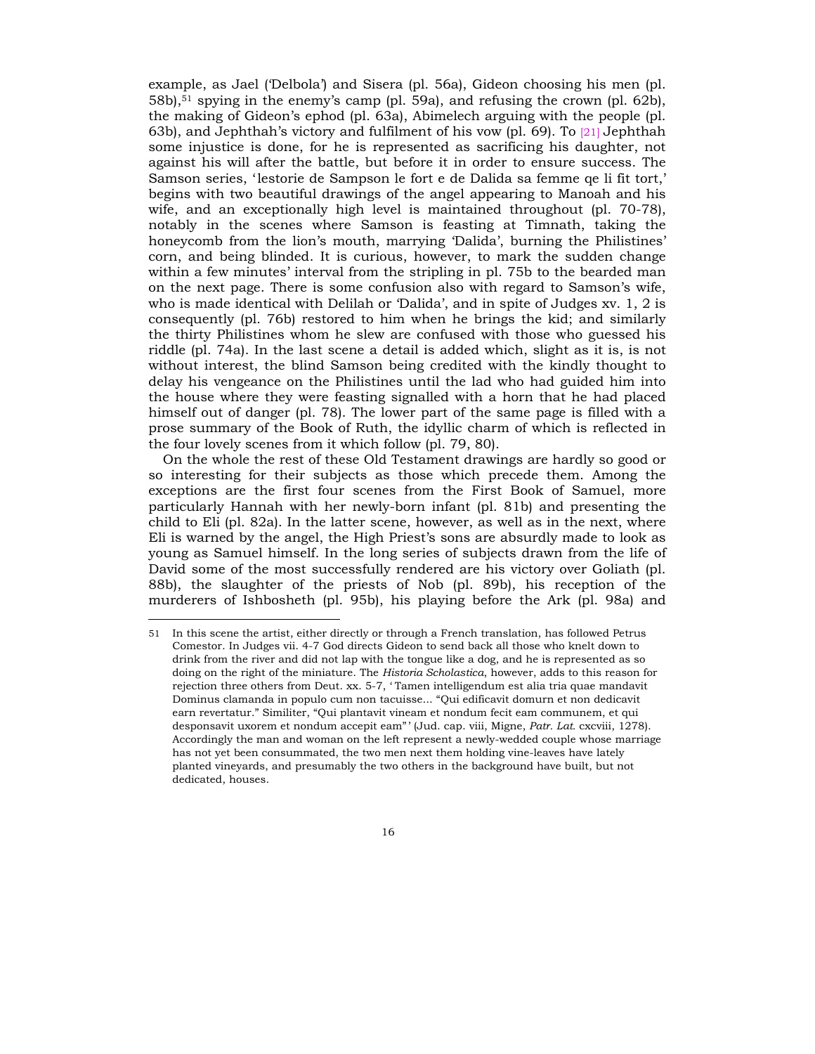example, as Jael ('Delbola') and Sisera (pl. 56a), Gideon choosing his men (pl. 58b),[51] spying in the enemy's camp (pl. 59a), and refusing the crown (pl. 62b), the making of Gideon's ephod (pl. 63a), Abimelech arguing with the people (pl. 63b), and Jephthah's victory and fulfilment of his vow (pl. 69). To [21] Jephthah some injustice is done, for he is represented as sacrificing his daughter, not against his will after the battle, but before it in order to ensure success. The Samson series, 'lestorie de Sampson le fort e de Dalida sa femme qe li fit tort,' begins with two beautiful drawings of the angel appearing to Manoah and his wife, and an exceptionally high level is maintained throughout (pl. 70-78), notably in the scenes where Samson is feasting at Timnath, taking the honeycomb from the lion's mouth, marrying 'Dalida', burning the Philistines' corn, and being blinded. It is curious, however, to mark the sudden change within a few minutes' interval from the stripling in pl. 75b to the bearded man on the next page. There is some confusion also with regard to Samson's wife, who is made identical with Delilah or 'Dalida', and in spite of Judges xv. 1, 2 is consequently (pl. 76b) restored to him when he brings the kid; and similarly the thirty Philistines whom he slew are confused with those who guessed his riddle (pl. 74a). In the last scene a detail is added which, slight as it is, is not without interest, the blind Samson being credited with the kindly thought to delay his vengeance on the Philistines until the lad who had guided him into the house where they were feasting signalled with a horn that he had placed himself out of danger (pl. 78). The lower part of the same page is filled with a prose summary of the Book of Ruth, the idyllic charm of which is reflected in the four lovely scenes from it which follow (pl. 79, 80).

On the whole the rest of these Old Testament drawings are hardly so good or so interesting for their subjects as those which precede them. Among the exceptions are the first four scenes from the First Book of Samuel, more particularly Hannah with her newly-born infant (pl. 81b) and presenting the child to Eli (pl. 82a). In the latter scene, however, as well as in the next, where Eli is warned by the angel, the High Priest's sons are absurdly made to look as young as Samuel himself. In the long series of subjects drawn from the life of David some of the most successfully rendered are his victory over Goliath (pl. 88b), the slaughter of the priests of Nob (pl. 89b), his reception of the murderers of Ishbosheth (pl. 95b), his playing before the Ark (pl. 98a) and

---

51 In this scene the artist, either directly or through a French translation, has followed Petrus Comestor. In Judges vii. 4-7 God directs Gideon to send back all those who knelt down to drink from the river and did not lap with the tongue like a dog, and he is represented as so doing on the right of the miniature. The *Historia Scholastica*, however, adds to this reason for rejection three others from Deut. xx. 5-7, 'Tamen intelligendum est alia tria quae mandavit Dominus clamanda in populo cum non tacuisse... "Qui edificavit domurn et non dedicavit earn revertatur." Similiter, "Qui plantavit vineam et nondum fecit eam communem, et qui desponsavit uxorem et nondum accepit eam"' (Jud. cap. viii, Migne, *Patr. Lat*. cxcviii, 1278). Accordingly the man and woman on the left represent a newly-wedded couple whose marriage has not yet been consummated, the two men next them holding vine-leaves have lately planted vineyards, and presumably the two others in the background have built, but not dedicated, houses.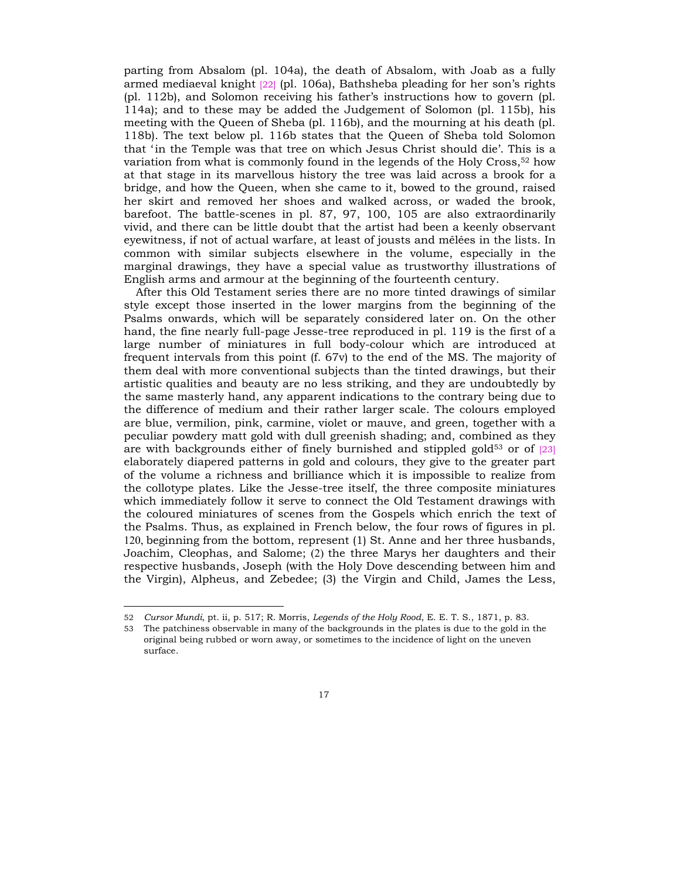parting from Absalom (pl. 104a), the death of Absalom, with Joab as a fully armed mediaeval knight [22] (pl. 106a), Bathsheba pleading for her son's rights (pl. 112b), and Solomon receiving his father's instructions how to govern (pl. 114a); and to these may be added the Judgement of Solomon (pl. 115b), his meeting with the Queen of Sheba (pl. 116b), and the mourning at his death (pl. 118b). The text below pl. 116b states that the Queen of Sheba told Solomon that 'in the Temple was that tree on which Jesus Christ should die'. This is a variation from what is commonly found in the legends of the Holy Cross,[52] how at that stage in its marvellous history the tree was laid across a brook for a bridge, and how the Queen, when she came to it, bowed to the ground, raised her skirt and removed her shoes and walked across, or waded the brook, barefoot. The battle-scenes in pl. 87, 97, 100, 105 are also extraordinarily vivid, and there can be little doubt that the artist had been a keenly observant eyewitness, if not of actual warfare, at least of jousts and mêlées in the lists. In common with similar subjects elsewhere in the volume, especially in the marginal drawings, they have a special value as trustworthy illustrations of English arms and armour at the beginning of the fourteenth century.

After this Old Testament series there are no more tinted drawings of similar style except those inserted in the lower margins from the beginning of the Psalms onwards, which will be separately considered later on. On the other hand, the fine nearly full-page Jesse-tree reproduced in pl. 119 is the first of a large number of miniatures in full body-colour which are introduced at frequent intervals from this point (f. 67v) to the end of the MS. The majority of them deal with more conventional subjects than the tinted drawings, but their artistic qualities and beauty are no less striking, and they are undoubtedly by the same masterly hand, any apparent indications to the contrary being due to the difference of medium and their rather larger scale. The colours employed are blue, vermilion, pink, carmine, violet or mauve, and green, together with a peculiar powdery matt gold with dull greenish shading; and, combined as they are with backgrounds either of finely burnished and stippled gold[53] or of [23] elaborately diapered patterns in gold and colours, they give to the greater part of the volume a richness and brilliance which it is impossible to realize from the collotype plates. Like the Jesse-tree itself, the three composite miniatures which immediately follow it serve to connect the Old Testament drawings with the coloured miniatures of scenes from the Gospels which enrich the text of the Psalms. Thus, as explained in French below, the four rows of figures in pl. 120, beginning from the bottom, represent (1) St. Anne and her three husbands, Joachim, Cleophas, and Salome; (2) the three Marys her daughters and their respective husbands, Joseph (with the Holy Dove descending between him and the Virgin), Alpheus, and Zebedee; (3) the Virgin and Child, James the Less,

52 *Cursor Mundi*, pt. ii, p. 517; R. Morris, *Legends of the Holy Rood*, E. E. T. S., 1871, p. 83.

53 The patchiness observable in many of the backgrounds in the plates is due to the gold in the original being rubbed or worn away, or sometimes to the incidence of light on the uneven surface.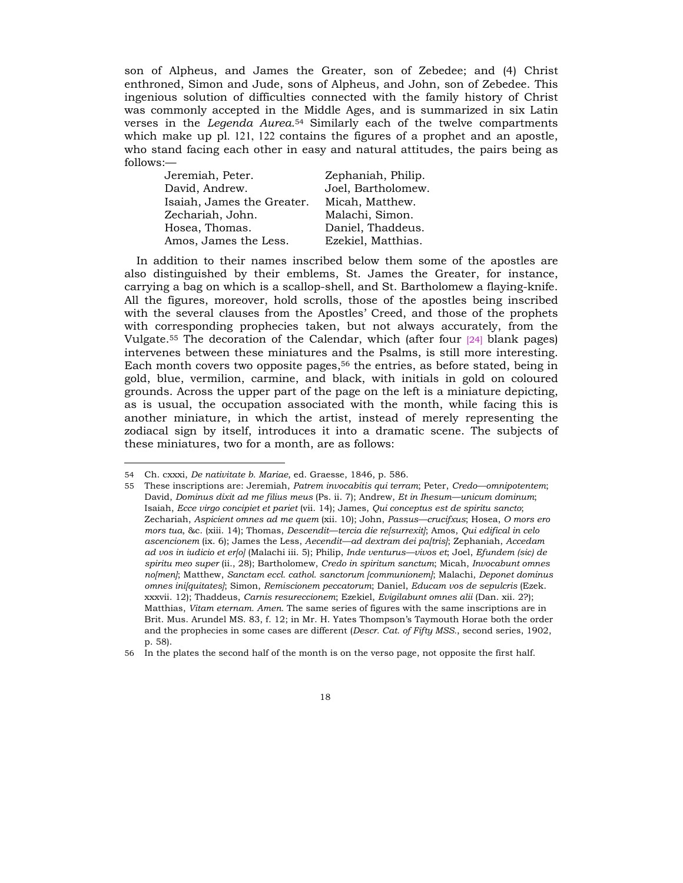son of Alpheus, and James the Greater, son of Zebedee; and (4) Christ enthroned, Simon and Jude, sons of Alpheus, and John, son of Zebedee. This ingenious solution of difficulties connected with the family history of Christ was commonly accepted in the Middle Ages, and is summarized in six Latin verses in the *Legenda Aurea*.[54] Similarly each of the twelve compartments which make up pl. 121, 122 contains the figures of a prophet and an apostle, who stand facing each other in easy and natural attitudes, the pairs being as follows:—

| | |
|---|---|
| Jeremiah, Peter. | Zephaniah, Philip. |
| David, Andrew. | Joel, Bartholomew. |
| Isaiah, James the Greater. | Micah, Matthew. |
| Zechariah, John. | Malachi, Simon. |
| Hosea, Thomas. | Daniel, Thaddeus. |
| Amos, James the Less. | Ezekiel, Matthias. |

In addition to their names inscribed below them some of the apostles are also distinguished by their emblems, St. James the Greater, for instance, carrying a bag on which is a scallop-shell, and St. Bartholomew a flaying-knife. All the figures, moreover, hold scrolls, those of the apostles being inscribed with the several clauses from the Apostles' Creed, and those of the prophets with corresponding prophecies taken, but not always accurately, from the Vulgate.[55] The decoration of the Calendar, which (after four [24] blank pages) intervenes between these miniatures and the Psalms, is still more interesting. Each month covers two opposite pages,[56] the entries, as before stated, being in gold, blue, vermilion, carmine, and black, with initials in gold on coloured grounds. Across the upper part of the page on the left is a miniature depicting, as is usual, the occupation associated with the month, while facing this is another miniature, in which the artist, instead of merely representing the zodiacal sign by itself, introduces it into a dramatic scene. The subjects of these miniatures, two for a month, are as follows:

---

54 Ch. cxxxi, *De nativitate b. Mariae*, ed. Graesse, 1846, p. 586.

55 These inscriptions are: Jeremiah, *Patrem invocabitis qui terram*; Peter, *Credo—omnipotentem*; David, *Dominus dixit ad me filius meus* (Ps. ii. 7); Andrew, *Et in Ihesum—unicum dominum*; Isaiah, *Ecce virgo concipiet et pariet* (vii. 14); James, *Qui conceptus est de spiritu sancto*; Zechariah, *Aspicient omnes ad me quem* (xii. 10); John, *Passus—crucifxus*; Hosea, *O mors ero mors tua*, &c. (xiii. 14); Thomas, *Descendit—tercia die re[surrexit]*; Amos, *Qui edifical in celo ascencionem* (ix. 6); James the Less, *Aecendit—ad dextram dei pa[tris]*; Zephaniah, *Accedam ad vos in iudicio et er[o]* (Malachi iii. 5); Philip, *Inde venturus—vivos et*; Joel, *Efundem (sic) de spiritu meo super* (ii., 28); Bartholomew, *Credo in spiritum sanctum*; Micah, *Invocabunt omnes no[men]*; Matthew, *Sanctam eccl. cathol. sanctorum [communionem]*; Malachi, *Deponet dominus omnes ini[quitates]*; Simon, *Remiscionem peccatorum*; Daniel, *Educam vos de sepulcris* (Ezek. xxxvii. 12); Thaddeus, *Carnis resureccionem*; Ezekiel, *Evigilabunt omnes alii* (Dan. xii. 2?); Matthias, *Vitam eternam. Amen.* The same series of figures with the same inscriptions are in Brit. Mus. Arundel MS. 83, f. 12; in Mr. H. Yates Thompson's Taymouth Horae both the order and the prophecies in some cases are different (*Descr. Cat. of Fifty MSS.*, second series, 1902, p. 58).

56 In the plates the second half of the month is on the verso page, not opposite the first half.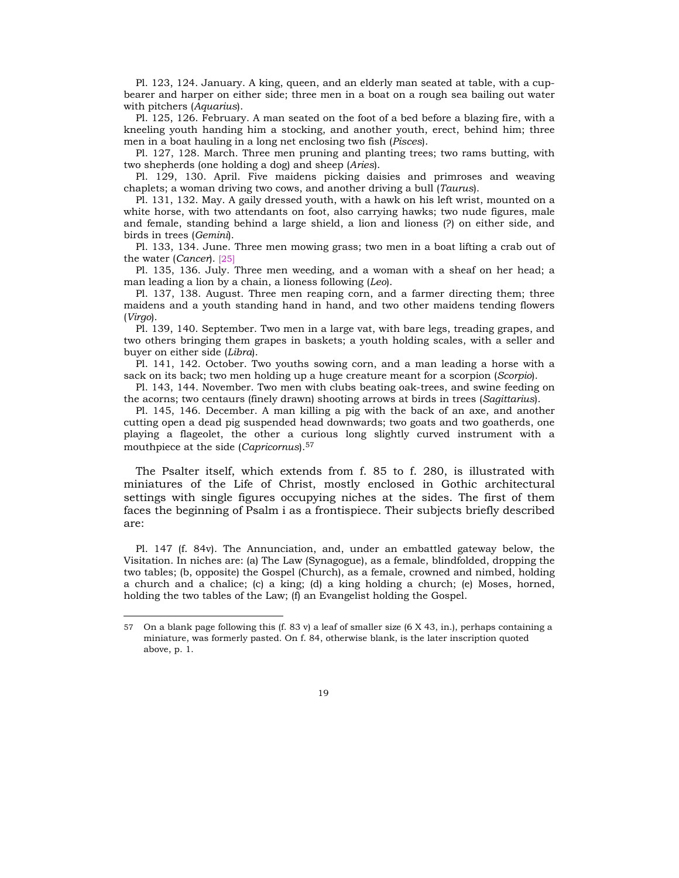Pl. 123, 124. January. A king, queen, and an elderly man seated at table, with a cup-bearer and harper on either side; three men in a boat on a rough sea bailing out water with pitchers (*Aquarius*).

Pl. 125, 126. February. A man seated on the foot of a bed before a blazing fire, with a kneeling youth handing him a stocking, and another youth, erect, behind him; three men in a boat hauling in a long net enclosing two fish (*Pisces*).

Pl. 127, 128. March. Three men pruning and planting trees; two rams butting, with two shepherds (one holding a dog) and sheep (*Aries*).

Pl. 129, 130. April. Five maidens picking daisies and primroses and weaving chaplets; a woman driving two cows, and another driving a bull (*Taurus*).

Pl. 131, 132. May. A gaily dressed youth, with a hawk on his left wrist, mounted on a white horse, with two attendants on foot, also carrying hawks; two nude figures, male and female, standing behind a large shield, a lion and lioness (?) on either side, and birds in trees (*Gemini*).

Pl. 133, 134. June. Three men mowing grass; two men in a boat lifting a crab out of the water (*Cancer*). [25]

Pl. 135, 136. July. Three men weeding, and a woman with a sheaf on her head; a man leading a lion by a chain, a lioness following (*Leo*).

Pl. 137, 138. August. Three men reaping corn, and a farmer directing them; three maidens and a youth standing hand in hand, and two other maidens tending flowers (*Virgo*).

Pl. 139, 140. September. Two men in a large vat, with bare legs, treading grapes, and two others bringing them grapes in baskets; a youth holding scales, with a seller and buyer on either side (*Libra*).

Pl. 141, 142. October. Two youths sowing corn, and a man leading a horse with a sack on its back; two men holding up a huge creature meant for a scorpion (*Scorpio*).

Pl. 143, 144. November. Two men with clubs beating oak-trees, and swine feeding on the acorns; two centaurs (finely drawn) shooting arrows at birds in trees (*Sagittarius*).

Pl. 145, 146. December. A man killing a pig with the back of an axe, and another cutting open a dead pig suspended head downwards; two goats and two goatherds, one playing a flageolet, the other a curious long slightly curved instrument with a mouthpiece at the side (*Capricornus*).[57]

The Psalter itself, which extends from f. 85 to f. 280, is illustrated with miniatures of the Life of Christ, mostly enclosed in Gothic architectural settings with single figures occupying niches at the sides. The first of them faces the beginning of Psalm i as a frontispiece. Their subjects briefly described are:

Pl. 147 (f. 84v). The Annunciation, and, under an embattled gateway below, the Visitation. In niches are: (a) The Law (Synagogue), as a female, blindfolded, dropping the two tables; (b, opposite) the Gospel (Church), as a female, crowned and nimbed, holding a church and a chalice; (c) a king; (d) a king holding a church; (e) Moses, horned, holding the two tables of the Law; (f) an Evangelist holding the Gospel.

---

57 On a blank page following this (f. 83 v) a leaf of smaller size (6 X 43, in.), perhaps containing a miniature, was formerly pasted. On f. 84, otherwise blank, is the later inscription quoted above, p. 1.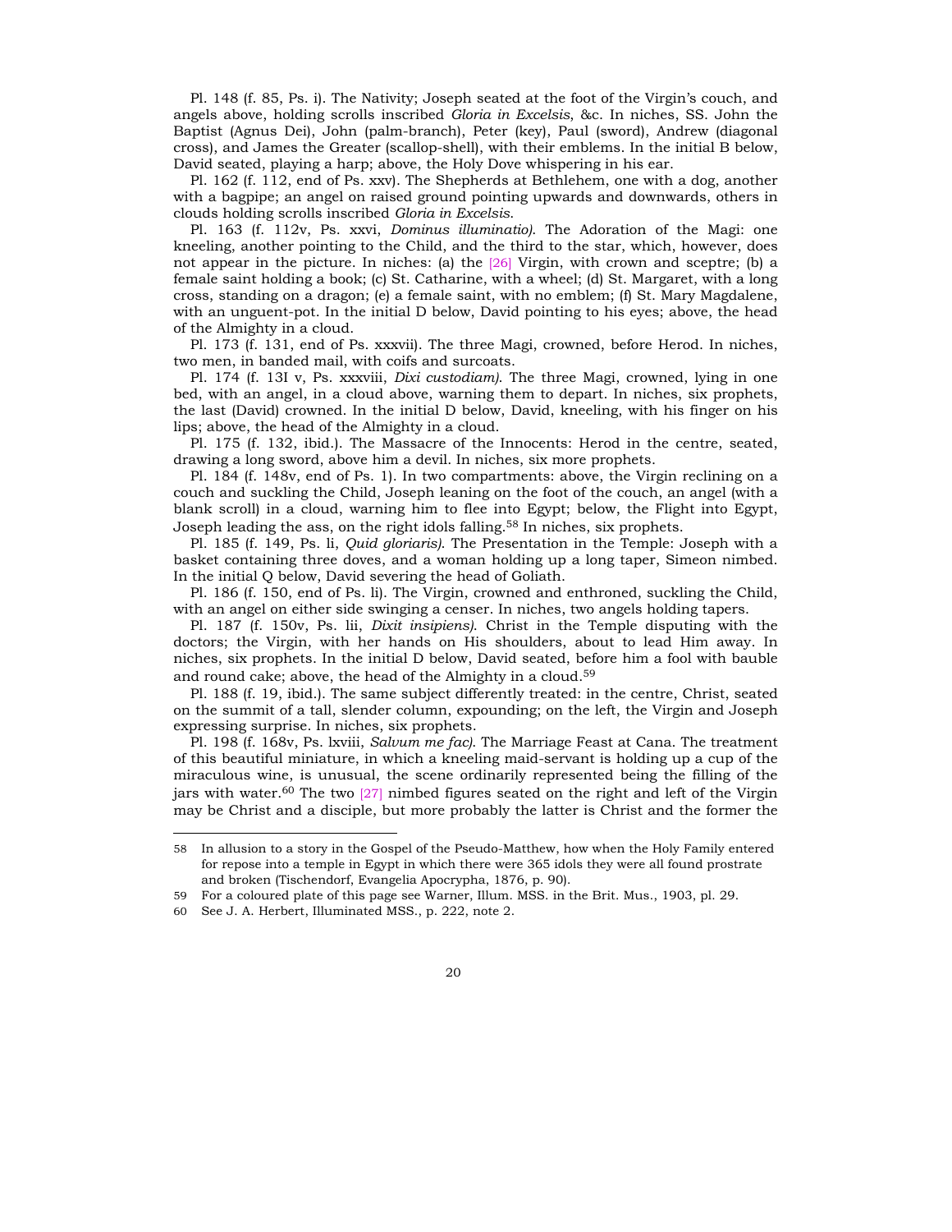Pl. 148 (f. 85, Ps. i). The Nativity; Joseph seated at the foot of the Virgin's couch, and angels above, holding scrolls inscribed *Gloria in Excelsis*, &c. In niches, SS. John the Baptist (Agnus Dei), John (palm-branch), Peter (key), Paul (sword), Andrew (diagonal cross), and James the Greater (scallop-shell), with their emblems. In the initial B below, David seated, playing a harp; above, the Holy Dove whispering in his ear.

Pl. 162 (f. 112, end of Ps. xxv). The Shepherds at Bethlehem, one with a dog, another with a bagpipe; an angel on raised ground pointing upwards and downwards, others in clouds holding scrolls inscribed *Gloria in Excelsis*.

Pl. 163 (f. 112v, Ps. xxvi, *Dominus illuminatio*). The Adoration of the Magi: one kneeling, another pointing to the Child, and the third to the star, which, however, does not appear in the picture. In niches: (a) the [26] Virgin, with crown and sceptre; (b) a female saint holding a book; (c) St. Catharine, with a wheel; (d) St. Margaret, with a long cross, standing on a dragon; (e) a female saint, with no emblem; (f) St. Mary Magdalene, with an unguent-pot. In the initial D below, David pointing to his eyes; above, the head of the Almighty in a cloud.

Pl. 173 (f. 131, end of Ps. xxxvii). The three Magi, crowned, before Herod. In niches, two men, in banded mail, with coifs and surcoats.

Pl. 174 (f. 13I v, Ps. xxxviii, *Dixi custodiam*). The three Magi, crowned, lying in one bed, with an angel, in a cloud above, warning them to depart. In niches, six prophets, the last (David) crowned. In the initial D below, David, kneeling, with his finger on his lips; above, the head of the Almighty in a cloud.

Pl. 175 (f. 132, ibid.). The Massacre of the Innocents: Herod in the centre, seated, drawing a long sword, above him a devil. In niches, six more prophets.

Pl. 184 (f. 148v, end of Ps. 1). In two compartments: above, the Virgin reclining on a couch and suckling the Child, Joseph leaning on the foot of the couch, an angel (with a blank scroll) in a cloud, warning him to flee into Egypt; below, the Flight into Egypt, Joseph leading the ass, on the right idols falling.[58] In niches, six prophets.

Pl. 185 (f. 149, Ps. li, *Quid gloriaris*). The Presentation in the Temple: Joseph with a basket containing three doves, and a woman holding up a long taper, Simeon nimbed. In the initial Q below, David severing the head of Goliath.

Pl. 186 (f. 150, end of Ps. li). The Virgin, crowned and enthroned, suckling the Child, with an angel on either side swinging a censer. In niches, two angels holding tapers.

Pl. 187 (f. 150v, Ps. lii, *Dixit insipiens*). Christ in the Temple disputing with the doctors; the Virgin, with her hands on His shoulders, about to lead Him away. In niches, six prophets. In the initial D below, David seated, before him a fool with bauble and round cake; above, the head of the Almighty in a cloud.[59]

Pl. 188 (f. 19, ibid.). The same subject differently treated: in the centre, Christ, seated on the summit of a tall, slender column, expounding; on the left, the Virgin and Joseph expressing surprise. In niches, six prophets.

Pl. 198 (f. 168v, Ps. lxviii, *Salvum me fac*). The Marriage Feast at Cana. The treatment of this beautiful miniature, in which a kneeling maid-servant is holding up a cup of the miraculous wine, is unusual, the scene ordinarily represented being the filling of the jars with water.[60] The two [27] nimbed figures seated on the right and left of the Virgin may be Christ and a disciple, but more probably the latter is Christ and the former the

---

58 In allusion to a story in the Gospel of the Pseudo-Matthew, how when the Holy Family entered for repose into a temple in Egypt in which there were 365 idols they were all found prostrate and broken (Tischendorf, Evangelia Apocrypha, 1876, p. 90).

59 For a coloured plate of this page see Warner, Illum. MSS. in the Brit. Mus., 1903, pl. 29.

60 See J. A. Herbert, Illuminated MSS., p. 222, note 2.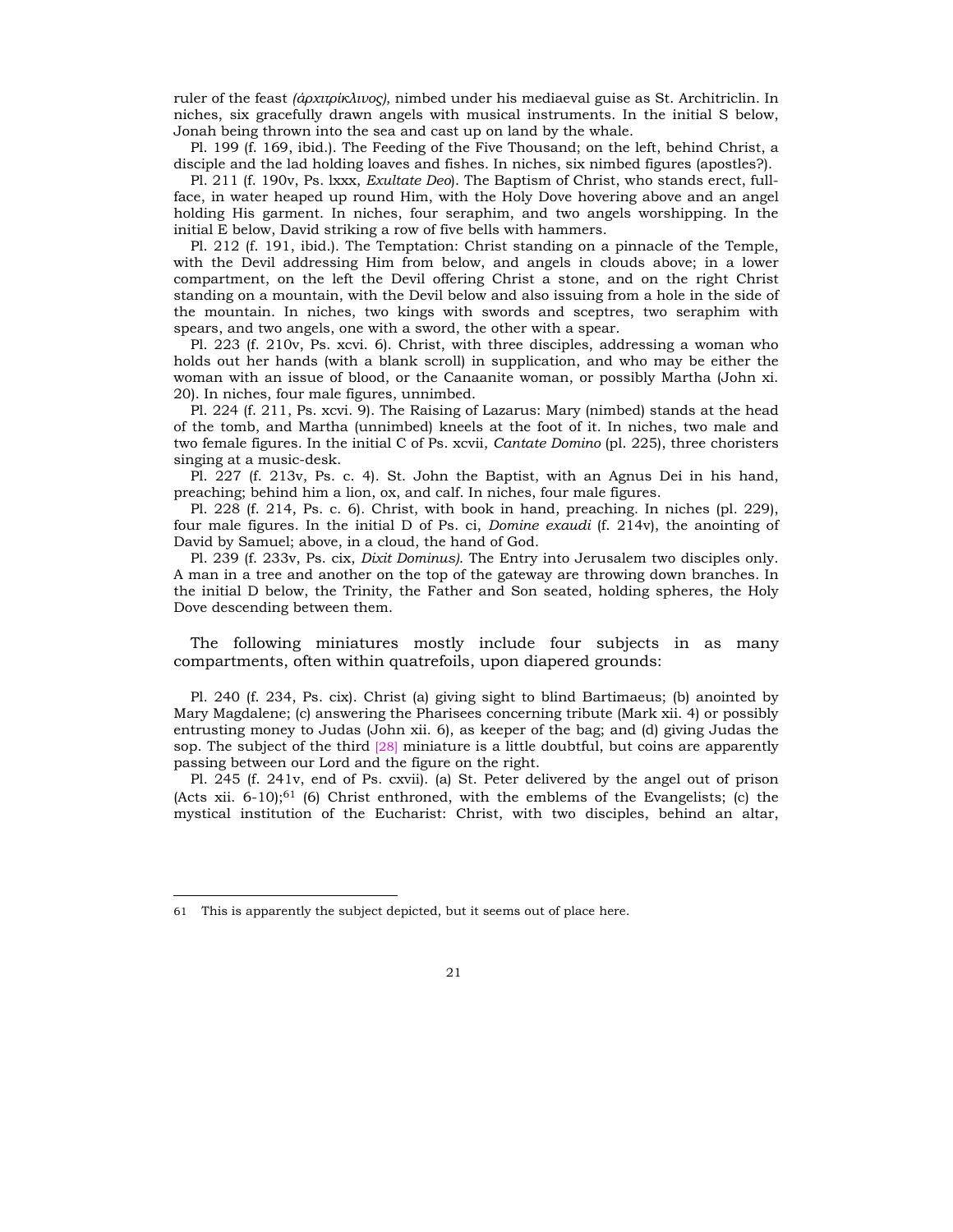ruler of the feast *(ἀρχιτρίκλινος)*, nimbed under his mediaeval guise as St. Architriclin. In niches, six gracefully drawn angels with musical instruments. In the initial S below, Jonah being thrown into the sea and cast up on land by the whale.

Pl. 199 (f. 169, ibid.). The Feeding of the Five Thousand; on the left, behind Christ, a disciple and the lad holding loaves and fishes. In niches, six nimbed figures (apostles?).

Pl. 211 (f. 190v, Ps. lxxx, *Exultate Deo*). The Baptism of Christ, who stands erect, full-face, in water heaped up round Him, with the Holy Dove hovering above and an angel holding His garment. In niches, four seraphim, and two angels worshipping. In the initial E below, David striking a row of five bells with hammers.

Pl. 212 (f. 191, ibid.). The Temptation: Christ standing on a pinnacle of the Temple, with the Devil addressing Him from below, and angels in clouds above; in a lower compartment, on the left the Devil offering Christ a stone, and on the right Christ standing on a mountain, with the Devil below and also issuing from a hole in the side of the mountain. In niches, two kings with swords and sceptres, two seraphim with spears, and two angels, one with a sword, the other with a spear.

Pl. 223 (f. 210v, Ps. xcvi. 6). Christ, with three disciples, addressing a woman who holds out her hands (with a blank scroll) in supplication, and who may be either the woman with an issue of blood, or the Canaanite woman, or possibly Martha (John xi. 20). In niches, four male figures, unnimbed.

Pl. 224 (f. 211, Ps. xcvi. 9). The Raising of Lazarus: Mary (nimbed) stands at the head of the tomb, and Martha (unnimbed) kneels at the foot of it. In niches, two male and two female figures. In the initial C of Ps. xcvii, *Cantate Domino* (pl. 225), three choristers singing at a music-desk.

Pl. 227 (f. 213v, Ps. c. 4). St. John the Baptist, with an Agnus Dei in his hand, preaching; behind him a lion, ox, and calf. In niches, four male figures.

Pl. 228 (f. 214, Ps. c. 6). Christ, with book in hand, preaching. In niches (pl. 229), four male figures. In the initial D of Ps. ci, *Domine exaudi* (f. 214v), the anointing of David by Samuel; above, in a cloud, the hand of God.

Pl. 239 (f. 233v, Ps. cix, *Dixit Dominus)*. The Entry into Jerusalem two disciples only. A man in a tree and another on the top of the gateway are throwing down branches. In the initial D below, the Trinity, the Father and Son seated, holding spheres, the Holy Dove descending between them.

The following miniatures mostly include four subjects in as many compartments, often within quatrefoils, upon diapered grounds:

Pl. 240 (f. 234, Ps. cix). Christ (a) giving sight to blind Bartimaeus; (b) anointed by Mary Magdalene; (c) answering the Pharisees concerning tribute (Mark xii. 4) or possibly entrusting money to Judas (John xii. 6), as keeper of the bag; and (d) giving Judas the sop. The subject of the third [28] miniature is a little doubtful, but coins are apparently passing between our Lord and the figure on the right.

Pl. 245 (f. 241v, end of Ps. cxvii). (a) St. Peter delivered by the angel out of prison (Acts xii. 6-10);[61] (6) Christ enthroned, with the emblems of the Evangelists; (c) the mystical institution of the Eucharist: Christ, with two disciples, behind an altar,

61 This is apparently the subject depicted, but it seems out of place here.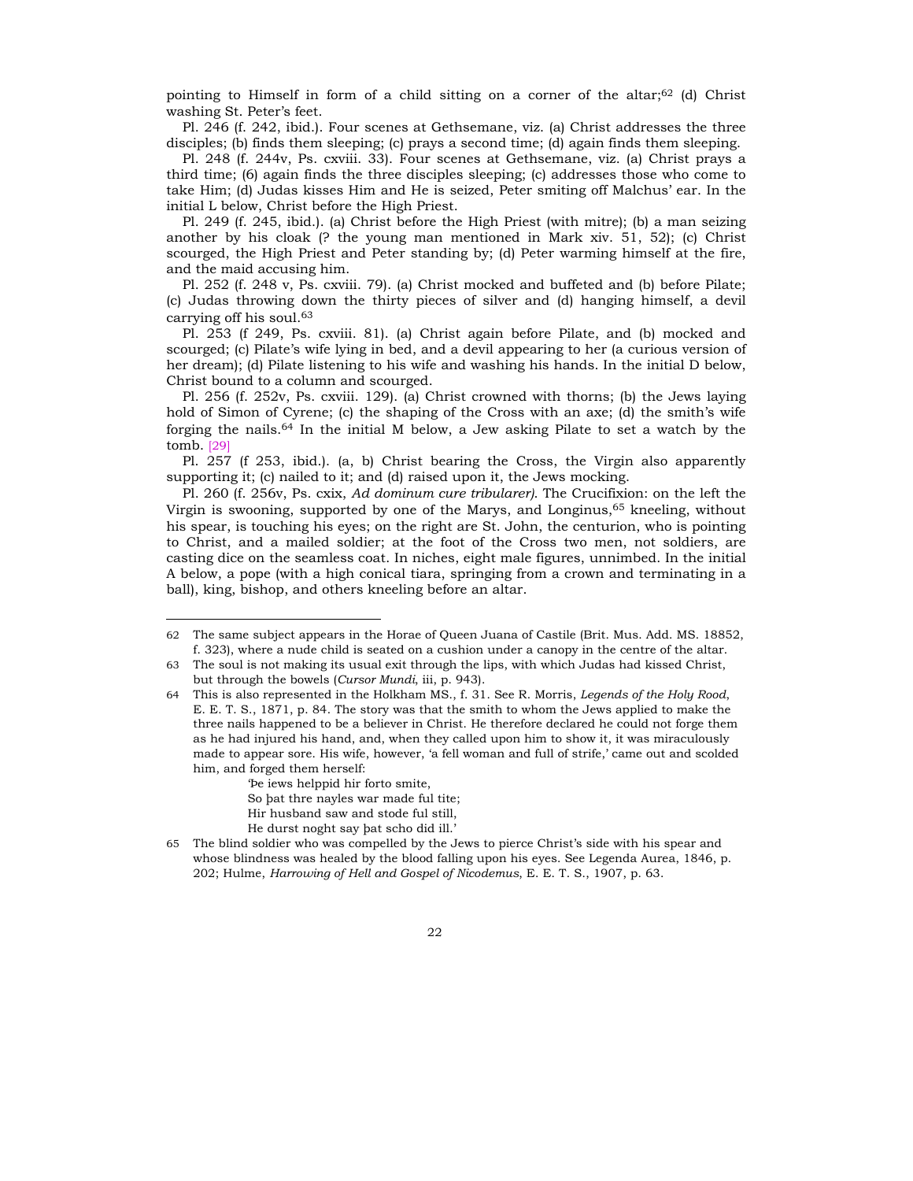pointing to Himself in form of a child sitting on a corner of the altar;[62] (d) Christ washing St. Peter's feet.

Pl. 246 (f. 242, ibid.). Four scenes at Gethsemane, viz. (a) Christ addresses the three disciples; (b) finds them sleeping; (c) prays a second time; (d) again finds them sleeping.

Pl. 248 (f. 244v, Ps. cxviii. 33). Four scenes at Gethsemane, viz. (a) Christ prays a third time; (6) again finds the three disciples sleeping; (c) addresses those who come to take Him; (d) Judas kisses Him and He is seized, Peter smiting off Malchus' ear. In the initial L below, Christ before the High Priest.

Pl. 249 (f. 245, ibid.). (a) Christ before the High Priest (with mitre); (b) a man seizing another by his cloak (? the young man mentioned in Mark xiv. 51, 52); (c) Christ scourged, the High Priest and Peter standing by; (d) Peter warming himself at the fire, and the maid accusing him.

Pl. 252 (f. 248 v, Ps. cxviii. 79). (a) Christ mocked and buffeted and (b) before Pilate; (c) Judas throwing down the thirty pieces of silver and (d) hanging himself, a devil carrying off his soul.[63]

Pl. 253 (f 249, Ps. cxviii. 81). (a) Christ again before Pilate, and (b) mocked and scourged; (c) Pilate's wife lying in bed, and a devil appearing to her (a curious version of her dream); (d) Pilate listening to his wife and washing his hands. In the initial D below, Christ bound to a column and scourged.

Pl. 256 (f. 252v, Ps. cxviii. 129). (a) Christ crowned with thorns; (b) the Jews laying hold of Simon of Cyrene; (c) the shaping of the Cross with an axe; (d) the smith's wife forging the nails.[64] In the initial M below, a Jew asking Pilate to set a watch by the tomb. [29]

Pl. 257 (f 253, ibid.). (a, b) Christ bearing the Cross, the Virgin also apparently supporting it; (c) nailed to it; and (d) raised upon it, the Jews mocking.

Pl. 260 (f. 256v, Ps. cxix, *Ad dominum cure tribularer)*. The Crucifixion: on the left the Virgin is swooning, supported by one of the Marys, and Longinus,[65] kneeling, without his spear, is touching his eyes; on the right are St. John, the centurion, who is pointing to Christ, and a mailed soldier; at the foot of the Cross two men, not soldiers, are casting dice on the seamless coat. In niches, eight male figures, unnimbed. In the initial A below, a pope (with a high conical tiara, springing from a crown and terminating in a ball), king, bishop, and others kneeling before an altar.

---

62 The same subject appears in the Horae of Queen Juana of Castile (Brit. Mus. Add. MS. 18852, f. 323), where a nude child is seated on a cushion under a canopy in the centre of the altar.

63 The soul is not making its usual exit through the lips, with which Judas had kissed Christ, but through the bowels (*Cursor Mundi*, iii, p. 943).

64 This is also represented in the Holkham MS., f. 31. See R. Morris, *Legends of the Holy Rood*, E. E. T. S., 1871, p. 84. The story was that the smith to whom the Jews applied to make the three nails happened to be a believer in Christ. He therefore declared he could not forge them as he had injured his hand, and, when they called upon him to show it, it was miraculously made to appear sore. His wife, however, 'a fell woman and full of strife,' came out and scolded him, and forged them herself:

> 'Þe iews helppid hir forto smite,
> So þat thre nayles war made ful tite;
> Hir husband saw and stode ful still,
> He durst noght say þat scho did ill.'

65 The blind soldier who was compelled by the Jews to pierce Christ's side with his spear and whose blindness was healed by the blood falling upon his eyes. See Legenda Aurea, 1846, p. 202; Hulme, *Harrowing of Hell and Gospel of Nicodemus*, E. E. T. S., 1907, p. 63.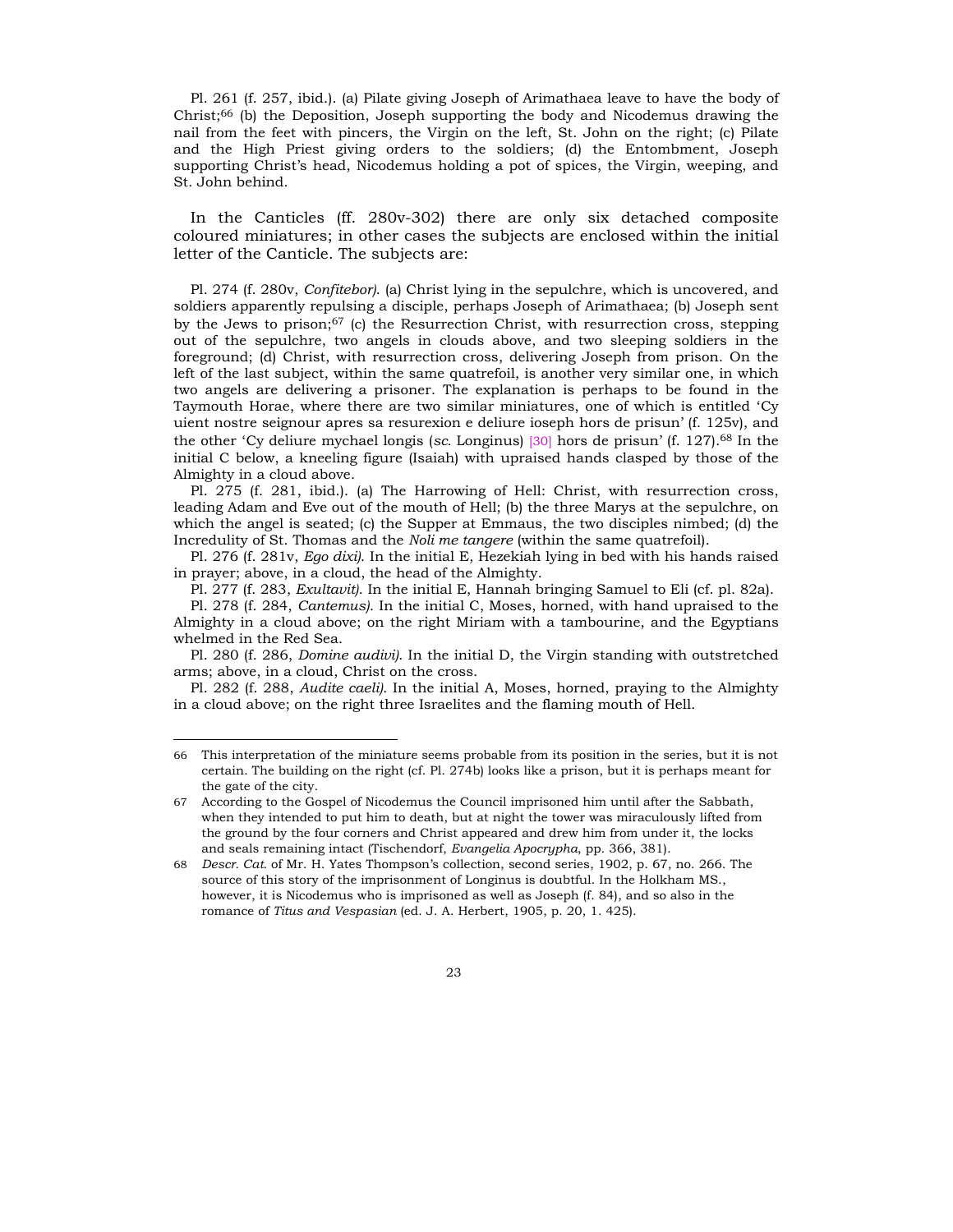Pl. 261 (f. 257, ibid.). (a) Pilate giving Joseph of Arimathaea leave to have the body of Christ;[66] (b) the Deposition, Joseph supporting the body and Nicodemus drawing the nail from the feet with pincers, the Virgin on the left, St. John on the right; (c) Pilate and the High Priest giving orders to the soldiers; (d) the Entombment, Joseph supporting Christ's head, Nicodemus holding a pot of spices, the Virgin, weeping, and St. John behind.

In the Canticles (ff. 280v-302) there are only six detached composite coloured miniatures; in other cases the subjects are enclosed within the initial letter of the Canticle. The subjects are:

Pl. 274 (f. 280v, *Confitebor*). (a) Christ lying in the sepulchre, which is uncovered, and soldiers apparently repulsing a disciple, perhaps Joseph of Arimathaea; (b) Joseph sent by the Jews to prison;[67] (c) the Resurrection Christ, with resurrection cross, stepping out of the sepulchre, two angels in clouds above, and two sleeping soldiers in the foreground; (d) Christ, with resurrection cross, delivering Joseph from prison. On the left of the last subject, within the same quatrefoil, is another very similar one, in which two angels are delivering a prisoner. The explanation is perhaps to be found in the Taymouth Horae, where there are two similar miniatures, one of which is entitled 'Cy uient nostre seignour apres sa resurexion e deliure ioseph hors de prisun' (f. 125v), and the other 'Cy deliure mychael longis (*sc.* Longinus) [30] hors de prisun' (f. 127).[68] In the initial C below, a kneeling figure (Isaiah) with upraised hands clasped by those of the Almighty in a cloud above.

Pl. 275 (f. 281, ibid.). (a) The Harrowing of Hell: Christ, with resurrection cross, leading Adam and Eve out of the mouth of Hell; (b) the three Marys at the sepulchre, on which the angel is seated; (c) the Supper at Emmaus, the two disciples nimbed; (d) the Incredulity of St. Thomas and the *Noli me tangere* (within the same quatrefoil).

Pl. 276 (f. 281v, *Ego dixi*). In the initial E, Hezekiah lying in bed with his hands raised in prayer; above, in a cloud, the head of the Almighty.

Pl. 277 (f. 283, *Exultavit*). In the initial E, Hannah bringing Samuel to Eli (cf. pl. 82a).

Pl. 278 (f. 284, *Cantemus*). In the initial C, Moses, horned, with hand upraised to the Almighty in a cloud above; on the right Miriam with a tambourine, and the Egyptians whelmed in the Red Sea.

Pl. 280 (f. 286, *Domine audivi*). In the initial D, the Virgin standing with outstretched arms; above, in a cloud, Christ on the cross.

Pl. 282 (f. 288, *Audite caeli*). In the initial A, Moses, horned, praying to the Almighty in a cloud above; on the right three Israelites and the flaming mouth of Hell.

---

66 This interpretation of the miniature seems probable from its position in the series, but it is not certain. The building on the right (cf. Pl. 274b) looks like a prison, but it is perhaps meant for the gate of the city.

67 According to the Gospel of Nicodemus the Council imprisoned him until after the Sabbath, when they intended to put him to death, but at night the tower was miraculously lifted from the ground by the four corners and Christ appeared and drew him from under it, the locks and seals remaining intact (Tischendorf, *Evangelia Apocrypha*, pp. 366, 381).

68 *Descr. Cat.* of Mr. H. Yates Thompson's collection, second series, 1902, p. 67, no. 266. The source of this story of the imprisonment of Longinus is doubtful. In the Holkham MS., however, it is Nicodemus who is imprisoned as well as Joseph (f. 84), and so also in the romance of *Titus and Vespasian* (ed. J. A. Herbert, 1905, p. 20, 1. 425).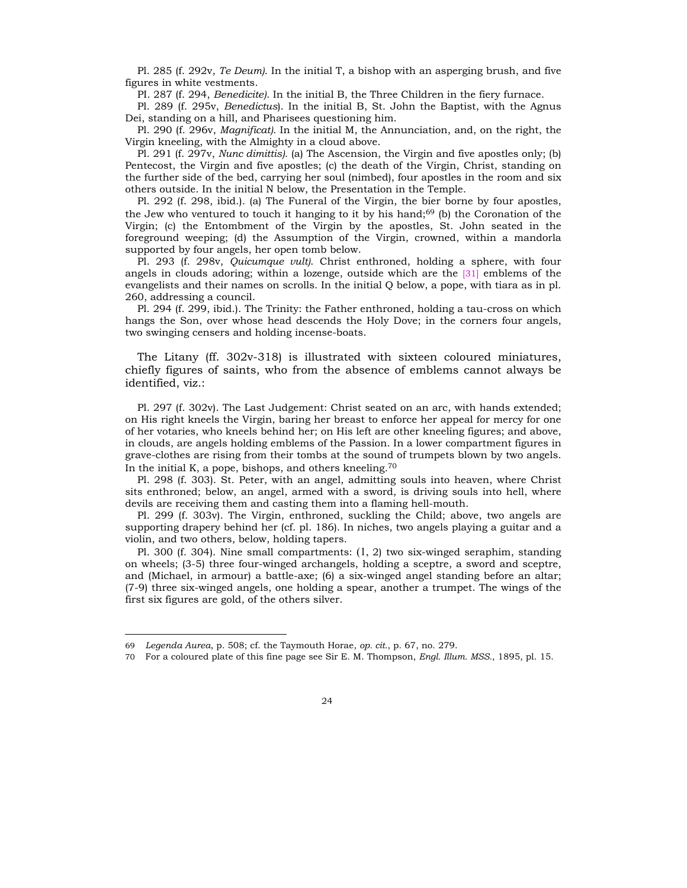Pl. 285 (f. 292v, *Te Deum)*. In the initial T, a bishop with an asperging brush, and five figures in white vestments.

Pl. 287 (f. 294, *Benedicite)*. In the initial B, the Three Children in the fiery furnace.

Pl. 289 (f. 295v, *Benedictus*). In the initial B, St. John the Baptist, with the Agnus Dei, standing on a hill, and Pharisees questioning him.

Pl. 290 (f. 296v, *Magnificat)*. In the initial M, the Annunciation, and, on the right, the Virgin kneeling, with the Almighty in a cloud above.

Pl. 291 (f. 297v, *Nunc dimittis)*. (a) The Ascension, the Virgin and five apostles only; (b) Pentecost, the Virgin and five apostles; (c) the death of the Virgin, Christ, standing on the further side of the bed, carrying her soul (nimbed), four apostles in the room and six others outside. In the initial N below, the Presentation in the Temple.

Pl. 292 (f. 298, ibid.). (a) The Funeral of the Virgin, the bier borne by four apostles, the Jew who ventured to touch it hanging to it by his hand;[69] (b) the Coronation of the Virgin; (c) the Entombment of the Virgin by the apostles, St. John seated in the foreground weeping; (d) the Assumption of the Virgin, crowned, within a mandorla supported by four angels, her open tomb below.

Pl. 293 (f. 298v, *Quicumque vult)*. Christ enthroned, holding a sphere, with four angels in clouds adoring; within a lozenge, outside which are the [31] emblems of the evangelists and their names on scrolls. In the initial Q below, a pope, with tiara as in pl. 260, addressing a council.

Pl. 294 (f. 299, ibid.). The Trinity: the Father enthroned, holding a tau-cross on which hangs the Son, over whose head descends the Holy Dove; in the corners four angels, two swinging censers and holding incense-boats.

The Litany (ff. 302v-318) is illustrated with sixteen coloured miniatures, chiefly figures of saints, who from the absence of emblems cannot always be identified, viz.:

Pl. 297 (f. 302v). The Last Judgement: Christ seated on an arc, with hands extended; on His right kneels the Virgin, baring her breast to enforce her appeal for mercy for one of her votaries, who kneels behind her; on His left are other kneeling figures; and above, in clouds, are angels holding emblems of the Passion. In a lower compartment figures in grave-clothes are rising from their tombs at the sound of trumpets blown by two angels. In the initial K, a pope, bishops, and others kneeling.[70]

Pl. 298 (f. 303). St. Peter, with an angel, admitting souls into heaven, where Christ sits enthroned; below, an angel, armed with a sword, is driving souls into hell, where devils are receiving them and casting them into a flaming hell-mouth.

Pl. 299 (f. 303v). The Virgin, enthroned, suckling the Child; above, two angels are supporting drapery behind her (cf. pl. 186). In niches, two angels playing a guitar and a violin, and two others, below, holding tapers.

Pl. 300 (f. 304). Nine small compartments: (1, 2) two six-winged seraphim, standing on wheels; (3-5) three four-winged archangels, holding a sceptre, a sword and sceptre, and (Michael, in armour) a battle-axe; (6) a six-winged angel standing before an altar; (7-9) three six-winged angels, one holding a spear, another a trumpet. The wings of the first six figures are gold, of the others silver.

---

69 *Legenda Aurea*, p. 508; cf. the Taymouth Horae, *op. cit.*, p. 67, no. 279.

70 For a coloured plate of this fine page see Sir E. M. Thompson, *Engl. Illum. MSS.*, 1895, pl. 15.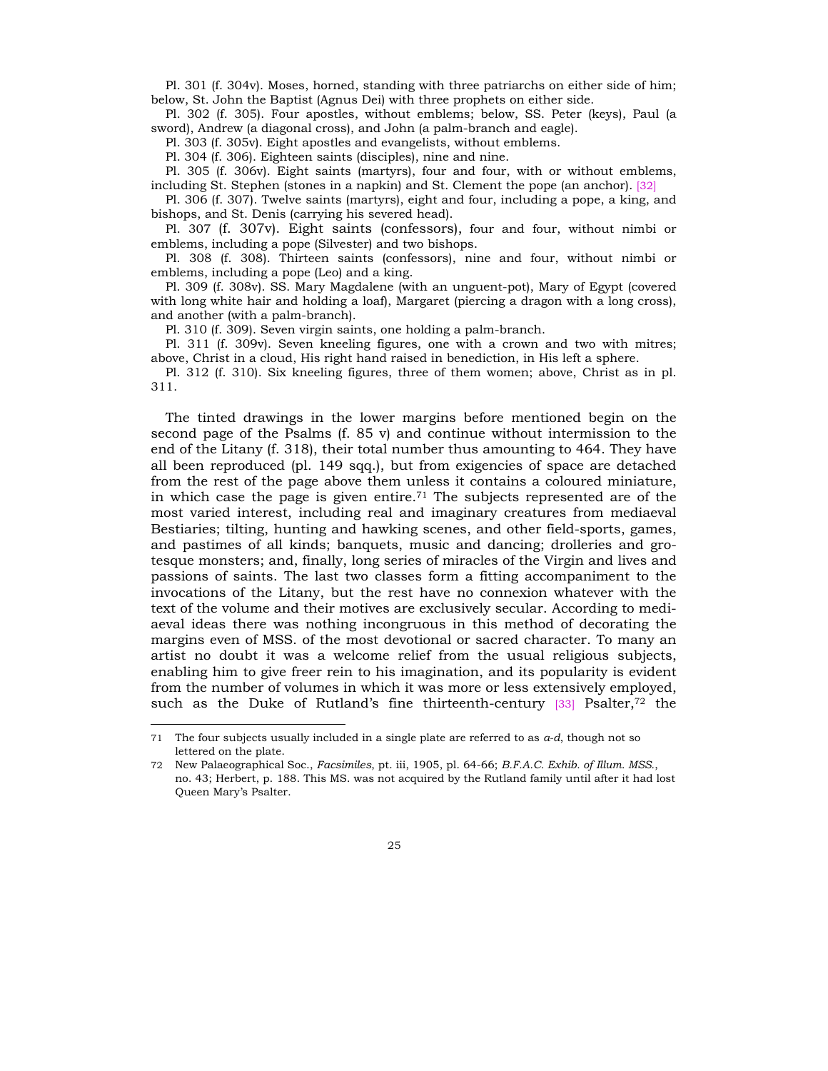Pl. 301 (f. 304v). Moses, horned, standing with three patriarchs on either side of him; below, St. John the Baptist (Agnus Dei) with three prophets on either side.

Pl. 302 (f. 305). Four apostles, without emblems; below, SS. Peter (keys), Paul (a sword), Andrew (a diagonal cross), and John (a palm-branch and eagle).

Pl. 303 (f. 305v). Eight apostles and evangelists, without emblems.

Pl. 304 (f. 306). Eighteen saints (disciples), nine and nine.

Pl. 305 (f. 306v). Eight saints (martyrs), four and four, with or without emblems, including St. Stephen (stones in a napkin) and St. Clement the pope (an anchor). [32]

Pl. 306 (f. 307). Twelve saints (martyrs), eight and four, including a pope, a king, and bishops, and St. Denis (carrying his severed head).

Pl. 307 (f. 307v). Eight saints (confessors), four and four, without nimbi or emblems, including a pope (Silvester) and two bishops.

Pl. 308 (f. 308). Thirteen saints (confessors), nine and four, without nimbi or emblems, including a pope (Leo) and a king.

Pl. 309 (f. 308v). SS. Mary Magdalene (with an unguent-pot), Mary of Egypt (covered with long white hair and holding a loaf), Margaret (piercing a dragon with a long cross), and another (with a palm-branch).

Pl. 310 (f. 309). Seven virgin saints, one holding a palm-branch.

Pl. 311 (f. 309v). Seven kneeling figures, one with a crown and two with mitres; above, Christ in a cloud, His right hand raised in benediction, in His left a sphere.

Pl. 312 (f. 310). Six kneeling figures, three of them women; above, Christ as in pl. 311.

The tinted drawings in the lower margins before mentioned begin on the second page of the Psalms (f. 85 v) and continue without intermission to the end of the Litany (f. 318), their total number thus amounting to 464. They have all been reproduced (pl. 149 sqq.), but from exigencies of space are detached from the rest of the page above them unless it contains a coloured miniature, in which case the page is given entire.[71] The subjects represented are of the most varied interest, including real and imaginary creatures from mediaeval Bestiaries; tilting, hunting and hawking scenes, and other field-sports, games, and pastimes of all kinds; banquets, music and dancing; drolleries and grotesque monsters; and, finally, long series of miracles of the Virgin and lives and passions of saints. The last two classes form a fitting accompaniment to the invocations of the Litany, but the rest have no connexion whatever with the text of the volume and their motives are exclusively secular. According to mediaeval ideas there was nothing incongruous in this method of decorating the margins even of MSS. of the most devotional or sacred character. To many an artist no doubt it was a welcome relief from the usual religious subjects, enabling him to give freer rein to his imagination, and its popularity is evident from the number of volumes in which it was more or less extensively employed, such as the Duke of Rutland's fine thirteenth-century [33] Psalter,[72] the

---

71 The four subjects usually included in a single plate are referred to as *a-d*, though not so lettered on the plate.

72 New Palaeographical Soc., *Facsimiles*, pt. iii, 1905, pl. 64-66; *B.F.A.C. Exhib. of Illum. MSS.*, no. 43; Herbert, p. 188. This MS. was not acquired by the Rutland family until after it had lost Queen Mary's Psalter.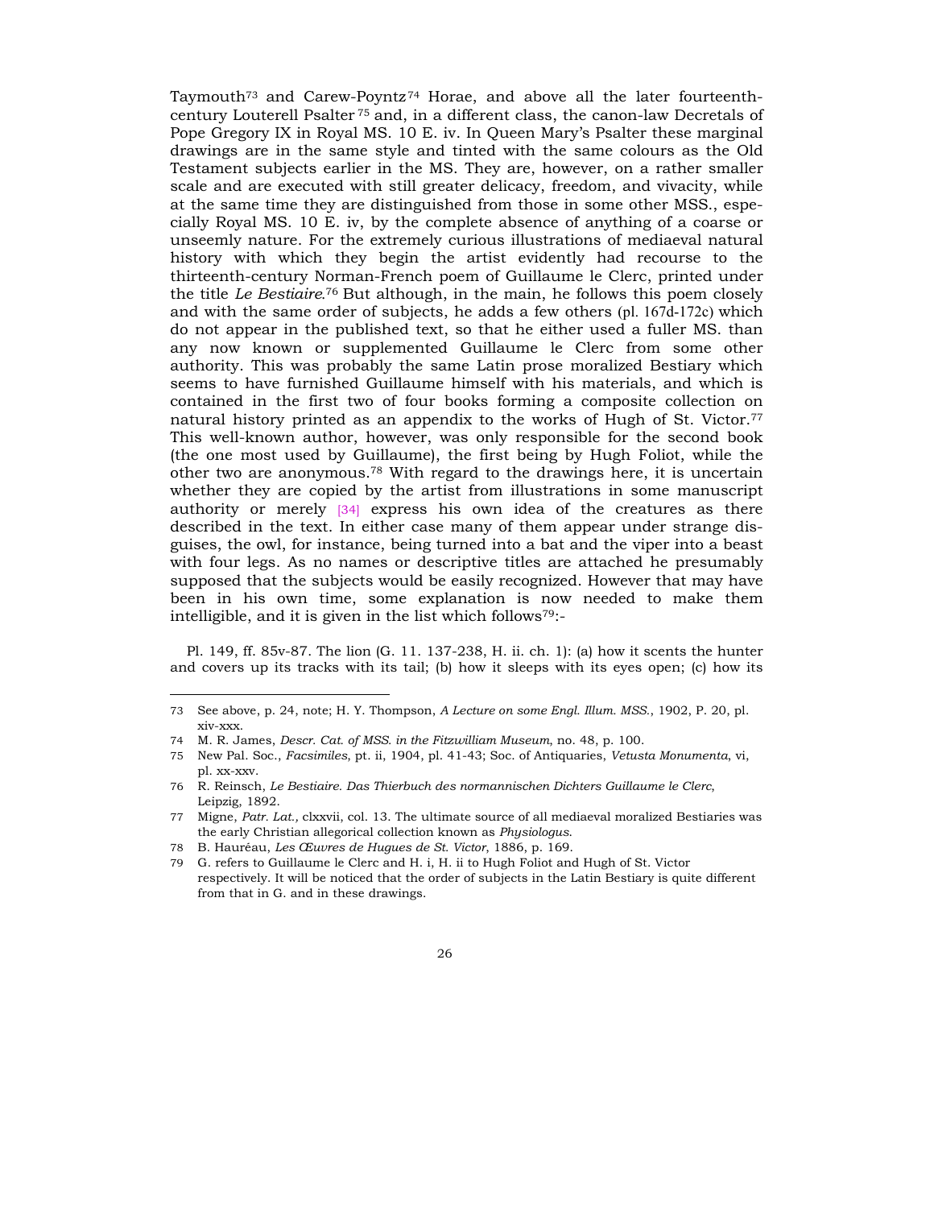Taymouth[73] and Carew-Poyntz[74] Horae, and above all the later fourteenth-century Louterell Psalter[75] and, in a different class, the canon-law Decretals of Pope Gregory IX in Royal MS. 10 E. iv. In Queen Mary's Psalter these marginal drawings are in the same style and tinted with the same colours as the Old Testament subjects earlier in the MS. They are, however, on a rather smaller scale and are executed with still greater delicacy, freedom, and vivacity, while at the same time they are distinguished from those in some other MSS., especially Royal MS. 10 E. iv, by the complete absence of anything of a coarse or unseemly nature. For the extremely curious illustrations of mediaeval natural history with which they begin the artist evidently had recourse to the thirteenth-century Norman-French poem of Guillaume le Clerc, printed under the title *Le Bestiaire*.[76] But although, in the main, he follows this poem closely and with the same order of subjects, he adds a few others (pl. 167d-172c) which do not appear in the published text, so that he either used a fuller MS. than any now known or supplemented Guillaume le Clerc from some other authority. This was probably the same Latin prose moralized Bestiary which seems to have furnished Guillaume himself with his materials, and which is contained in the first two of four books forming a composite collection on natural history printed as an appendix to the works of Hugh of St. Victor.[77] This well-known author, however, was only responsible for the second book (the one most used by Guillaume), the first being by Hugh Foliot, while the other two are anonymous.[78] With regard to the drawings here, it is uncertain whether they are copied by the artist from illustrations in some manuscript authority or merely [34] express his own idea of the creatures as there described in the text. In either case many of them appear under strange disguises, the owl, for instance, being turned into a bat and the viper into a beast with four legs. As no names or descriptive titles are attached he presumably supposed that the subjects would be easily recognized. However that may have been in his own time, some explanation is now needed to make them intelligible, and it is given in the list which follows[79]:-

Pl. 149, ff. 85v-87. The lion (G. 11. 137-238, H. ii. ch. 1): (a) how it scents the hunter and covers up its tracks with its tail; (b) how it sleeps with its eyes open; (c) how its

---

73 See above, p. 24, note; H. Y. Thompson, *A Lecture on some Engl. Illum. MSS.*, 1902, P. 20, pl. xiv-xxx.

74 M. R. James, *Descr. Cat. of MSS. in the Fitzwilliam Museum,* no. 48, p. 100.

75 New Pal. Soc., *Facsimiles,* pt. ii, 1904, pl. 41-43; Soc. of Antiquaries, *Vetusta Monumenta*, vi, pl. xx-xxv.

76 R. Reinsch, *Le Bestiaire. Das Thierbuch des normannischen Dichters Guillaume le Clerc*, Leipzig, 1892.

77 Migne, *Patr. Lat.,* clxxvii, col. 13. The ultimate source of all mediaeval moralized Bestiaries was the early Christian allegorical collection known as *Physiologus.*

78 B. Hauréau, *Les Œuvres de Hugues de St. Victor*, 1886, p. 169.

79 G. refers to Guillaume le Clerc and H. i, H. ii to Hugh Foliot and Hugh of St. Victor respectively. It will be noticed that the order of subjects in the Latin Bestiary is quite different from that in G. and in these drawings.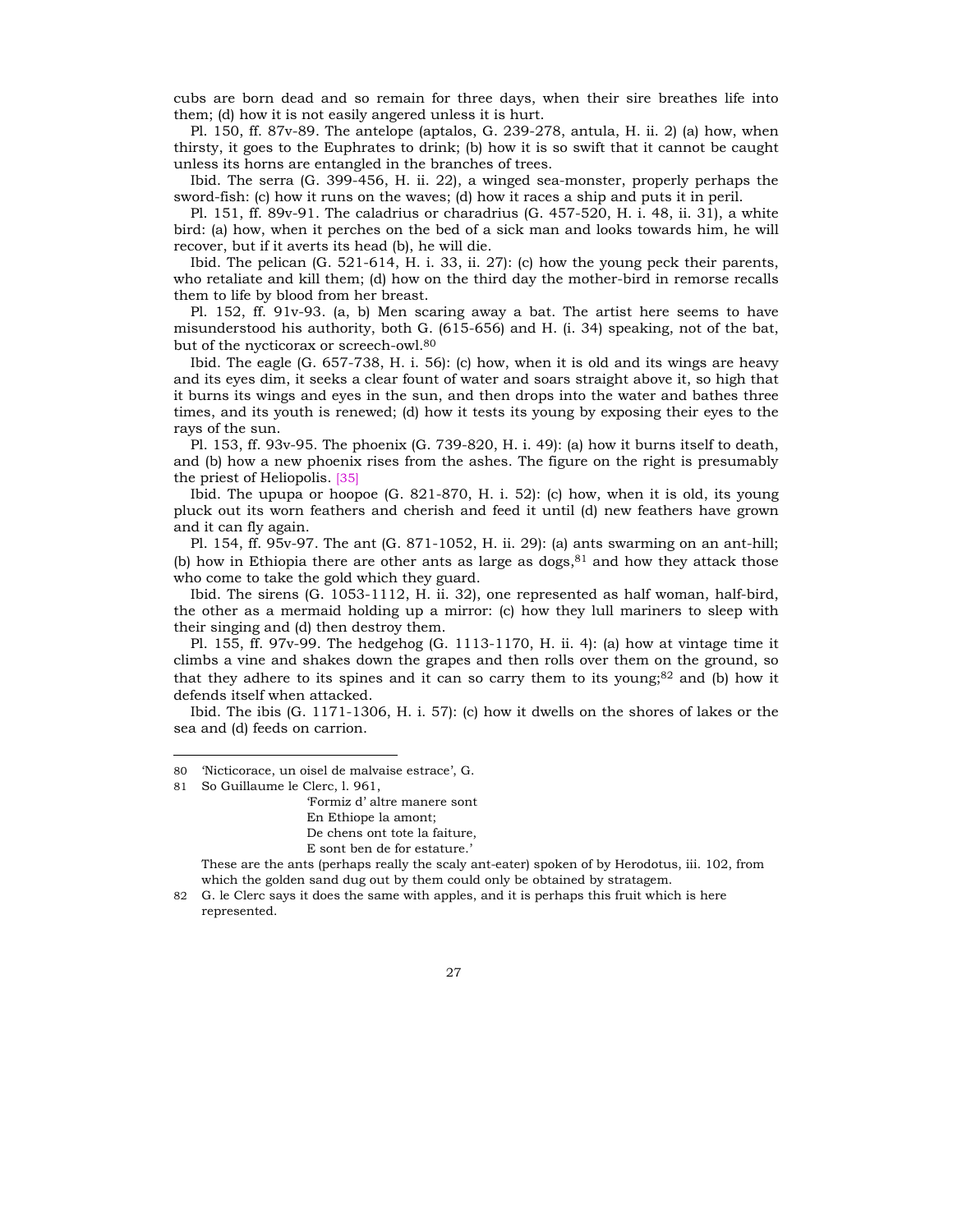cubs are born dead and so remain for three days, when their sire breathes life into them; (d) how it is not easily angered unless it is hurt.

Pl. 150, ff. 87v-89. The antelope (aptalos, G. 239-278, antula, H. ii. 2) (a) how, when thirsty, it goes to the Euphrates to drink; (b) how it is so swift that it cannot be caught unless its horns are entangled in the branches of trees.

Ibid. The serra (G. 399-456, H. ii. 22), a winged sea-monster, properly perhaps the sword-fish: (c) how it runs on the waves; (d) how it races a ship and puts it in peril.

Pl. 151, ff. 89v-91. The caladrius or charadrius (G. 457-520, H. i. 48, ii. 31), a white bird: (a) how, when it perches on the bed of a sick man and looks towards him, he will recover, but if it averts its head (b), he will die.

Ibid. The pelican (G. 521-614, H. i. 33, ii. 27): (c) how the young peck their parents, who retaliate and kill them; (d) how on the third day the mother-bird in remorse recalls them to life by blood from her breast.

Pl. 152, ff. 91v-93. (a, b) Men scaring away a bat. The artist here seems to have misunderstood his authority, both G. (615-656) and H. (i. 34) speaking, not of the bat, but of the nycticorax or screech-owl.[80]

Ibid. The eagle (G. 657-738, H. i. 56): (c) how, when it is old and its wings are heavy and its eyes dim, it seeks a clear fount of water and soars straight above it, so high that it burns its wings and eyes in the sun, and then drops into the water and bathes three times, and its youth is renewed; (d) how it tests its young by exposing their eyes to the rays of the sun.

Pl. 153, ff. 93v-95. The phoenix (G. 739-820, H. i. 49): (a) how it burns itself to death, and (b) how a new phoenix rises from the ashes. The figure on the right is presumably the priest of Heliopolis. [35]

Ibid. The upupa or hoopoe (G. 821-870, H. i. 52): (c) how, when it is old, its young pluck out its worn feathers and cherish and feed it until (d) new feathers have grown and it can fly again.

Pl. 154, ff. 95v-97. The ant (G. 871-1052, H. ii. 29): (a) ants swarming on an ant-hill; (b) how in Ethiopia there are other ants as large as dogs,[81] and how they attack those who come to take the gold which they guard.

Ibid. The sirens (G. 1053-1112, H. ii. 32), one represented as half woman, half-bird, the other as a mermaid holding up a mirror: (c) how they lull mariners to sleep with their singing and (d) then destroy them.

Pl. 155, ff. 97v-99. The hedgehog (G. 1113-1170, H. ii. 4): (a) how at vintage time it climbs a vine and shakes down the grapes and then rolls over them on the ground, so that they adhere to its spines and it can so carry them to its young;[82] and (b) how it defends itself when attacked.

Ibid. The ibis (G. 1171-1306, H. i. 57): (c) how it dwells on the shores of lakes or the sea and (d) feeds on carrion.

---

80 'Nicticorace, un oisel de malvaise estrace', G.

81 So Guillaume le Clerc, l. 961,

> 'Formiz d' altre manere sont
> En Ethiope la amont;
> De chens ont tote la faiture,
> E sont ben de for estature.'

These are the ants (perhaps really the scaly ant-eater) spoken of by Herodotus, iii. 102, from which the golden sand dug out by them could only be obtained by stratagem.

82 G. le Clerc says it does the same with apples, and it is perhaps this fruit which is here represented.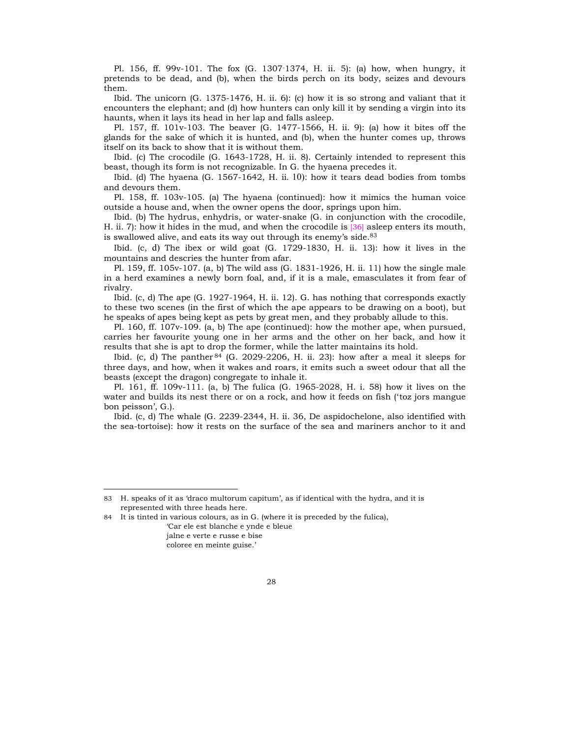Pl. 156, ff. 99v-101. The fox (G. 1307-1374, H. ii. 5): (a) how, when hungry, it pretends to be dead, and (b), when the birds perch on its body, seizes and devours them.

Ibid. The unicorn (G. 1375-1476, H. ii. 6): (c) how it is so strong and valiant that it encounters the elephant; and (d) how hunters can only kill it by sending a virgin into its haunts, when it lays its head in her lap and falls asleep.

Pl. 157, ff. 101v-103. The beaver (G. 1477-1566, H. ii. 9): (a) how it bites off the glands for the sake of which it is hunted, and (b), when the hunter comes up, throws itself on its back to show that it is without them.

Ibid. (c) The crocodile (G. 1643-1728, H. ii. 8). Certainly intended to represent this beast, though its form is not recognizable. In G. the hyaena precedes it.

Ibid. (d) The hyaena (G. 1567-1642, H. ii. 10): how it tears dead bodies from tombs and devours them.

Pl. 158, ff. 103v-105. (a) The hyaena (continued): how it mimics the human voice outside a house and, when the owner opens the door, springs upon him.

Ibid. (b) The hydrus, enhydris, or water-snake (G. in conjunction with the crocodile, H. ii. 7): how it hides in the mud, and when the crocodile is [36] asleep enters its mouth, is swallowed alive, and eats its way out through its enemy's side.[83]

Ibid. (c, d) The ibex or wild goat (G. 1729-1830, H. ii. 13): how it lives in the mountains and descries the hunter from afar.

Pl. 159, ff. 105v-107. (a, b) The wild ass (G. 1831-1926, H. ii. 11) how the single male in a herd examines a newly born foal, and, if it is a male, emasculates it from fear of rivalry.

Ibid. (c, d) The ape (G. 1927-1964, H. ii. 12). G. has nothing that corresponds exactly to these two scenes (in the first of which the ape appears to be drawing on a boot), but he speaks of apes being kept as pets by great men, and they probably allude to this.

Pl. 160, ff. 107v-109. (a, b) The ape (continued): how the mother ape, when pursued, carries her favourite young one in her arms and the other on her back, and how it results that she is apt to drop the former, while the latter maintains its hold.

Ibid. (c, d) The panther[84] (G. 2029-2206, H. ii. 23): how after a meal it sleeps for three days, and how, when it wakes and roars, it emits such a sweet odour that all the beasts (except the dragon) congregate to inhale it.

Pl. 161, ff. 109v-111. (a, b) The fulica (G. 1965-2028, H. i. 58) how it lives on the water and builds its nest there or on a rock, and how it feeds on fish ('toz jors mangue bon peisson', G.).

Ibid. (c, d) The whale (G. 2239-2344, H. ii. 36, De aspidochelone, also identified with the sea-tortoise): how it rests on the surface of the sea and mariners anchor to it and

---

83 H. speaks of it as 'draco multorum capitum', as if identical with the hydra, and it is represented with three heads here.

84 It is tinted in various colours, as in G. (where it is preceded by the fulica),

'Car ele est blanche e ynde e bleue
jalne e verte e russe e bise
coloree en meinte guise.'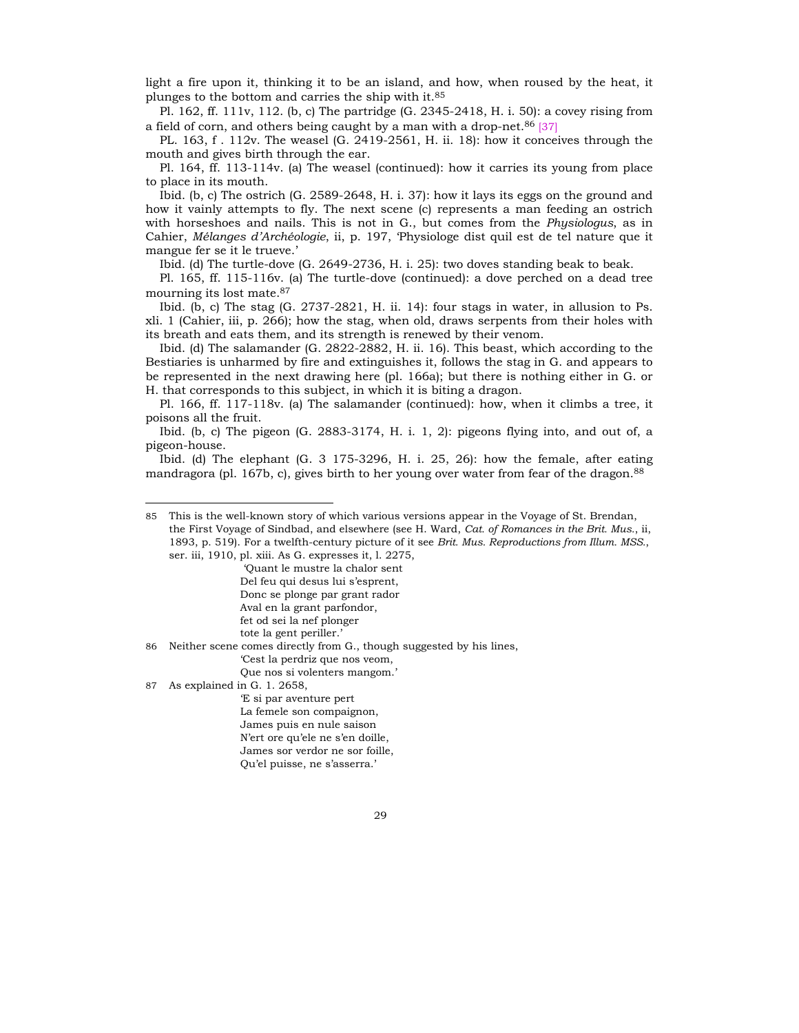light a fire upon it, thinking it to be an island, and how, when roused by the heat, it plunges to the bottom and carries the ship with it.[85]

Pl. 162, ff. 111v, 112. (b, c) The partridge (G. 2345-2418, H. i. 50): a covey rising from a field of corn, and others being caught by a man with a drop-net.[86] [37]

PL. 163, f . 112v. The weasel (G. 2419-2561, H. ii. 18): how it conceives through the mouth and gives birth through the ear.

Pl. 164, ff. 113-114v. (a) The weasel (continued): how it carries its young from place to place in its mouth.

Ibid. (b, c) The ostrich (G. 2589-2648, H. i. 37): how it lays its eggs on the ground and how it vainly attempts to fly. The next scene (c) represents a man feeding an ostrich with horseshoes and nails. This is not in G., but comes from the *Physiologus*, as in Cahier, *Mélanges d'Archéologie*, ii, p. 197, 'Physiologe dist quil est de tel nature que it mangue fer se it le trueve.'

Ibid. (d) The turtle-dove (G. 2649-2736, H. i. 25): two doves standing beak to beak.

Pl. 165, ff. 115-116v. (a) The turtle-dove (continued): a dove perched on a dead tree mourning its lost mate.[87]

Ibid. (b, c) The stag (G. 2737-2821, H. ii. 14): four stags in water, in allusion to Ps. xli. 1 (Cahier, iii, p. 266); how the stag, when old, draws serpents from their holes with its breath and eats them, and its strength is renewed by their venom.

Ibid. (d) The salamander (G. 2822-2882, H. ii. 16). This beast, which according to the Bestiaries is unharmed by fire and extinguishes it, follows the stag in G. and appears to be represented in the next drawing here (pl. 166a); but there is nothing either in G. or H. that corresponds to this subject, in which it is biting a dragon.

Pl. 166, ff. 117-118v. (a) The salamander (continued): how, when it climbs a tree, it poisons all the fruit.

Ibid. (b, c) The pigeon (G. 2883-3174, H. i. 1, 2): pigeons flying into, and out of, a pigeon-house.

Ibid. (d) The elephant (G. 3 175-3296, H. i. 25, 26): how the female, after eating mandragora (pl. 167b, c), gives birth to her young over water from fear of the dragon.[88]

---

85 This is the well-known story of which various versions appear in the Voyage of St. Brendan, the First Voyage of Sindbad, and elsewhere (see H. Ward, *Cat. of Romances in the Brit. Mus.*, ii, 1893, p. 519). For a twelfth-century picture of it see *Brit. Mus. Reproductions from Illum. MSS.*, ser. iii, 1910, pl. xiii. As G. expresses it, l. 2275,

> 'Quant le mustre la chalor sent
> Del feu qui desus lui s'esprent,
> Donc se plonge par grant rador
> Aval en la grant parfondor,
> fet od sei la nef plonger
> tote la gent periller.'

86 Neither scene comes directly from G., though suggested by his lines,

> 'Cest la perdriz que nos veom,
> Que nos si volenters mangom.'

87 As explained in G. 1. 2658,

> 'E si par aventure pert
> La femele son compaignon,
> James puis en nule saison
> N'ert ore qu'ele ne s'en doille,
> James sor verdor ne sor foille,
> Qu'el puisse, ne s'asserra.'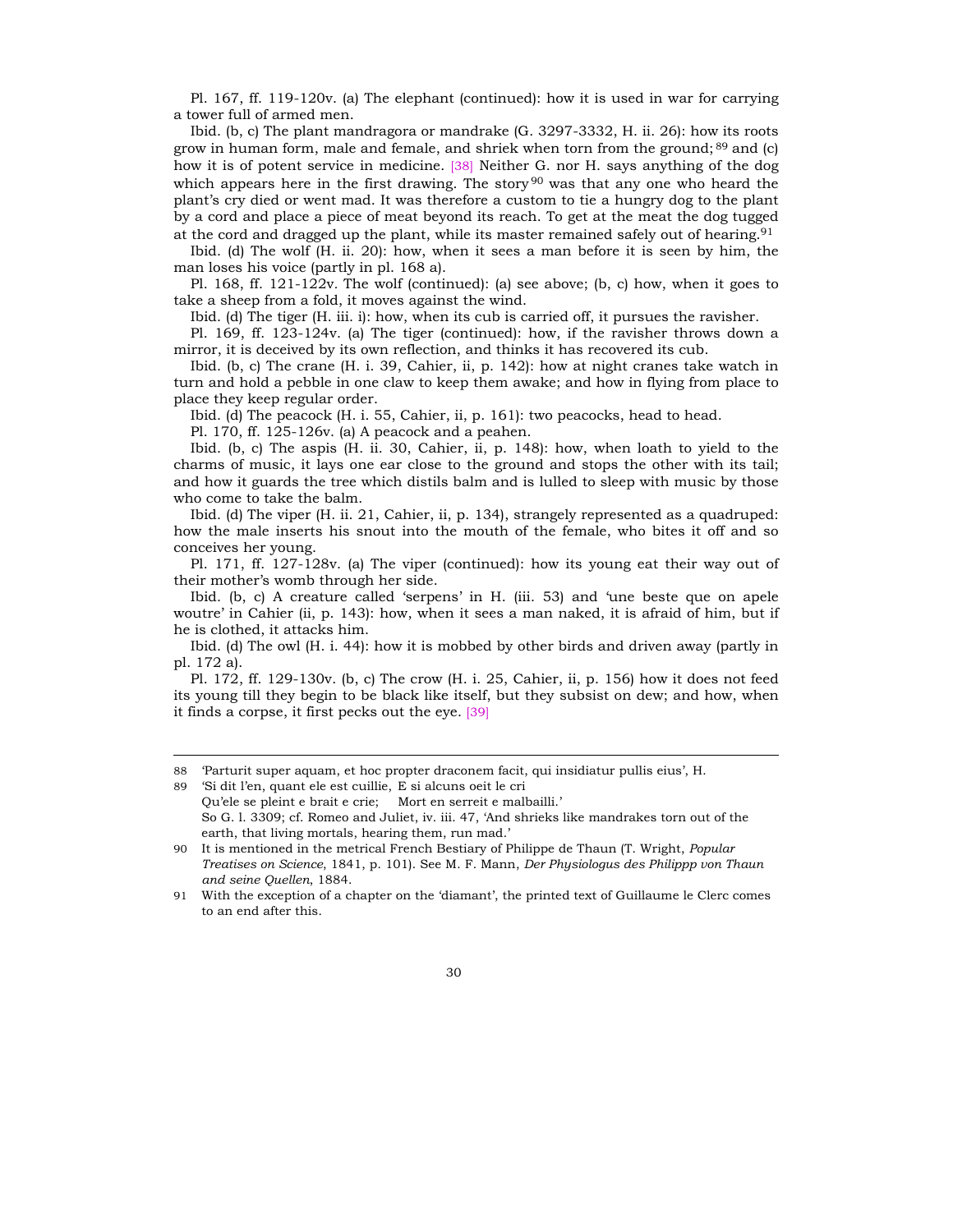Pl. 167, ff. 119-120v. (a) The elephant (continued): how it is used in war for carrying a tower full of armed men.

Ibid. (b, c) The plant mandragora or mandrake (G. 3297-3332, H. ii. 26): how its roots grow in human form, male and female, and shriek when torn from the ground;[89] and (c) how it is of potent service in medicine. [38] Neither G. nor H. says anything of the dog which appears here in the first drawing. The story[90] was that any one who heard the plant's cry died or went mad. It was therefore a custom to tie a hungry dog to the plant by a cord and place a piece of meat beyond its reach. To get at the meat the dog tugged at the cord and dragged up the plant, while its master remained safely out of hearing.[91]

Ibid. (d) The wolf (H. ii. 20): how, when it sees a man before it is seen by him, the man loses his voice (partly in pl. 168 a).

Pl. 168, ff. 121-122v. The wolf (continued): (a) see above; (b, c) how, when it goes to take a sheep from a fold, it moves against the wind.

Ibid. (d) The tiger (H. iii. i): how, when its cub is carried off, it pursues the ravisher.

Pl. 169, ff. 123-124v. (a) The tiger (continued): how, if the ravisher throws down a mirror, it is deceived by its own reflection, and thinks it has recovered its cub.

Ibid. (b, c) The crane (H. i. 39, Cahier, ii, p. 142): how at night cranes take watch in turn and hold a pebble in one claw to keep them awake; and how in flying from place to place they keep regular order.

Ibid. (d) The peacock (H. i. 55, Cahier, ii, p. 161): two peacocks, head to head.

Pl. 170, ff. 125-126v. (a) A peacock and a peahen.

Ibid. (b, c) The aspis (H. ii. 30, Cahier, ii, p. 148): how, when loath to yield to the charms of music, it lays one ear close to the ground and stops the other with its tail; and how it guards the tree which distils balm and is lulled to sleep with music by those who come to take the balm.

Ibid. (d) The viper (H. ii. 21, Cahier, ii, p. 134), strangely represented as a quadruped: how the male inserts his snout into the mouth of the female, who bites it off and so conceives her young.

Pl. 171, ff. 127-128v. (a) The viper (continued): how its young eat their way out of their mother's womb through her side.

Ibid. (b, c) A creature called 'serpens' in H. (iii. 53) and 'une beste que on apele woutre' in Cahier (ii, p. 143): how, when it sees a man naked, it is afraid of him, but if he is clothed, it attacks him.

Ibid. (d) The owl (H. i. 44): how it is mobbed by other birds and driven away (partly in pl. 172 a).

Pl. 172, ff. 129-130v. (b, c) The crow (H. i. 25, Cahier, ii, p. 156) how it does not feed its young till they begin to be black like itself, but they subsist on dew; and how, when it finds a corpse, it first pecks out the eye. [39]

---

88 'Parturit super aquam, et hoc propter draconem facit, qui insidiatur pullis eius', H.

89 'Si dit l'en, quant ele est cuillie, E si alcuns oeit le cri
Qu'ele se pleint e brait e crie; Mort en serreit e malbailli.'
So G. l. 3309; cf. Romeo and Juliet, iv. iii. 47, 'And shrieks like mandrakes torn out of the earth, that living mortals, hearing them, run mad.'

90 It is mentioned in the metrical French Bestiary of Philippe de Thaun (T. Wright, *Popular Treatises on Science*, 1841, p. 101). See M. F. Mann, *Der Physiologus des Philippp von Thaun and seine Quellen*, 1884.

91 With the exception of a chapter on the 'diamant', the printed text of Guillaume le Clerc comes to an end after this.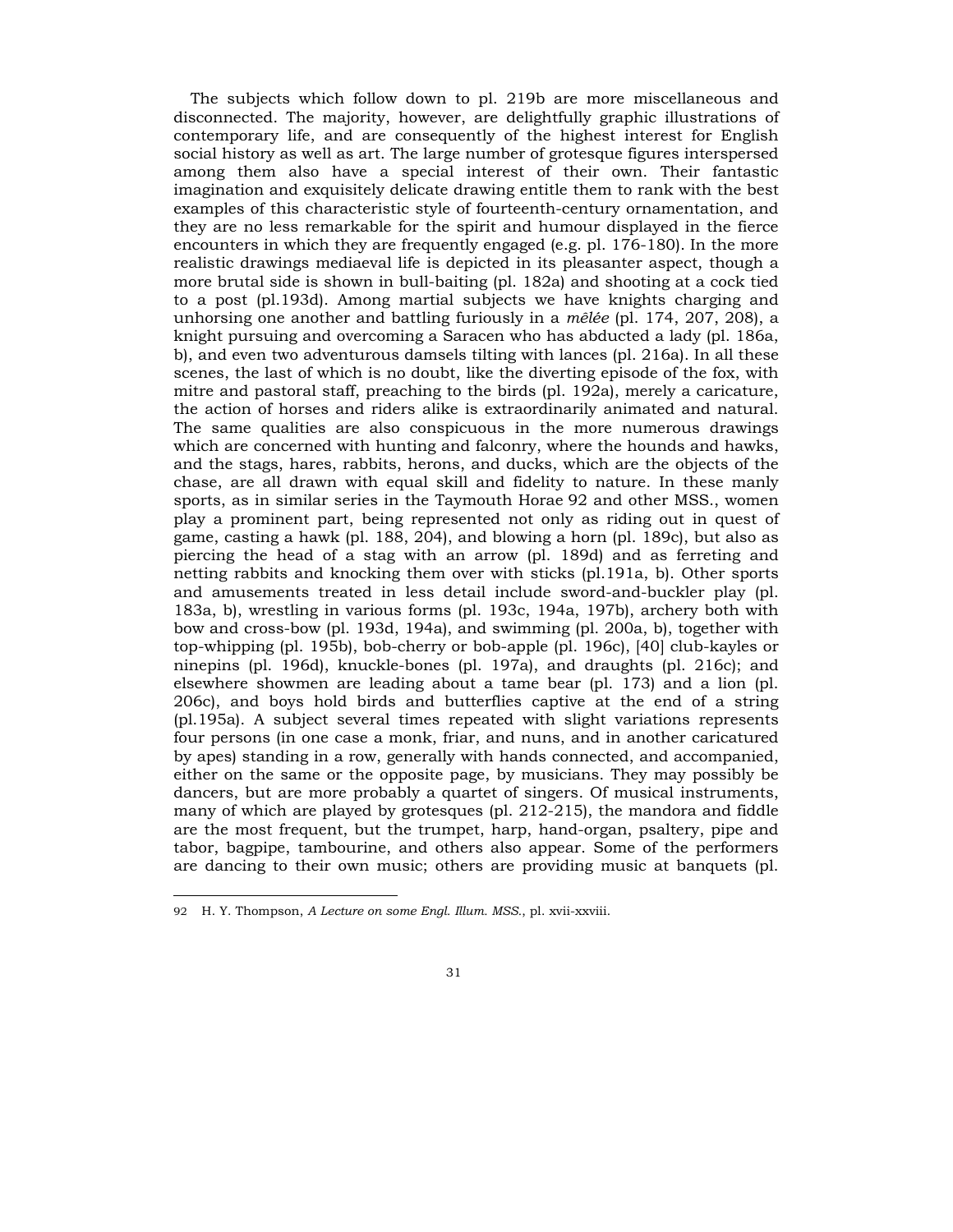The subjects which follow down to pl. 219b are more miscellaneous and disconnected. The majority, however, are delightfully graphic illustrations of contemporary life, and are consequently of the highest interest for English social history as well as art. The large number of grotesque figures interspersed among them also have a special interest of their own. Their fantastic imagination and exquisitely delicate drawing entitle them to rank with the best examples of this characteristic style of fourteenth-century ornamentation, and they are no less remarkable for the spirit and humour displayed in the fierce encounters in which they are frequently engaged (e.g. pl. 176-180). In the more realistic drawings mediaeval life is depicted in its pleasanter aspect, though a more brutal side is shown in bull-baiting (pl. 182a) and shooting at a cock tied to a post (pl.193d). Among martial subjects we have knights charging and unhorsing one another and battling furiously in a *mêlée* (pl. 174, 207, 208), a knight pursuing and overcoming a Saracen who has abducted a lady (pl. 186a, b), and even two adventurous damsels tilting with lances (pl. 216a). In all these scenes, the last of which is no doubt, like the diverting episode of the fox, with mitre and pastoral staff, preaching to the birds (pl. 192a), merely a caricature, the action of horses and riders alike is extraordinarily animated and natural. The same qualities are also conspicuous in the more numerous drawings which are concerned with hunting and falconry, where the hounds and hawks, and the stags, hares, rabbits, herons, and ducks, which are the objects of the chase, are all drawn with equal skill and fidelity to nature. In these manly sports, as in similar series in the Taymouth Horae 92 and other MSS., women play a prominent part, being represented not only as riding out in quest of game, casting a hawk (pl. 188, 204), and blowing a horn (pl. 189c), but also as piercing the head of a stag with an arrow (pl. 189d) and as ferreting and netting rabbits and knocking them over with sticks (pl.191a, b). Other sports and amusements treated in less detail include sword-and-buckler play (pl. 183a, b), wrestling in various forms (pl. 193c, 194a, 197b), archery both with bow and cross-bow (pl. 193d, 194a), and swimming (pl. 200a, b), together with top-whipping (pl. 195b), bob-cherry or bob-apple (pl. 196c), [40] club-kayles or ninepins (pl. 196d), knuckle-bones (pl. 197a), and draughts (pl. 216c); and elsewhere showmen are leading about a tame bear (pl. 173) and a lion (pl. 206c), and boys hold birds and butterflies captive at the end of a string (pl.195a). A subject several times repeated with slight variations represents four persons (in one case a monk, friar, and nuns, and in another caricatured by apes) standing in a row, generally with hands connected, and accompanied, either on the same or the opposite page, by musicians. They may possibly be dancers, but are more probably a quartet of singers. Of musical instruments, many of which are played by grotesques (pl. 212-215), the mandora and fiddle are the most frequent, but the trumpet, harp, hand-organ, psaltery, pipe and tabor, bagpipe, tambourine, and others also appear. Some of the performers are dancing to their own music; others are providing music at banquets (pl.

---

92 H. Y. Thompson, *A Lecture on some Engl. Illum. MSS.*, pl. xvii-xxviii.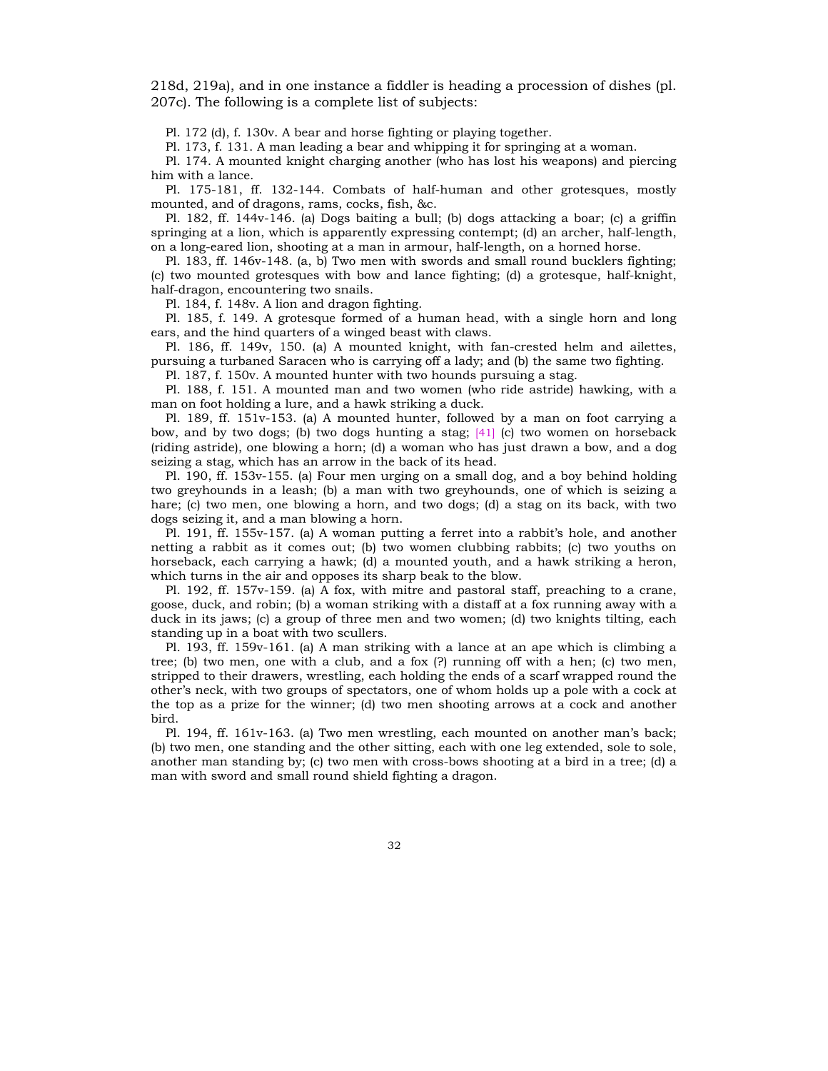218d, 219a), and in one instance a fiddler is heading a procession of dishes (pl. 207c). The following is a complete list of subjects:

Pl. 172 (d), f. 130v. A bear and horse fighting or playing together.

Pl. 173, f. 131. A man leading a bear and whipping it for springing at a woman.

Pl. 174. A mounted knight charging another (who has lost his weapons) and piercing him with a lance.

Pl. 175-181, ff. 132-144. Combats of half-human and other grotesques, mostly mounted, and of dragons, rams, cocks, fish, &c.

Pl. 182, ff. 144v-146. (a) Dogs baiting a bull; (b) dogs attacking a boar; (c) a griffin springing at a lion, which is apparently expressing contempt; (d) an archer, half-length, on a long-eared lion, shooting at a man in armour, half-length, on a horned horse.

Pl. 183, ff. 146v-148. (a, b) Two men with swords and small round bucklers fighting; (c) two mounted grotesques with bow and lance fighting; (d) a grotesque, half-knight, half-dragon, encountering two snails.

Pl. 184, f. 148v. A lion and dragon fighting.

Pl. 185, f. 149. A grotesque formed of a human head, with a single horn and long ears, and the hind quarters of a winged beast with claws.

Pl. 186, ff. 149v, 150. (a) A mounted knight, with fan-crested helm and ailettes, pursuing a turbaned Saracen who is carrying off a lady; and (b) the same two fighting.

Pl. 187, f. 150v. A mounted hunter with two hounds pursuing a stag.

Pl. 188, f. 151. A mounted man and two women (who ride astride) hawking, with a man on foot holding a lure, and a hawk striking a duck.

Pl. 189, ff. 151v-153. (a) A mounted hunter, followed by a man on foot carrying a bow, and by two dogs; (b) two dogs hunting a stag; [41] (c) two women on horseback (riding astride), one blowing a horn; (d) a woman who has just drawn a bow, and a dog seizing a stag, which has an arrow in the back of its head.

Pl. 190, ff. 153v-155. (a) Four men urging on a small dog, and a boy behind holding two greyhounds in a leash; (b) a man with two greyhounds, one of which is seizing a hare; (c) two men, one blowing a horn, and two dogs; (d) a stag on its back, with two dogs seizing it, and a man blowing a horn.

Pl. 191, ff. 155v-157. (a) A woman putting a ferret into a rabbit's hole, and another netting a rabbit as it comes out; (b) two women clubbing rabbits; (c) two youths on horseback, each carrying a hawk; (d) a mounted youth, and a hawk striking a heron, which turns in the air and opposes its sharp beak to the blow.

Pl. 192, ff. 157v-159. (a) A fox, with mitre and pastoral staff, preaching to a crane, goose, duck, and robin; (b) a woman striking with a distaff at a fox running away with a duck in its jaws; (c) a group of three men and two women; (d) two knights tilting, each standing up in a boat with two scullers.

Pl. 193, ff. 159v-161. (a) A man striking with a lance at an ape which is climbing a tree; (b) two men, one with a club, and a fox (?) running off with a hen; (c) two men, stripped to their drawers, wrestling, each holding the ends of a scarf wrapped round the other's neck, with two groups of spectators, one of whom holds up a pole with a cock at the top as a prize for the winner; (d) two men shooting arrows at a cock and another bird.

Pl. 194, ff. 161v-163. (a) Two men wrestling, each mounted on another man's back; (b) two men, one standing and the other sitting, each with one leg extended, sole to sole, another man standing by; (c) two men with cross-bows shooting at a bird in a tree; (d) a man with sword and small round shield fighting a dragon.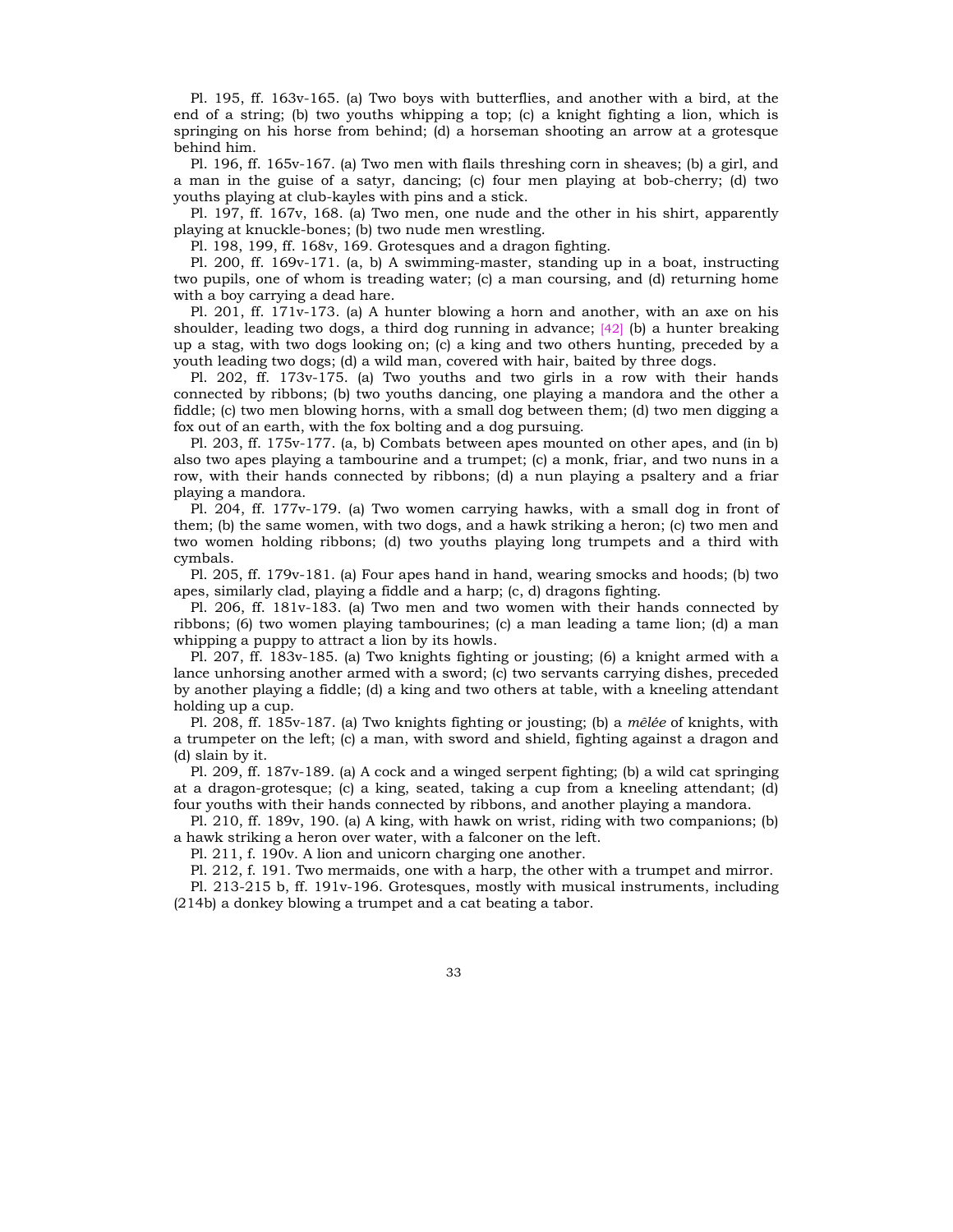Pl. 195, ff. 163v-165. (a) Two boys with butterflies, and another with a bird, at the end of a string; (b) two youths whipping a top; (c) a knight fighting a lion, which is springing on his horse from behind; (d) a horseman shooting an arrow at a grotesque behind him.

Pl. 196, ff. 165v-167. (a) Two men with flails threshing corn in sheaves; (b) a girl, and a man in the guise of a satyr, dancing; (c) four men playing at bob-cherry; (d) two youths playing at club-kayles with pins and a stick.

Pl. 197, ff. 167v, 168. (a) Two men, one nude and the other in his shirt, apparently playing at knuckle-bones; (b) two nude men wrestling.

Pl. 198, 199, ff. 168v, 169. Grotesques and a dragon fighting.

Pl. 200, ff. 169v-171. (a, b) A swimming-master, standing up in a boat, instructing two pupils, one of whom is treading water; (c) a man coursing, and (d) returning home with a boy carrying a dead hare.

Pl. 201, ff. 171v-173. (a) A hunter blowing a horn and another, with an axe on his shoulder, leading two dogs, a third dog running in advance; [42] (b) a hunter breaking up a stag, with two dogs looking on; (c) a king and two others hunting, preceded by a youth leading two dogs; (d) a wild man, covered with hair, baited by three dogs.

Pl. 202, ff. 173v-175. (a) Two youths and two girls in a row with their hands connected by ribbons; (b) two youths dancing, one playing a mandora and the other a fiddle; (c) two men blowing horns, with a small dog between them; (d) two men digging a fox out of an earth, with the fox bolting and a dog pursuing.

Pl. 203, ff. 175v-177. (a, b) Combats between apes mounted on other apes, and (in b) also two apes playing a tambourine and a trumpet; (c) a monk, friar, and two nuns in a row, with their hands connected by ribbons; (d) a nun playing a psaltery and a friar playing a mandora.

Pl. 204, ff. 177v-179. (a) Two women carrying hawks, with a small dog in front of them; (b) the same women, with two dogs, and a hawk striking a heron; (c) two men and two women holding ribbons; (d) two youths playing long trumpets and a third with cymbals.

Pl. 205, ff. 179v-181. (a) Four apes hand in hand, wearing smocks and hoods; (b) two apes, similarly clad, playing a fiddle and a harp; (c, d) dragons fighting.

Pl. 206, ff. 181v-183. (a) Two men and two women with their hands connected by ribbons; (6) two women playing tambourines; (c) a man leading a tame lion; (d) a man whipping a puppy to attract a lion by its howls.

Pl. 207, ff. 183v-185. (a) Two knights fighting or jousting; (6) a knight armed with a lance unhorsing another armed with a sword; (c) two servants carrying dishes, preceded by another playing a fiddle; (d) a king and two others at table, with a kneeling attendant holding up a cup.

Pl. 208, ff. 185v-187. (a) Two knights fighting or jousting; (b) a *mêlée* of knights, with a trumpeter on the left; (c) a man, with sword and shield, fighting against a dragon and (d) slain by it.

Pl. 209, ff. 187v-189. (a) A cock and a winged serpent fighting; (b) a wild cat springing at a dragon-grotesque; (c) a king, seated, taking a cup from a kneeling attendant; (d) four youths with their hands connected by ribbons, and another playing a mandora.

Pl. 210, ff. 189v, 190. (a) A king, with hawk on wrist, riding with two companions; (b) a hawk striking a heron over water, with a falconer on the left.

Pl. 211, f. 190v. A lion and unicorn charging one another.

Pl. 212, f. 191. Two mermaids, one with a harp, the other with a trumpet and mirror.

Pl. 213-215 b, ff. 191v-196. Grotesques, mostly with musical instruments, including (214b) a donkey blowing a trumpet and a cat beating a tabor.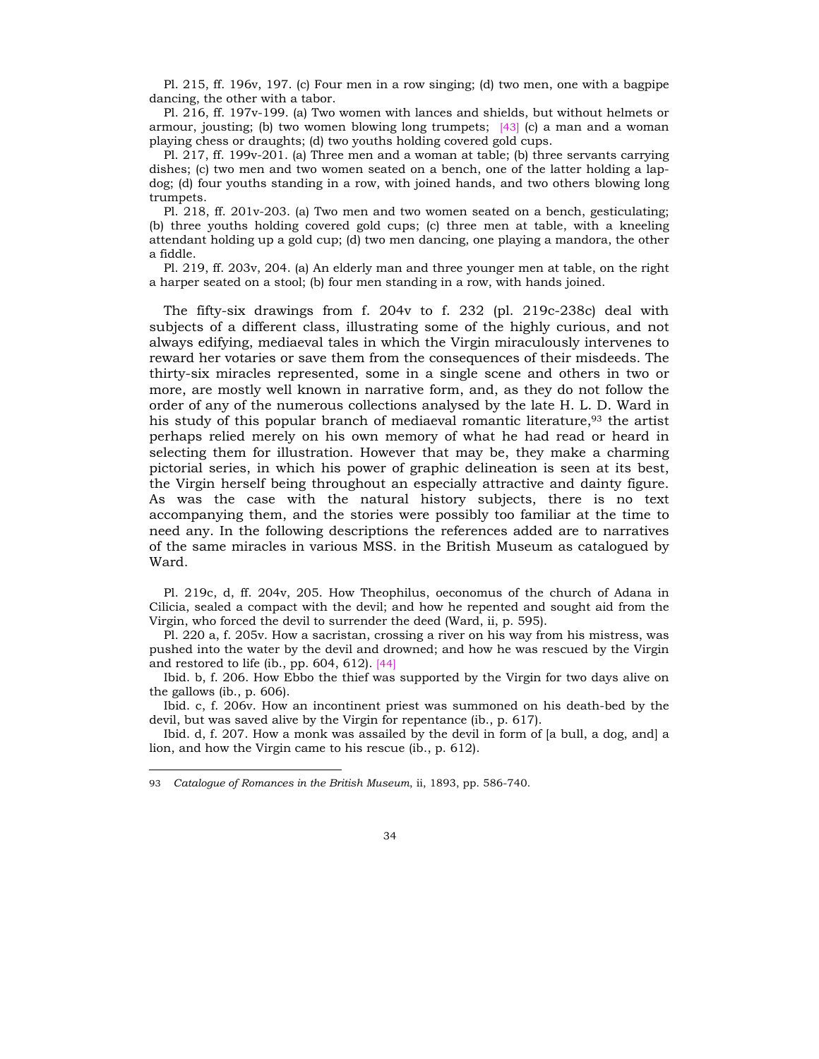Pl. 215, ff. 196v, 197. (c) Four men in a row singing; (d) two men, one with a bagpipe dancing, the other with a tabor.

Pl. 216, ff. 197v-199. (a) Two women with lances and shields, but without helmets or armour, jousting; (b) two women blowing long trumpets; [43] (c) a man and a woman playing chess or draughts; (d) two youths holding covered gold cups.

Pl. 217, ff. 199v-201. (a) Three men and a woman at table; (b) three servants carrying dishes; (c) two men and two women seated on a bench, one of the latter holding a lap-dog; (d) four youths standing in a row, with joined hands, and two others blowing long trumpets.

Pl. 218, ff. 201v-203. (a) Two men and two women seated on a bench, gesticulating; (b) three youths holding covered gold cups; (c) three men at table, with a kneeling attendant holding up a gold cup; (d) two men dancing, one playing a mandora, the other a fiddle.

Pl. 219, ff. 203v, 204. (a) An elderly man and three younger men at table, on the right a harper seated on a stool; (b) four men standing in a row, with hands joined.

The fifty-six drawings from f. 204v to f. 232 (pl. 219c-238c) deal with subjects of a different class, illustrating some of the highly curious, and not always edifying, mediaeval tales in which the Virgin miraculously intervenes to reward her votaries or save them from the consequences of their misdeeds. The thirty-six miracles represented, some in a single scene and others in two or more, are mostly well known in narrative form, and, as they do not follow the order of any of the numerous collections analysed by the late H. L. D. Ward in his study of this popular branch of mediaeval romantic literature,[93] the artist perhaps relied merely on his own memory of what he had read or heard in selecting them for illustration. However that may be, they make a charming pictorial series, in which his power of graphic delineation is seen at its best, the Virgin herself being throughout an especially attractive and dainty figure. As was the case with the natural history subjects, there is no text accompanying them, and the stories were possibly too familiar at the time to need any. In the following descriptions the references added are to narratives of the same miracles in various MSS. in the British Museum as catalogued by Ward.

Pl. 219c, d, ff. 204v, 205. How Theophilus, oeconomus of the church of Adana in Cilicia, sealed a compact with the devil; and how he repented and sought aid from the Virgin, who forced the devil to surrender the deed (Ward, ii, p. 595).

Pl. 220 a, f. 205v. How a sacristan, crossing a river on his way from his mistress, was pushed into the water by the devil and drowned; and how he was rescued by the Virgin and restored to life (ib., pp. 604, 612). [44]

Ibid. b, f. 206. How Ebbo the thief was supported by the Virgin for two days alive on the gallows (ib., p. 606).

Ibid. c, f. 206v. How an incontinent priest was summoned on his death-bed by the devil, but was saved alive by the Virgin for repentance (ib., p. 617).

Ibid. d, f. 207. How a monk was assailed by the devil in form of [a bull, a dog, and] a lion, and how the Virgin came to his rescue (ib., p. 612).

---

93 *Catalogue of Romances in the British Museum*, ii, 1893, pp. 586-740.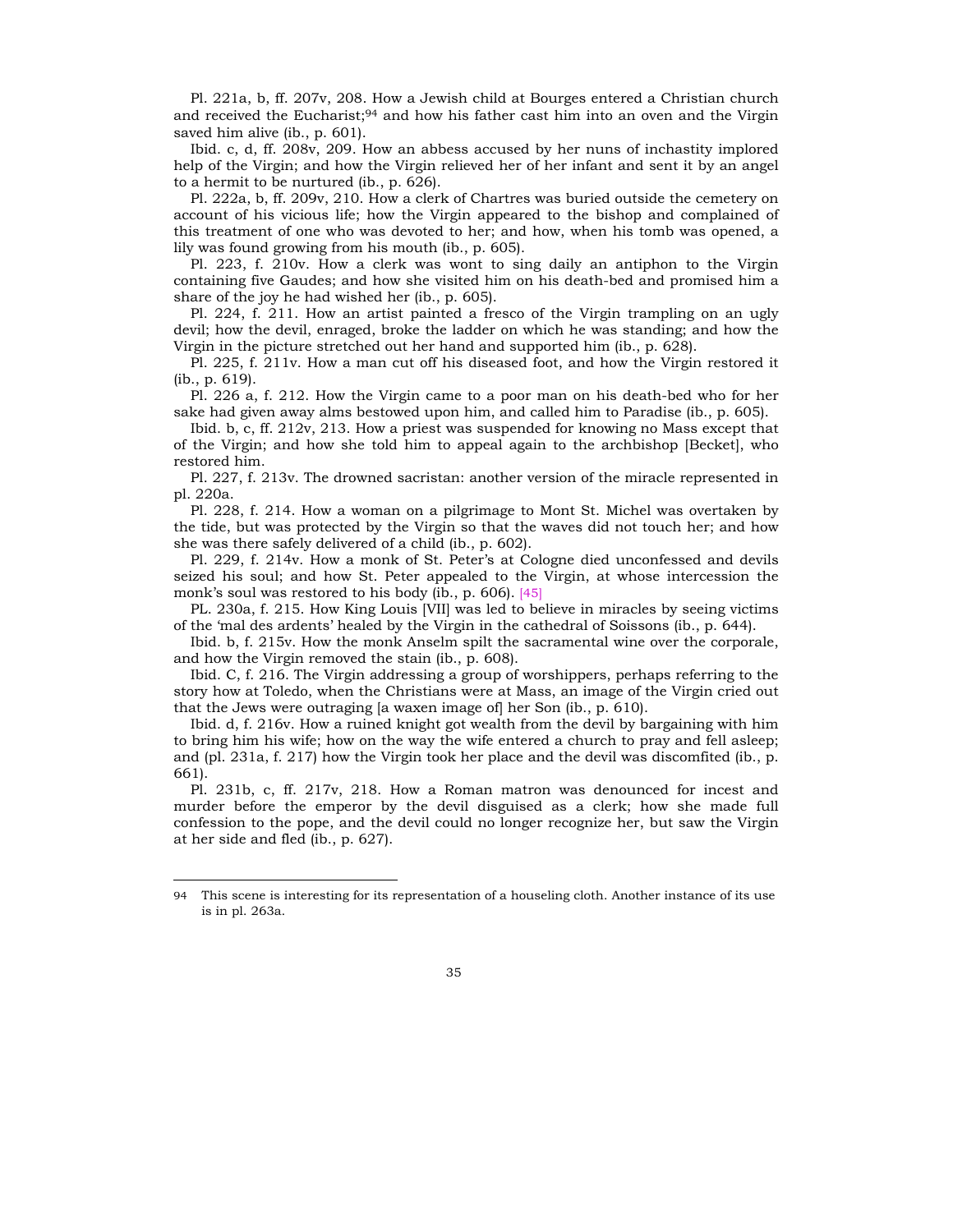Pl. 221a, b, ff. 207v, 208. How a Jewish child at Bourges entered a Christian church and received the Eucharist;[94] and how his father cast him into an oven and the Virgin saved him alive (ib., p. 601).

Ibid. c, d, ff. 208v, 209. How an abbess accused by her nuns of inchastity implored help of the Virgin; and how the Virgin relieved her of her infant and sent it by an angel to a hermit to be nurtured (ib., p. 626).

Pl. 222a, b, ff. 209v, 210. How a clerk of Chartres was buried outside the cemetery on account of his vicious life; how the Virgin appeared to the bishop and complained of this treatment of one who was devoted to her; and how, when his tomb was opened, a lily was found growing from his mouth (ib., p. 605).

Pl. 223, f. 210v. How a clerk was wont to sing daily an antiphon to the Virgin containing five Gaudes; and how she visited him on his death-bed and promised him a share of the joy he had wished her (ib., p. 605).

Pl. 224, f. 211. How an artist painted a fresco of the Virgin trampling on an ugly devil; how the devil, enraged, broke the ladder on which he was standing; and how the Virgin in the picture stretched out her hand and supported him (ib., p. 628).

Pl. 225, f. 211v. How a man cut off his diseased foot, and how the Virgin restored it (ib., p. 619).

Pl. 226 a, f. 212. How the Virgin came to a poor man on his death-bed who for her sake had given away alms bestowed upon him, and called him to Paradise (ib., p. 605).

Ibid. b, c, ff. 212v, 213. How a priest was suspended for knowing no Mass except that of the Virgin; and how she told him to appeal again to the archbishop [Becket], who restored him.

Pl. 227, f. 213v. The drowned sacristan: another version of the miracle represented in pl. 220a.

Pl. 228, f. 214. How a woman on a pilgrimage to Mont St. Michel was overtaken by the tide, but was protected by the Virgin so that the waves did not touch her; and how she was there safely delivered of a child (ib., p. 602).

Pl. 229, f. 214v. How a monk of St. Peter's at Cologne died unconfessed and devils seized his soul; and how St. Peter appealed to the Virgin, at whose intercession the monk's soul was restored to his body (ib., p. 606). [45]

PL. 230a, f. 215. How King Louis [VII] was led to believe in miracles by seeing victims of the 'mal des ardents' healed by the Virgin in the cathedral of Soissons (ib., p. 644).

Ibid. b, f. 215v. How the monk Anselm spilt the sacramental wine over the corporale, and how the Virgin removed the stain (ib., p. 608).

Ibid. C, f. 216. The Virgin addressing a group of worshippers, perhaps referring to the story how at Toledo, when the Christians were at Mass, an image of the Virgin cried out that the Jews were outraging [a waxen image of] her Son (ib., p. 610).

Ibid. d, f. 216v. How a ruined knight got wealth from the devil by bargaining with him to bring him his wife; how on the way the wife entered a church to pray and fell asleep; and (pl. 231a, f. 217) how the Virgin took her place and the devil was discomfited (ib., p. 661).

Pl. 231b, c, ff. 217v, 218. How a Roman matron was denounced for incest and murder before the emperor by the devil disguised as a clerk; how she made full confession to the pope, and the devil could no longer recognize her, but saw the Virgin at her side and fled (ib., p. 627).

---

[94] This scene is interesting for its representation of a houseling cloth. Another instance of its use is in pl. 263a.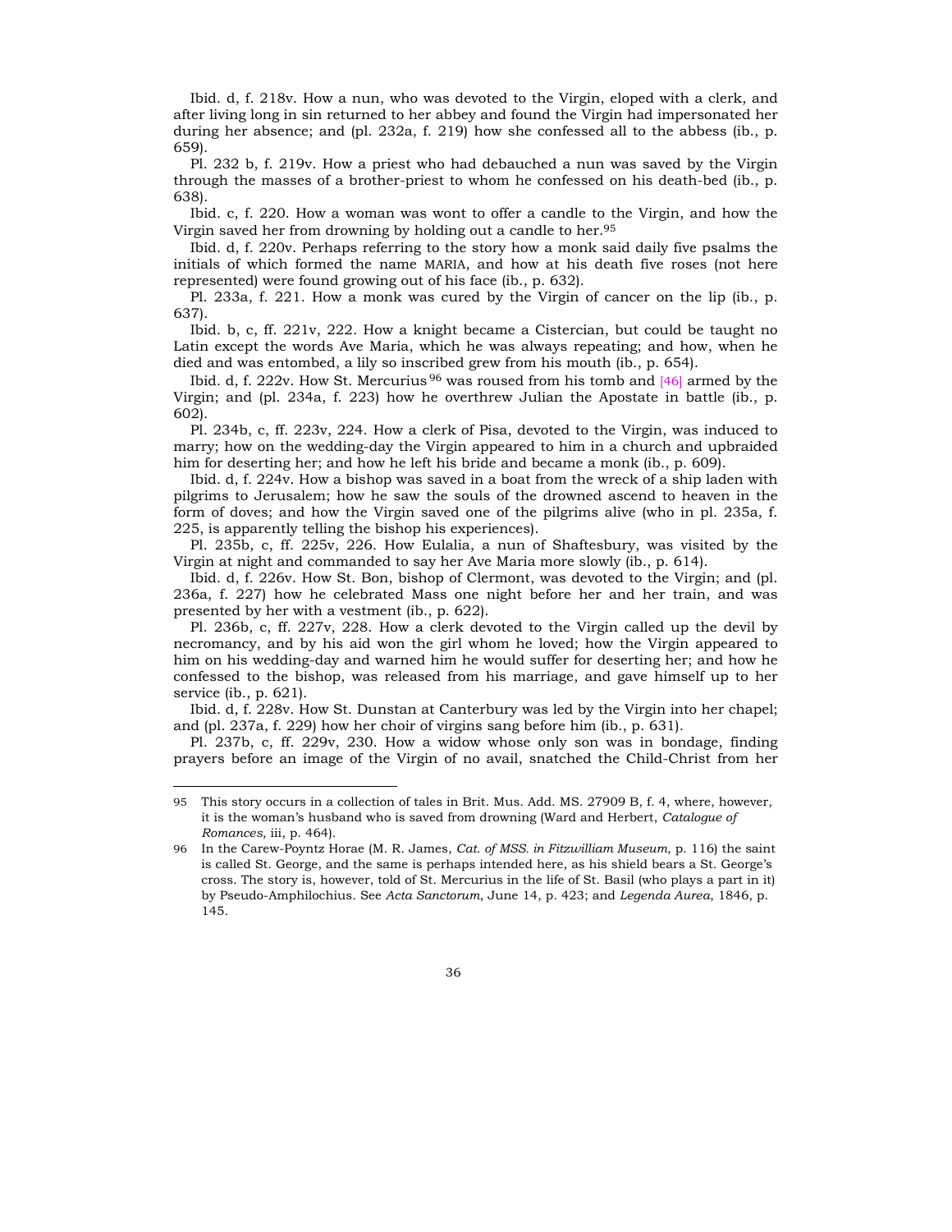Ibid. d, f. 218v. How a nun, who was devoted to the Virgin, eloped with a clerk, and after living long in sin returned to her abbey and found the Virgin had impersonated her during her absence; and (pl. 232a, f. 219) how she confessed all to the abbess (ib., p. 659).

Pl. 232 b, f. 219v. How a priest who had debauched a nun was saved by the Virgin through the masses of a brother-priest to whom he confessed on his death-bed (ib., p. 638).

Ibid. c, f. 220. How a woman was wont to offer a candle to the Virgin, and how the Virgin saved her from drowning by holding out a candle to her.[95]

Ibid. d, f. 220v. Perhaps referring to the story how a monk said daily five psalms the initials of which formed the name MARIA, and how at his death five roses (not here represented) were found growing out of his face (ib., p. 632).

Pl. 233a, f. 221. How a monk was cured by the Virgin of cancer on the lip (ib., p. 637).

Ibid. b, c, ff. 221v, 222. How a knight became a Cistercian, but could be taught no Latin except the words Ave Maria, which he was always repeating; and how, when he died and was entombed, a lily so inscribed grew from his mouth (ib., p. 654).

Ibid. d, f. 222v. How St. Mercurius[96] was roused from his tomb and [46] armed by the Virgin; and (pl. 234a, f. 223) how he overthrew Julian the Apostate in battle (ib., p. 602).

Pl. 234b, c, ff. 223v, 224. How a clerk of Pisa, devoted to the Virgin, was induced to marry; how on the wedding-day the Virgin appeared to him in a church and upbraided him for deserting her; and how he left his bride and became a monk (ib., p. 609).

Ibid. d, f. 224v. How a bishop was saved in a boat from the wreck of a ship laden with pilgrims to Jerusalem; how he saw the souls of the drowned ascend to heaven in the form of doves; and how the Virgin saved one of the pilgrims alive (who in pl. 235a, f. 225, is apparently telling the bishop his experiences).

Pl. 235b, c, ff. 225v, 226. How Eulalia, a nun of Shaftesbury, was visited by the Virgin at night and commanded to say her Ave Maria more slowly (ib., p. 614).

Ibid. d, f. 226v. How St. Bon, bishop of Clermont, was devoted to the Virgin; and (pl. 236a, f. 227) how he celebrated Mass one night before her and her train, and was presented by her with a vestment (ib., p. 622).

Pl. 236b, c, ff. 227v, 228. How a clerk devoted to the Virgin called up the devil by necromancy, and by his aid won the girl whom he loved; how the Virgin appeared to him on his wedding-day and warned him he would suffer for deserting her; and how he confessed to the bishop, was released from his marriage, and gave himself up to her service (ib., p. 621).

Ibid. d, f. 228v. How St. Dunstan at Canterbury was led by the Virgin into her chapel; and (pl. 237a, f. 229) how her choir of virgins sang before him (ib., p. 631).

Pl. 237b, c, ff. 229v, 230. How a widow whose only son was in bondage, finding prayers before an image of the Virgin of no avail, snatched the Child-Christ from her

---

95 This story occurs in a collection of tales in Brit. Mus. Add. MS. 27909 B, f. 4, where, however, it is the woman's husband who is saved from drowning (Ward and Herbert, *Catalogue of Romances*, iii, p. 464).

96 In the Carew-Poyntz Horae (M. R. James, *Cat. of MSS. in Fitzwilliam Museum*, p. 116) the saint is called St. George, and the same is perhaps intended here, as his shield bears a St. George's cross. The story is, however, told of St. Mercurius in the life of St. Basil (who plays a part in it) by Pseudo-Amphilochius. See *Acta Sanctorum*, June 14, p. 423; and *Legenda Aurea*, 1846, p. 145.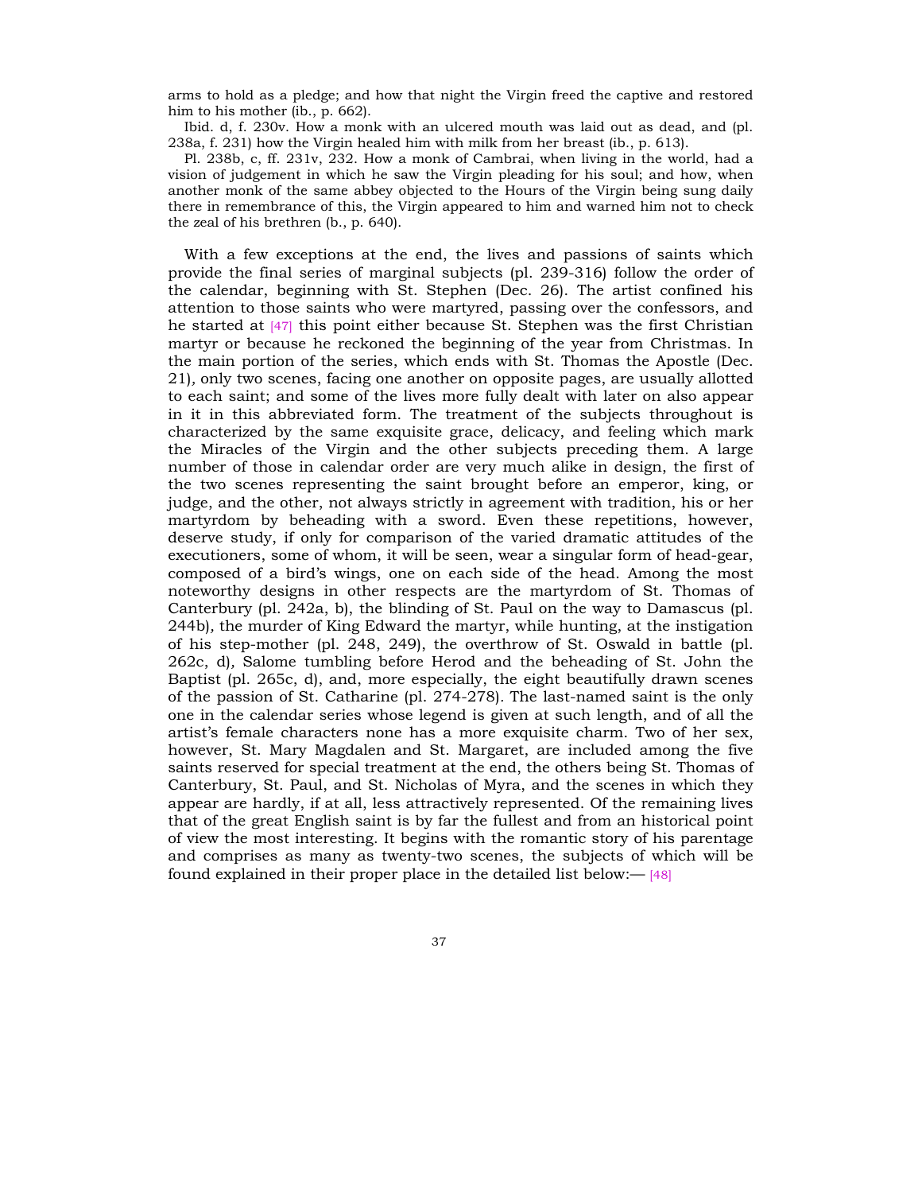arms to hold as a pledge; and how that night the Virgin freed the captive and restored him to his mother (ib., p. 662).

Ibid. d, f. 230v. How a monk with an ulcered mouth was laid out as dead, and (pl. 238a, f. 231) how the Virgin healed him with milk from her breast (ib., p. 613).

Pl. 238b, c, ff. 231v, 232. How a monk of Cambrai, when living in the world, had a vision of judgement in which he saw the Virgin pleading for his soul; and how, when another monk of the same abbey objected to the Hours of the Virgin being sung daily there in remembrance of this, the Virgin appeared to him and warned him not to check the zeal of his brethren (b., p. 640).

With a few exceptions at the end, the lives and passions of saints which provide the final series of marginal subjects (pl. 239-316) follow the order of the calendar, beginning with St. Stephen (Dec. 26). The artist confined his attention to those saints who were martyred, passing over the confessors, and he started at [47] this point either because St. Stephen was the first Christian martyr or because he reckoned the beginning of the year from Christmas. In the main portion of the series, which ends with St. Thomas the Apostle (Dec. 21), only two scenes, facing one another on opposite pages, are usually allotted to each saint; and some of the lives more fully dealt with later on also appear in it in this abbreviated form. The treatment of the subjects throughout is characterized by the same exquisite grace, delicacy, and feeling which mark the Miracles of the Virgin and the other subjects preceding them. A large number of those in calendar order are very much alike in design, the first of the two scenes representing the saint brought before an emperor, king, or judge, and the other, not always strictly in agreement with tradition, his or her martyrdom by beheading with a sword. Even these repetitions, however, deserve study, if only for comparison of the varied dramatic attitudes of the executioners, some of whom, it will be seen, wear a singular form of head-gear, composed of a bird's wings, one on each side of the head. Among the most noteworthy designs in other respects are the martyrdom of St. Thomas of Canterbury (pl. 242a, b), the blinding of St. Paul on the way to Damascus (pl. 244b), the murder of King Edward the martyr, while hunting, at the instigation of his step-mother (pl. 248, 249), the overthrow of St. Oswald in battle (pl. 262c, d), Salome tumbling before Herod and the beheading of St. John the Baptist (pl. 265c, d), and, more especially, the eight beautifully drawn scenes of the passion of St. Catharine (pl. 274-278). The last-named saint is the only one in the calendar series whose legend is given at such length, and of all the artist's female characters none has a more exquisite charm. Two of her sex, however, St. Mary Magdalen and St. Margaret, are included among the five saints reserved for special treatment at the end, the others being St. Thomas of Canterbury, St. Paul, and St. Nicholas of Myra, and the scenes in which they appear are hardly, if at all, less attractively represented. Of the remaining lives that of the great English saint is by far the fullest and from an historical point of view the most interesting. It begins with the romantic story of his parentage and comprises as many as twenty-two scenes, the subjects of which will be found explained in their proper place in the detailed list below:— [48]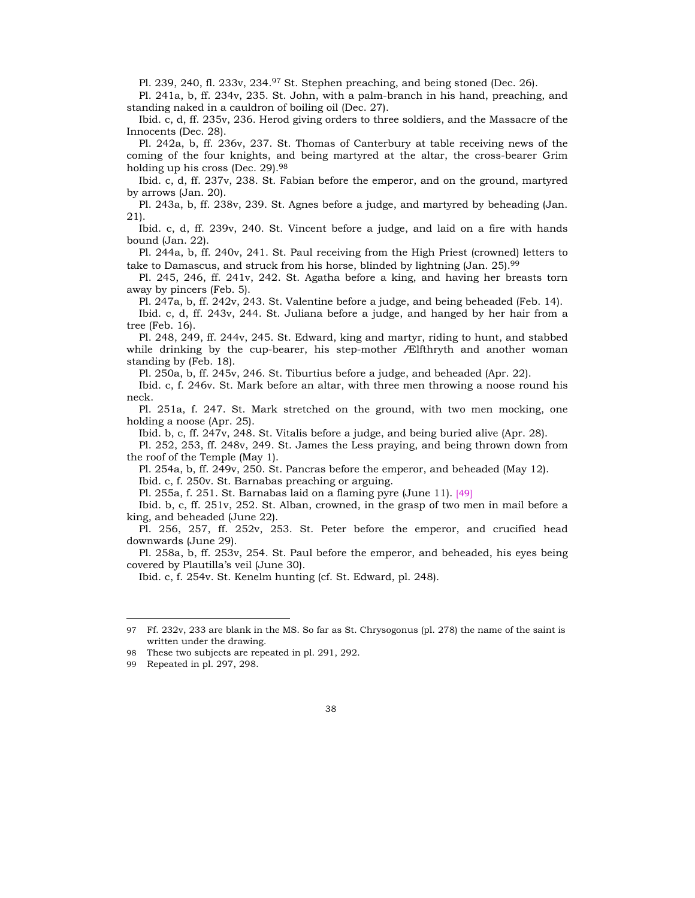Pl. 239, 240, fl. 233v, 234.[97] St. Stephen preaching, and being stoned (Dec. 26).

Pl. 241a, b, ff. 234v, 235. St. John, with a palm-branch in his hand, preaching, and standing naked in a cauldron of boiling oil (Dec. 27).

Ibid. c, d, ff. 235v, 236. Herod giving orders to three soldiers, and the Massacre of the Innocents (Dec. 28).

Pl. 242a, b, ff. 236v, 237. St. Thomas of Canterbury at table receiving news of the coming of the four knights, and being martyred at the altar, the cross-bearer Grim holding up his cross (Dec. 29).[98]

Ibid. c, d, ff. 237v, 238. St. Fabian before the emperor, and on the ground, martyred by arrows (Jan. 20).

Pl. 243a, b, ff. 238v, 239. St. Agnes before a judge, and martyred by beheading (Jan. 21).

Ibid. c, d, ff. 239v, 240. St. Vincent before a judge, and laid on a fire with hands bound (Jan. 22).

Pl. 244a, b, ff. 240v, 241. St. Paul receiving from the High Priest (crowned) letters to take to Damascus, and struck from his horse, blinded by lightning (Jan. 25).[99]

Pl. 245, 246, ff. 241v, 242. St. Agatha before a king, and having her breasts torn away by pincers (Feb. 5).

Pl. 247a, b, ff. 242v, 243. St. Valentine before a judge, and being beheaded (Feb. 14).

Ibid. c, d, ff. 243v, 244. St. Juliana before a judge, and hanged by her hair from a tree (Feb. 16).

Pl. 248, 249, ff. 244v, 245. St. Edward, king and martyr, riding to hunt, and stabbed while drinking by the cup-bearer, his step-mother Ælfthryth and another woman standing by (Feb. 18).

Pl. 250a, b, ff. 245v, 246. St. Tiburtius before a judge, and beheaded (Apr. 22).

Ibid. c, f. 246v. St. Mark before an altar, with three men throwing a noose round his neck.

Pl. 251a, f. 247. St. Mark stretched on the ground, with two men mocking, one holding a noose (Apr. 25).

Ibid. b, c, ff. 247v, 248. St. Vitalis before a judge, and being buried alive (Apr. 28).

Pl. 252, 253, ff. 248v, 249. St. James the Less praying, and being thrown down from the roof of the Temple (May 1).

Pl. 254a, b, ff. 249v, 250. St. Pancras before the emperor, and beheaded (May 12).

Ibid. c, f. 250v. St. Barnabas preaching or arguing.

Pl. 255a, f. 251. St. Barnabas laid on a flaming pyre (June 11). [49]

Ibid. b, c, ff. 251v, 252. St. Alban, crowned, in the grasp of two men in mail before a king, and beheaded (June 22).

Pl. 256, 257, ff. 252v, 253. St. Peter before the emperor, and crucified head downwards (June 29).

Pl. 258a, b, ff. 253v, 254. St. Paul before the emperor, and beheaded, his eyes being covered by Plautilla's veil (June 30).

Ibid. c, f. 254v. St. Kenelm hunting (cf. St. Edward, pl. 248).

---

97 Ff. 232v, 233 are blank in the MS. So far as St. Chrysogonus (pl. 278) the name of the saint is written under the drawing.

98 These two subjects are repeated in pl. 291, 292.

99 Repeated in pl. 297, 298.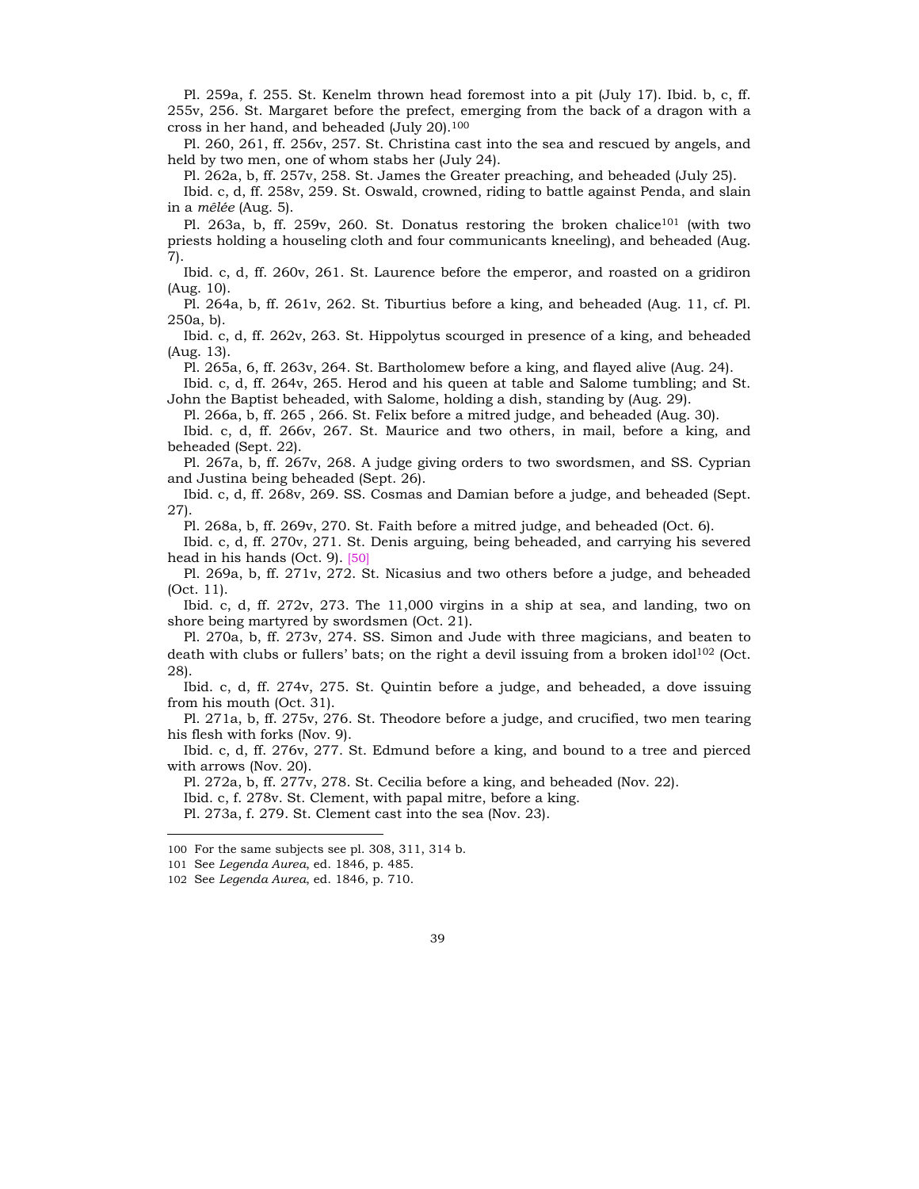Pl. 259a, f. 255. St. Kenelm thrown head foremost into a pit (July 17). Ibid. b, c, ff. 255v, 256. St. Margaret before the prefect, emerging from the back of a dragon with a cross in her hand, and beheaded (July 20).[100]

Pl. 260, 261, ff. 256v, 257. St. Christina cast into the sea and rescued by angels, and held by two men, one of whom stabs her (July 24).

Pl. 262a, b, ff. 257v, 258. St. James the Greater preaching, and beheaded (July 25).

Ibid. c, d, ff. 258v, 259. St. Oswald, crowned, riding to battle against Penda, and slain in a *mêlée* (Aug. 5).

Pl. 263a, b, ff. 259v, 260. St. Donatus restoring the broken chalice[101] (with two priests holding a houseling cloth and four communicants kneeling), and beheaded (Aug. 7).

Ibid. c, d, ff. 260v, 261. St. Laurence before the emperor, and roasted on a gridiron (Aug. 10).

Pl. 264a, b, ff. 261v, 262. St. Tiburtius before a king, and beheaded (Aug. 11, cf. Pl. 250a, b).

Ibid. c, d, ff. 262v, 263. St. Hippolytus scourged in presence of a king, and beheaded (Aug. 13).

Pl. 265a, 6, ff. 263v, 264. St. Bartholomew before a king, and flayed alive (Aug. 24).

Ibid. c, d, ff. 264v, 265. Herod and his queen at table and Salome tumbling; and St. John the Baptist beheaded, with Salome, holding a dish, standing by (Aug. 29).

Pl. 266a, b, ff. 265 , 266. St. Felix before a mitred judge, and beheaded (Aug. 30).

Ibid. c, d, ff. 266v, 267. St. Maurice and two others, in mail, before a king, and beheaded (Sept. 22).

Pl. 267a, b, ff. 267v, 268. A judge giving orders to two swordsmen, and SS. Cyprian and Justina being beheaded (Sept. 26).

Ibid. c, d, ff. 268v, 269. SS. Cosmas and Damian before a judge, and beheaded (Sept. 27).

Pl. 268a, b, ff. 269v, 270. St. Faith before a mitred judge, and beheaded (Oct. 6).

Ibid. c, d, ff. 270v, 271. St. Denis arguing, being beheaded, and carrying his severed head in his hands (Oct. 9). [50]

Pl. 269a, b, ff. 271v, 272. St. Nicasius and two others before a judge, and beheaded (Oct. 11).

Ibid. c, d, ff. 272v, 273. The 11,000 virgins in a ship at sea, and landing, two on shore being martyred by swordsmen (Oct. 21).

Pl. 270a, b, ff. 273v, 274. SS. Simon and Jude with three magicians, and beaten to death with clubs or fullers' bats; on the right a devil issuing from a broken idol[102] (Oct. 28).

Ibid. c, d, ff. 274v, 275. St. Quintin before a judge, and beheaded, a dove issuing from his mouth (Oct. 31).

Pl. 271a, b, ff. 275v, 276. St. Theodore before a judge, and crucified, two men tearing his flesh with forks (Nov. 9).

Ibid. c, d, ff. 276v, 277. St. Edmund before a king, and bound to a tree and pierced with arrows (Nov. 20).

Pl. 272a, b, ff. 277v, 278. St. Cecilia before a king, and beheaded (Nov. 22).

Ibid. c, f. 278v. St. Clement, with papal mitre, before a king.

Pl. 273a, f. 279. St. Clement cast into the sea (Nov. 23).

---

100 For the same subjects see pl. 308, 311, 314 b.

101 See *Legenda Aurea*, ed. 1846, p. 485.

102 See *Legenda Aurea*, ed. 1846, p. 710.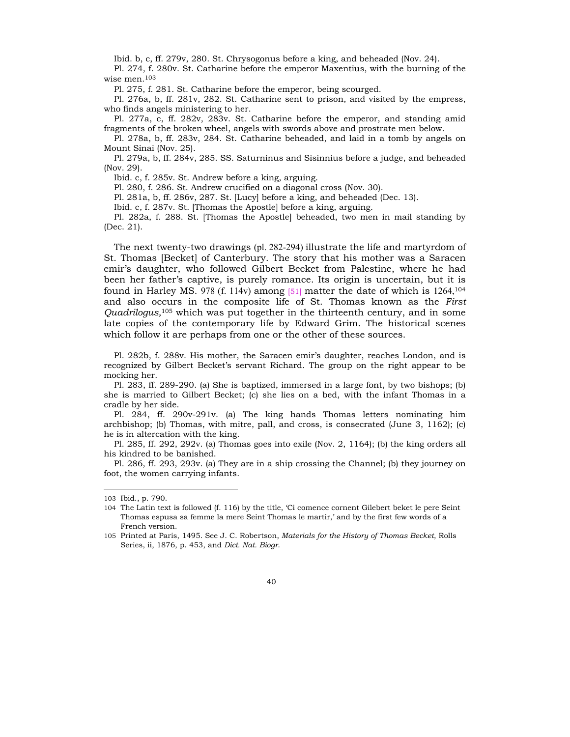Ibid. b, c, ff. 279v, 280. St. Chrysogonus before a king, and beheaded (Nov. 24).

Pl. 274, f. 280v. St. Catharine before the emperor Maxentius, with the burning of the wise men.[103]

Pl. 275, f. 281. St. Catharine before the emperor, being scourged.

Pl. 276a, b, ff. 281v, 282. St. Catharine sent to prison, and visited by the empress, who finds angels ministering to her.

Pl. 277a, c, ff. 282v, 283v. St. Catharine before the emperor, and standing amid fragments of the broken wheel, angels with swords above and prostrate men below.

Pl. 278a, b, ff. 283v, 284. St. Catharine beheaded, and laid in a tomb by angels on Mount Sinai (Nov. 25).

Pl. 279a, b, ff. 284v, 285. SS. Saturninus and Sisinnius before a judge, and beheaded (Nov. 29).

Ibid. c, f. 285v. St. Andrew before a king, arguing.

Pl. 280, f. 286. St. Andrew crucified on a diagonal cross (Nov. 30).

Pl. 281a, b, ff. 286v, 287. St. [Lucy] before a king, and beheaded (Dec. 13).

Ibid. c, f. 287v. St. [Thomas the Apostle] before a king, arguing.

Pl. 282a, f. 288. St. [Thomas the Apostle] beheaded, two men in mail standing by (Dec. 21).

The next twenty-two drawings (pl. 282-294) illustrate the life and martyrdom of St. Thomas [Becket] of Canterbury. The story that his mother was a Saracen emir's daughter, who followed Gilbert Becket from Palestine, where he had been her father's captive, is purely romance. Its origin is uncertain, but it is found in Harley MS. 978 (f. 114v) among [51] matter the date of which is 1264,[104] and also occurs in the composite life of St. Thomas known as the *First Quadrilogus,*[105] which was put together in the thirteenth century, and in some late copies of the contemporary life by Edward Grim. The historical scenes which follow it are perhaps from one or the other of these sources.

Pl. 282b, f. 288v. His mother, the Saracen emir's daughter, reaches London, and is recognized by Gilbert Becket's servant Richard. The group on the right appear to be mocking her.

Pl. 283, ff. 289-290. (a) She is baptized, immersed in a large font, by two bishops; (b) she is married to Gilbert Becket; (c) she lies on a bed, with the infant Thomas in a cradle by her side.

Pl. 284, ff. 290v-291v. (a) The king hands Thomas letters nominating him archbishop; (b) Thomas, with mitre, pall, and cross, is consecrated (June 3, 1162); (c) he is in altercation with the king.

Pl. 285, ff. 292, 292v. (a) Thomas goes into exile (Nov. 2, 1164); (b) the king orders all his kindred to be banished.

Pl. 286, ff. 293, 293v. (a) They are in a ship crossing the Channel; (b) they journey on foot, the women carrying infants.

---

103 Ibid., p. 790.

104 The Latin text is followed (f. 116) by the title, 'Ci comence cornent Gilebert beket le pere Seint Thomas espusa sa femme la mere Seint Thomas le martir,' and by the first few words of a French version.

105 Printed at Paris, 1495. See J. C. Robertson, *Materials for the History of Thomas Becket*, Rolls Series, ii, 1876, p. 453, and *Dict. Nat. Biogr.*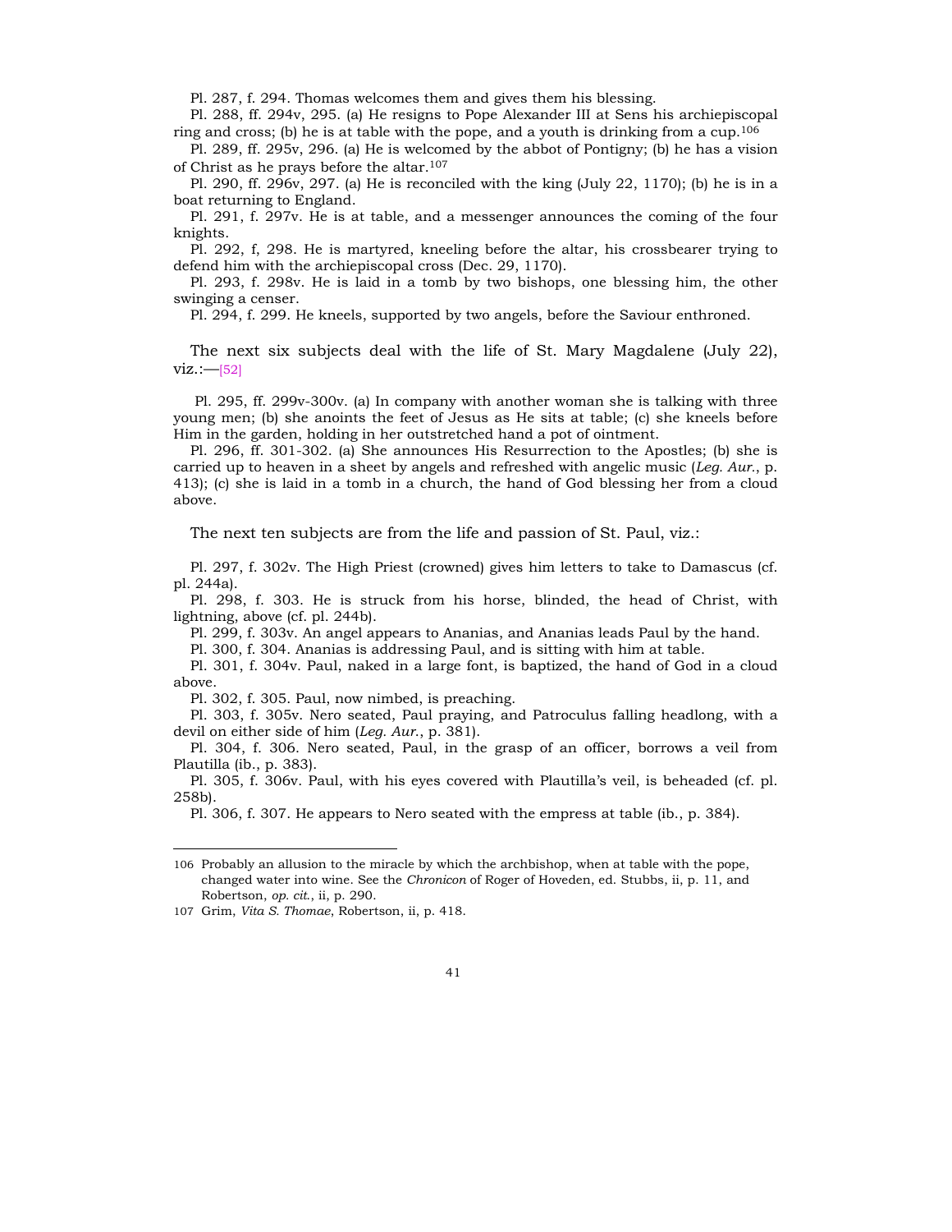Pl. 287, f. 294. Thomas welcomes them and gives them his blessing.

Pl. 288, ff. 294v, 295. (a) He resigns to Pope Alexander III at Sens his archiepiscopal ring and cross; (b) he is at table with the pope, and a youth is drinking from a cup.[106]

Pl. 289, ff. 295v, 296. (a) He is welcomed by the abbot of Pontigny; (b) he has a vision of Christ as he prays before the altar.[107]

Pl. 290, ff. 296v, 297. (a) He is reconciled with the king (July 22, 1170); (b) he is in a boat returning to England.

Pl. 291, f. 297v. He is at table, and a messenger announces the coming of the four knights.

Pl. 292, f, 298. He is martyred, kneeling before the altar, his crossbearer trying to defend him with the archiepiscopal cross (Dec. 29, 1170).

Pl. 293, f. 298v. He is laid in a tomb by two bishops, one blessing him, the other swinging a censer.

Pl. 294, f. 299. He kneels, supported by two angels, before the Saviour enthroned.

The next six subjects deal with the life of St. Mary Magdalene (July 22), viz.:—[52]

Pl. 295, ff. 299v-300v. (a) In company with another woman she is talking with three young men; (b) she anoints the feet of Jesus as He sits at table; (c) she kneels before Him in the garden, holding in her outstretched hand a pot of ointment.

Pl. 296, ff. 301-302. (a) She announces His Resurrection to the Apostles; (b) she is carried up to heaven in a sheet by angels and refreshed with angelic music (*Leg. Aur.*, p. 413); (c) she is laid in a tomb in a church, the hand of God blessing her from a cloud above.

The next ten subjects are from the life and passion of St. Paul, viz.:

Pl. 297, f. 302v. The High Priest (crowned) gives him letters to take to Damascus (cf. pl. 244a).

Pl. 298, f. 303. He is struck from his horse, blinded, the head of Christ, with lightning, above (cf. pl. 244b).

Pl. 299, f. 303v. An angel appears to Ananias, and Ananias leads Paul by the hand.

Pl. 300, f. 304. Ananias is addressing Paul, and is sitting with him at table.

Pl. 301, f. 304v. Paul, naked in a large font, is baptized, the hand of God in a cloud above.

Pl. 302, f. 305. Paul, now nimbed, is preaching.

Pl. 303, f. 305v. Nero seated, Paul praying, and Patroculus falling headlong, with a devil on either side of him (*Leg. Aur.*, p. 381).

Pl. 304, f. 306. Nero seated, Paul, in the grasp of an officer, borrows a veil from Plautilla (ib., p. 383).

Pl. 305, f. 306v. Paul, with his eyes covered with Plautilla's veil, is beheaded (cf. pl. 258b).

Pl. 306, f. 307. He appears to Nero seated with the empress at table (ib., p. 384).

---

106 Probably an allusion to the miracle by which the archbishop, when at table with the pope, changed water into wine. See the *Chronicon* of Roger of Hoveden, ed. Stubbs, ii, p. 11, and Robertson, *op. cit.*, ii, p. 290.

107 Grim, *Vita S. Thomae*, Robertson, ii, p. 418.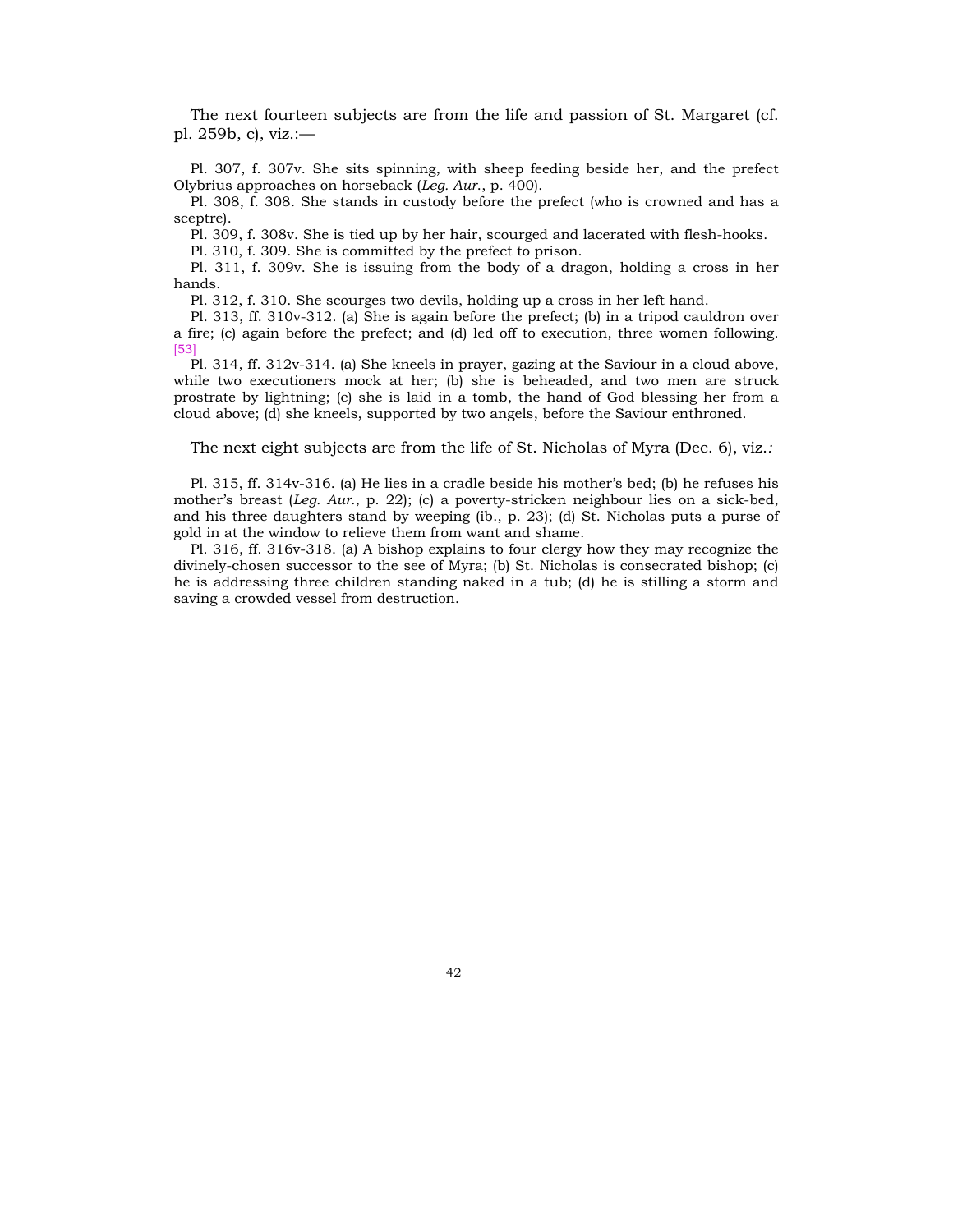The next fourteen subjects are from the life and passion of St. Margaret (cf. pl. 259b, c), viz.:—

Pl. 307, f. 307v. She sits spinning, with sheep feeding beside her, and the prefect Olybrius approaches on horseback (*Leg. Aur.*, p. 400).

Pl. 308, f. 308. She stands in custody before the prefect (who is crowned and has a sceptre).

Pl. 309, f. 308v. She is tied up by her hair, scourged and lacerated with flesh-hooks.

Pl. 310, f. 309. She is committed by the prefect to prison.

Pl. 311, f. 309v. She is issuing from the body of a dragon, holding a cross in her hands.

Pl. 312, f. 310. She scourges two devils, holding up a cross in her left hand.

Pl. 313, ff. 310v-312. (a) She is again before the prefect; (b) in a tripod cauldron over a fire; (c) again before the prefect; and (d) led off to execution, three women following. [53]

Pl. 314, ff. 312v-314. (a) She kneels in prayer, gazing at the Saviour in a cloud above, while two executioners mock at her; (b) she is beheaded, and two men are struck prostrate by lightning; (c) she is laid in a tomb, the hand of God blessing her from a cloud above; (d) she kneels, supported by two angels, before the Saviour enthroned.

The next eight subjects are from the life of St. Nicholas of Myra (Dec. 6), viz.:

Pl. 315, ff. 314v-316. (a) He lies in a cradle beside his mother's bed; (b) he refuses his mother's breast (*Leg. Aur.*, p. 22); (c) a poverty-stricken neighbour lies on a sick-bed, and his three daughters stand by weeping (ib., p. 23); (d) St. Nicholas puts a purse of gold in at the window to relieve them from want and shame.

Pl. 316, ff. 316v-318. (a) A bishop explains to four clergy how they may recognize the divinely-chosen successor to the see of Myra; (b) St. Nicholas is consecrated bishop; (c) he is addressing three children standing naked in a tub; (d) he is stilling a storm and saving a crowded vessel from destruction.